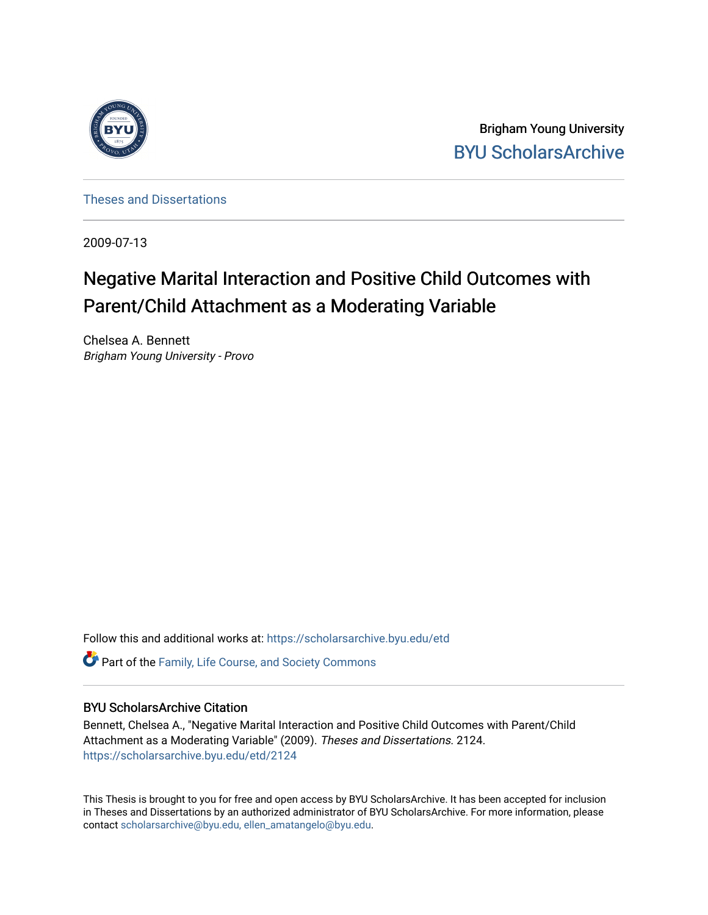Brigham Young University
BYU ScholarsArchive

Theses and Dissertations

2009-07-13

# Negative Marital Interaction and Positive Child Outcomes with Parent/Child Attachment as a Moderating Variable

Chelsea A. Bennett
*Brigham Young University - Provo*

Follow this and additional works at: https://scholarsarchive.byu.edu/etd

Part of the Family, Life Course, and Society Commons

## BYU ScholarsArchive Citation

Bennett, Chelsea A., "Negative Marital Interaction and Positive Child Outcomes with Parent/Child Attachment as a Moderating Variable" (2009). *Theses and Dissertations.* 2124.
https://scholarsarchive.byu.edu/etd/2124

This Thesis is brought to you for free and open access by BYU ScholarsArchive. It has been accepted for inclusion in Theses and Dissertations by an authorized administrator of BYU ScholarsArchive. For more information, please contact scholarsarchive@byu.edu, ellen_amatangelo@byu.edu.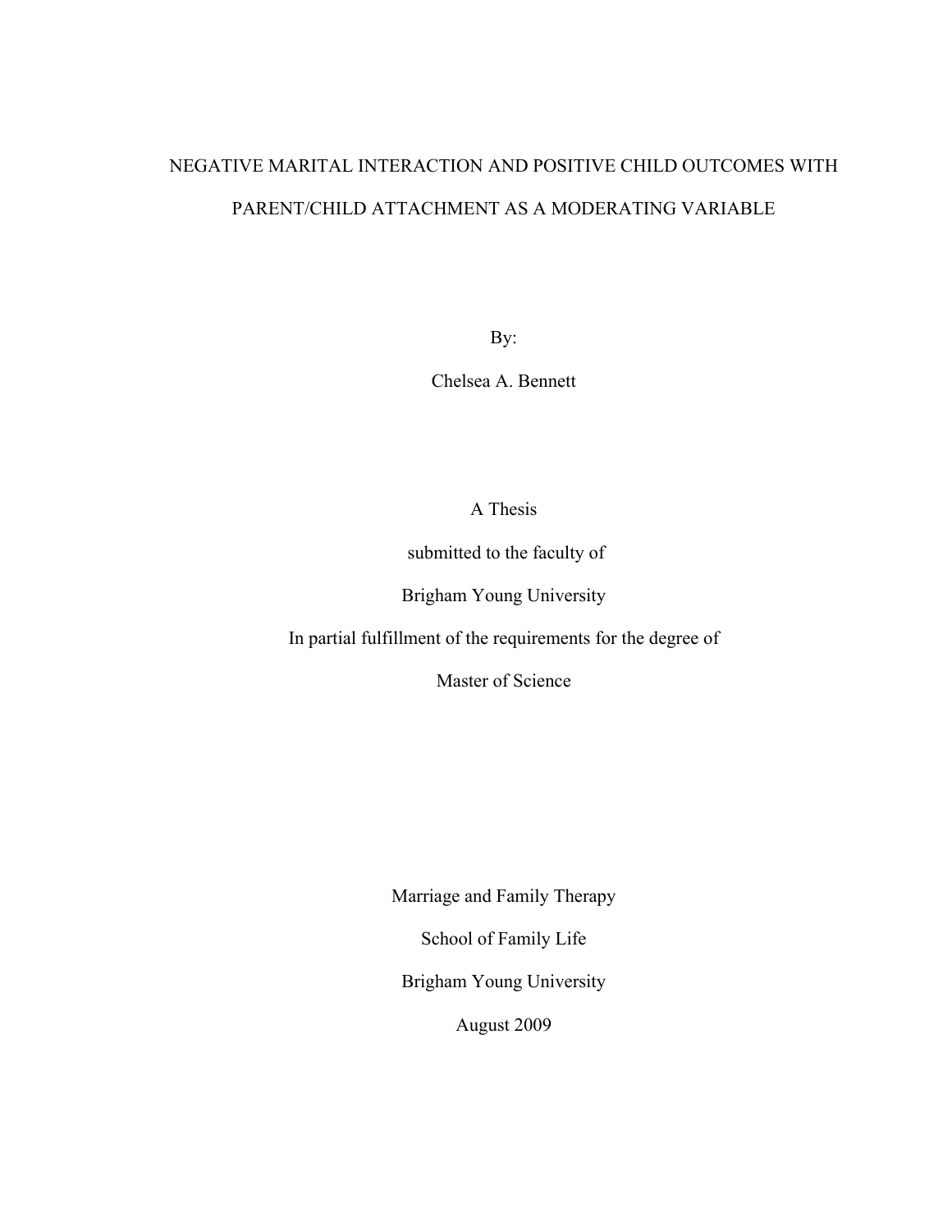# NEGATIVE MARITAL INTERACTION AND POSITIVE CHILD OUTCOMES WITH PARENT/CHILD ATTACHMENT AS A MODERATING VARIABLE

By:

Chelsea A. Bennett

A Thesis

submitted to the faculty of

Brigham Young University

In partial fulfillment of the requirements for the degree of

Master of Science

Marriage and Family Therapy

School of Family Life

Brigham Young University

August 2009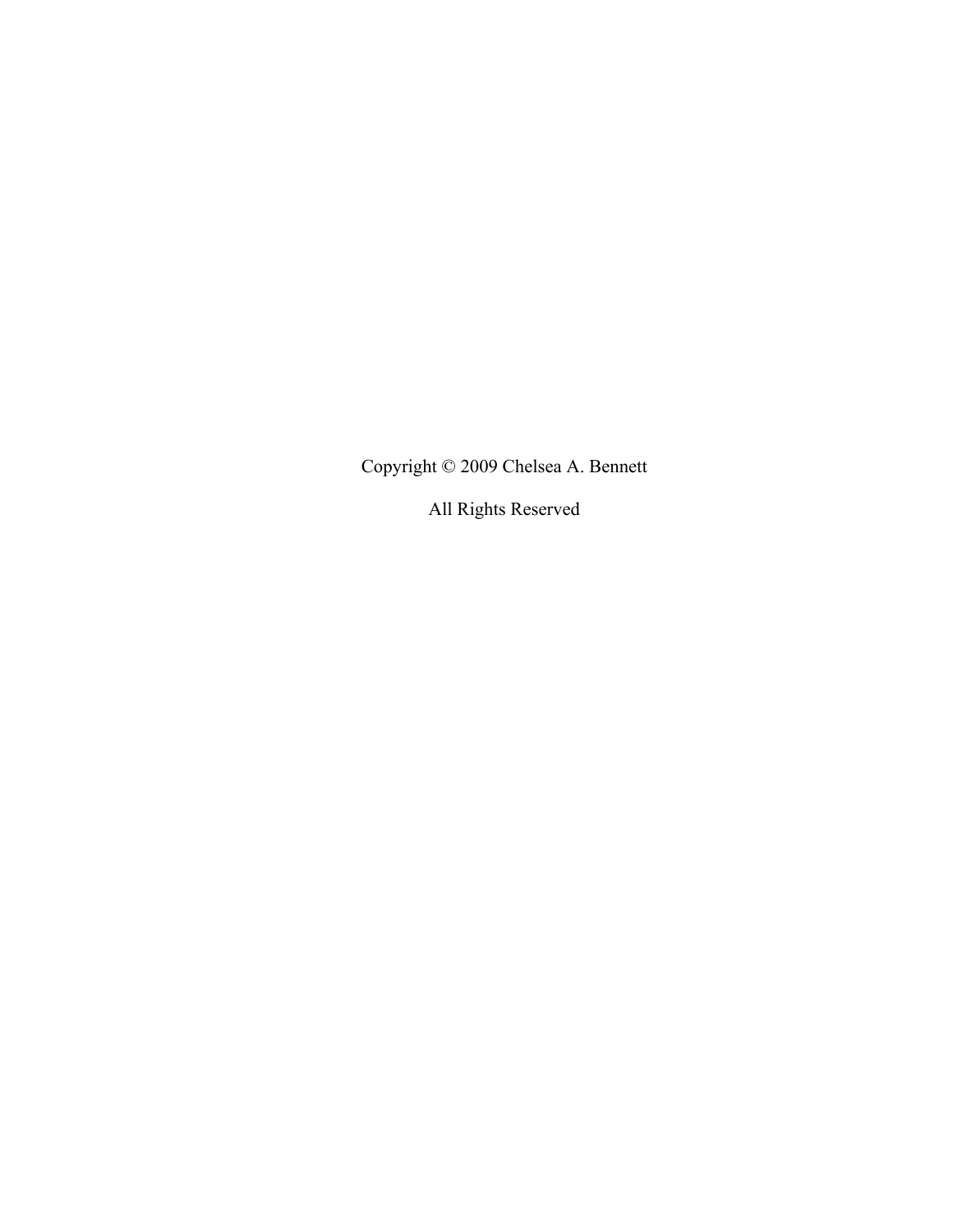Copyright © 2009 Chelsea A. Bennett

All Rights Reserved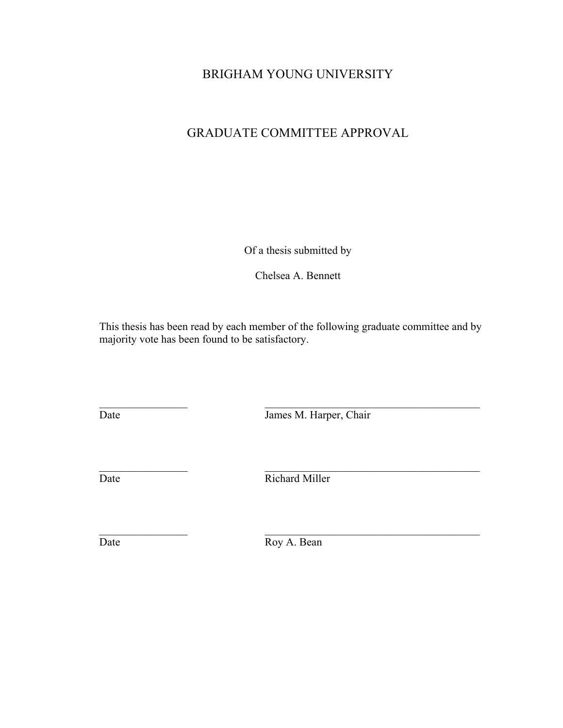BRIGHAM YOUNG UNIVERSITY

GRADUATE COMMITTEE APPROVAL

Of a thesis submitted by

Chelsea A. Bennett

This thesis has been read by each member of the following graduate committee and by majority vote has been found to be satisfactory.

| | |
|---|---|
| Date | James M. Harper, Chair |
| Date | Richard Miller |
| Date | Roy A. Bean |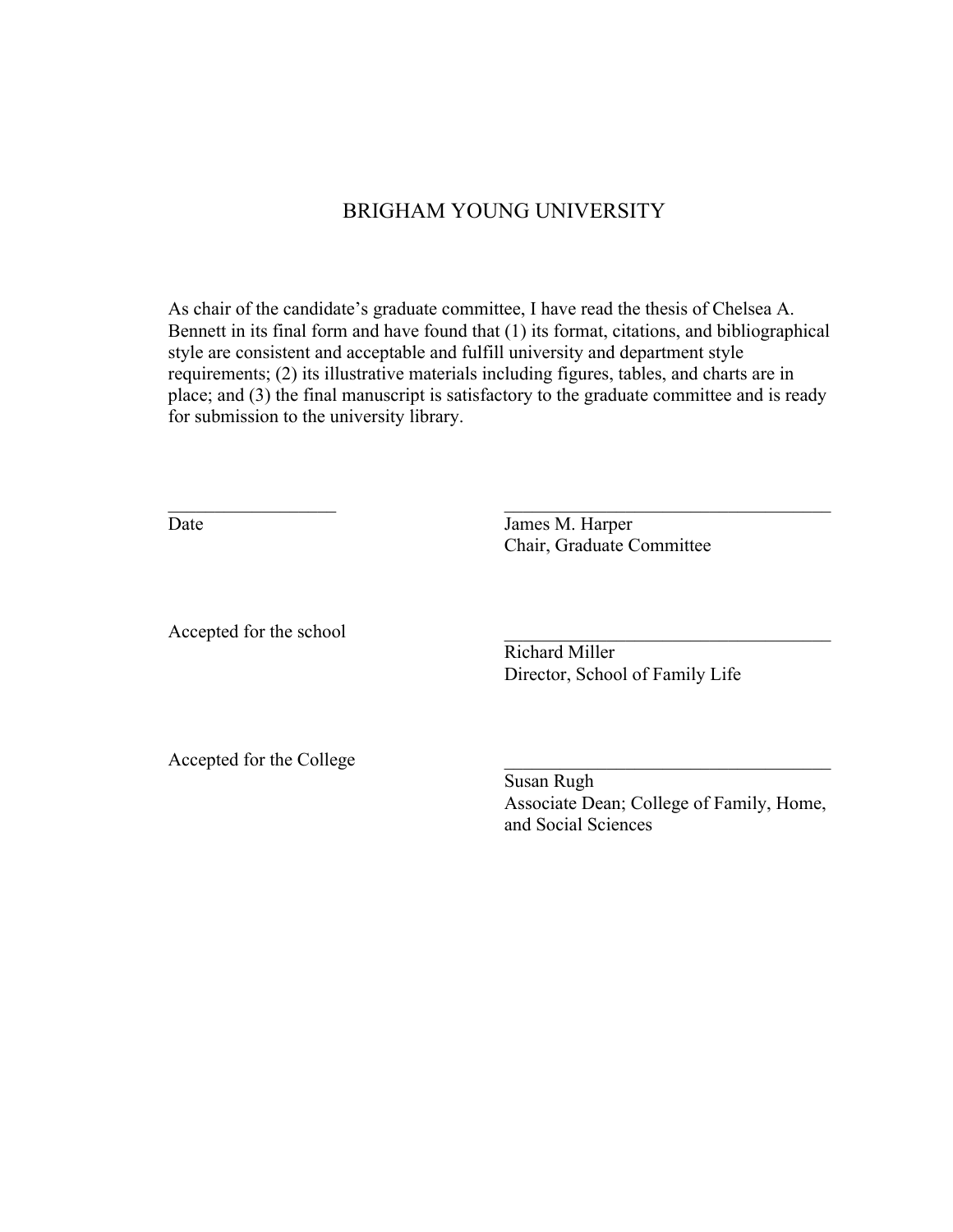# BRIGHAM YOUNG UNIVERSITY

As chair of the candidate's graduate committee, I have read the thesis of Chelsea A. Bennett in its final form and have found that (1) its format, citations, and bibliographical style are consistent and acceptable and fulfill university and department style requirements; (2) its illustrative materials including figures, tables, and charts are in place; and (3) the final manuscript is satisfactory to the graduate committee and is ready for submission to the university library.

___________________ ____________________________________

Date James M. Harper
Chair, Graduate Committee

Accepted for the school ____________________________________

Richard Miller
Director, School of Family Life

Accepted for the College ____________________________________

Susan Rugh
Associate Dean; College of Family, Home, and Social Sciences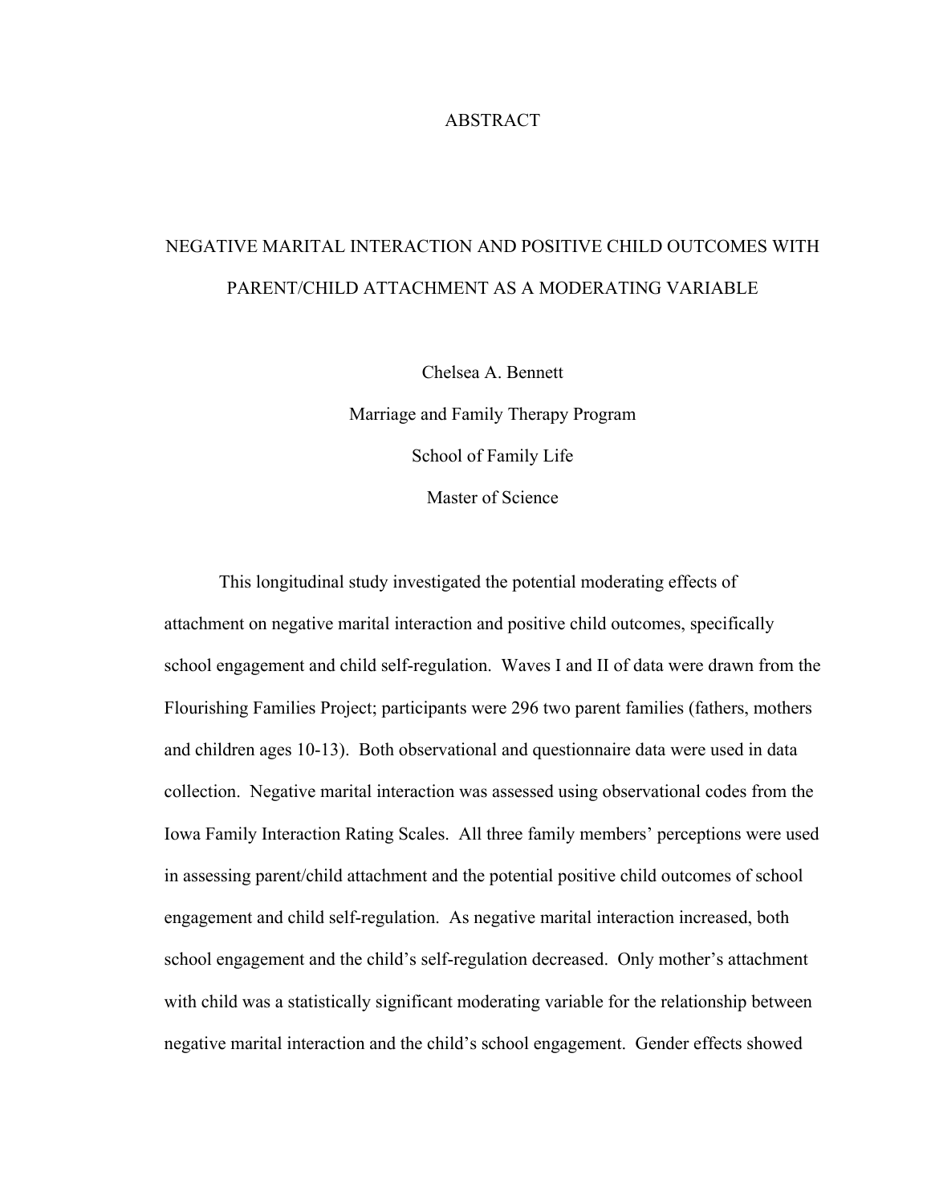# ABSTRACT

## NEGATIVE MARITAL INTERACTION AND POSITIVE CHILD OUTCOMES WITH PARENT/CHILD ATTACHMENT AS A MODERATING VARIABLE

Chelsea A. Bennett

Marriage and Family Therapy Program

School of Family Life

Master of Science

This longitudinal study investigated the potential moderating effects of attachment on negative marital interaction and positive child outcomes, specifically school engagement and child self-regulation. Waves I and II of data were drawn from the Flourishing Families Project; participants were 296 two parent families (fathers, mothers and children ages 10-13). Both observational and questionnaire data were used in data collection. Negative marital interaction was assessed using observational codes from the Iowa Family Interaction Rating Scales. All three family members' perceptions were used in assessing parent/child attachment and the potential positive child outcomes of school engagement and child self-regulation. As negative marital interaction increased, both school engagement and the child's self-regulation decreased. Only mother's attachment with child was a statistically significant moderating variable for the relationship between negative marital interaction and the child's school engagement. Gender effects showed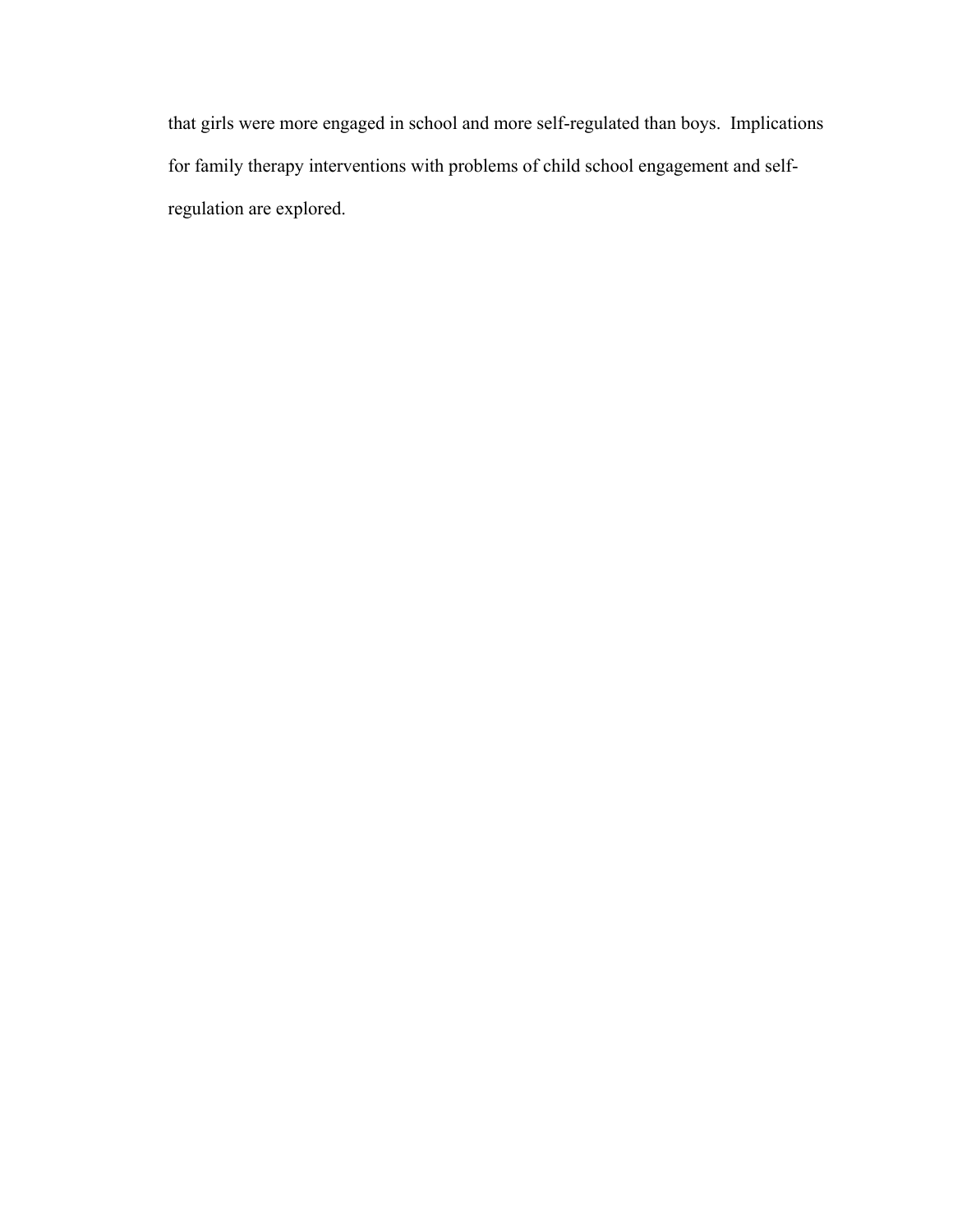that girls were more engaged in school and more self-regulated than boys. Implications for family therapy interventions with problems of child school engagement and self-regulation are explored.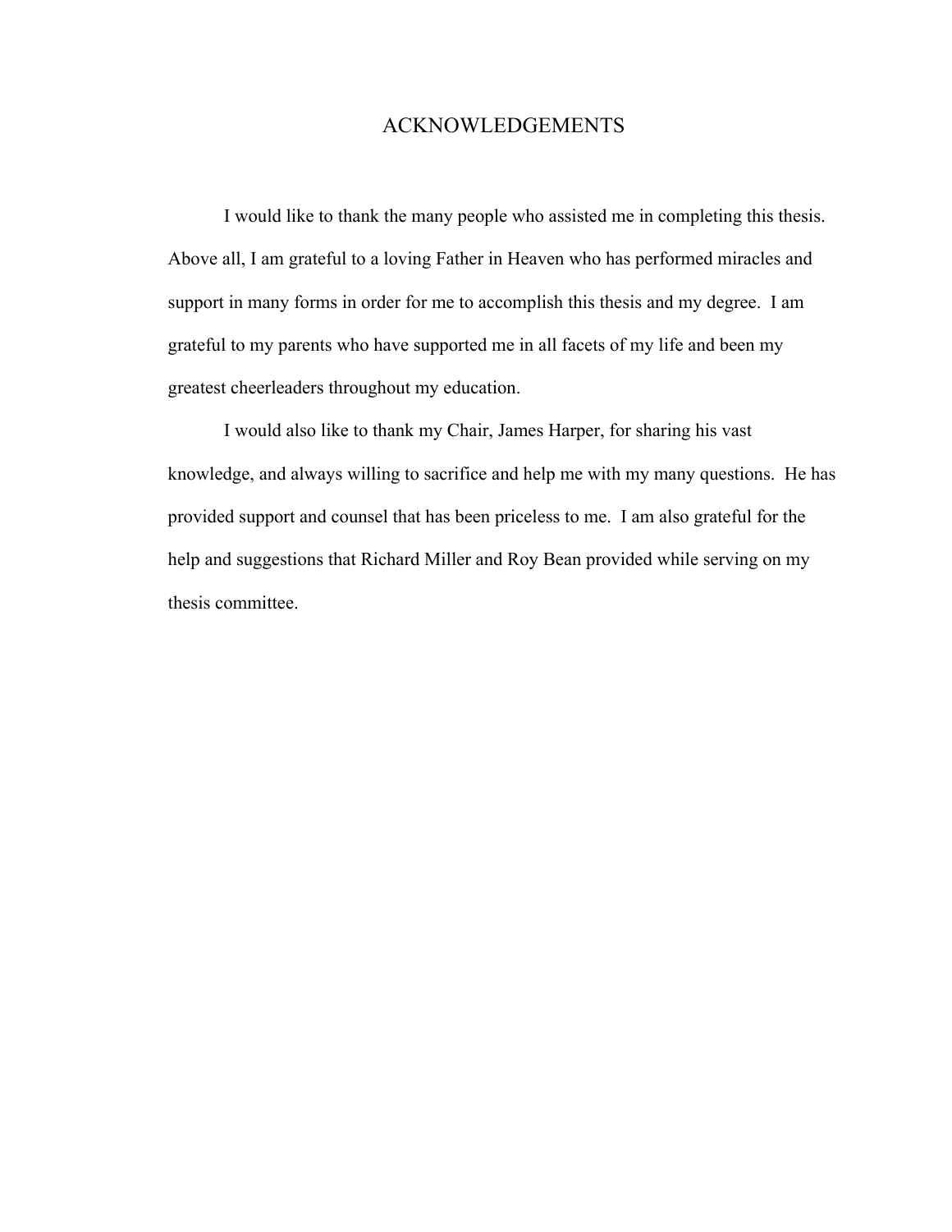# ACKNOWLEDGEMENTS

I would like to thank the many people who assisted me in completing this thesis. Above all, I am grateful to a loving Father in Heaven who has performed miracles and support in many forms in order for me to accomplish this thesis and my degree. I am grateful to my parents who have supported me in all facets of my life and been my greatest cheerleaders throughout my education.

I would also like to thank my Chair, James Harper, for sharing his vast knowledge, and always willing to sacrifice and help me with my many questions. He has provided support and counsel that has been priceless to me. I am also grateful for the help and suggestions that Richard Miller and Roy Bean provided while serving on my thesis committee.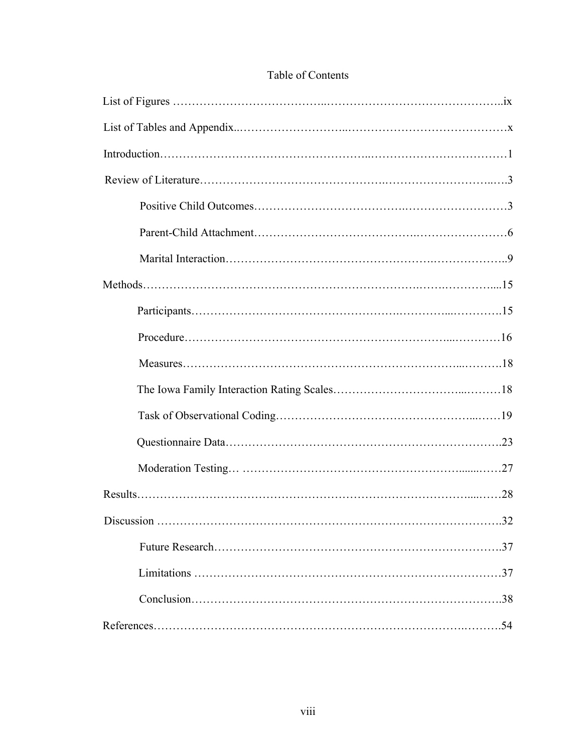# Table of Contents

List of Figures ........................................................................................ix

List of Tables and Appendix..........................................................................x

Introduction..................................................................................................1

Review of Literature......................................................................................3

- Positive Child Outcomes.............................................................................3
- Parent-Child Attachment..............................................................................6
- Marital Interaction.......................................................................................9

Methods.......................................................................................................15

- Participants................................................................................................15
- Procedure...................................................................................................16
- Measures....................................................................................................18
- The Iowa Family Interaction Rating Scales.................................................18
- Task of Observational Coding......................................................................19
- Questionnaire Data......................................................................................23
- Moderation Testing.....................................................................................27

Results........................................................................................................28

Discussion ...................................................................................................32

- Future Research..........................................................................................37
- Limitations .................................................................................................37
- Conclusion..................................................................................................38

References...................................................................................................54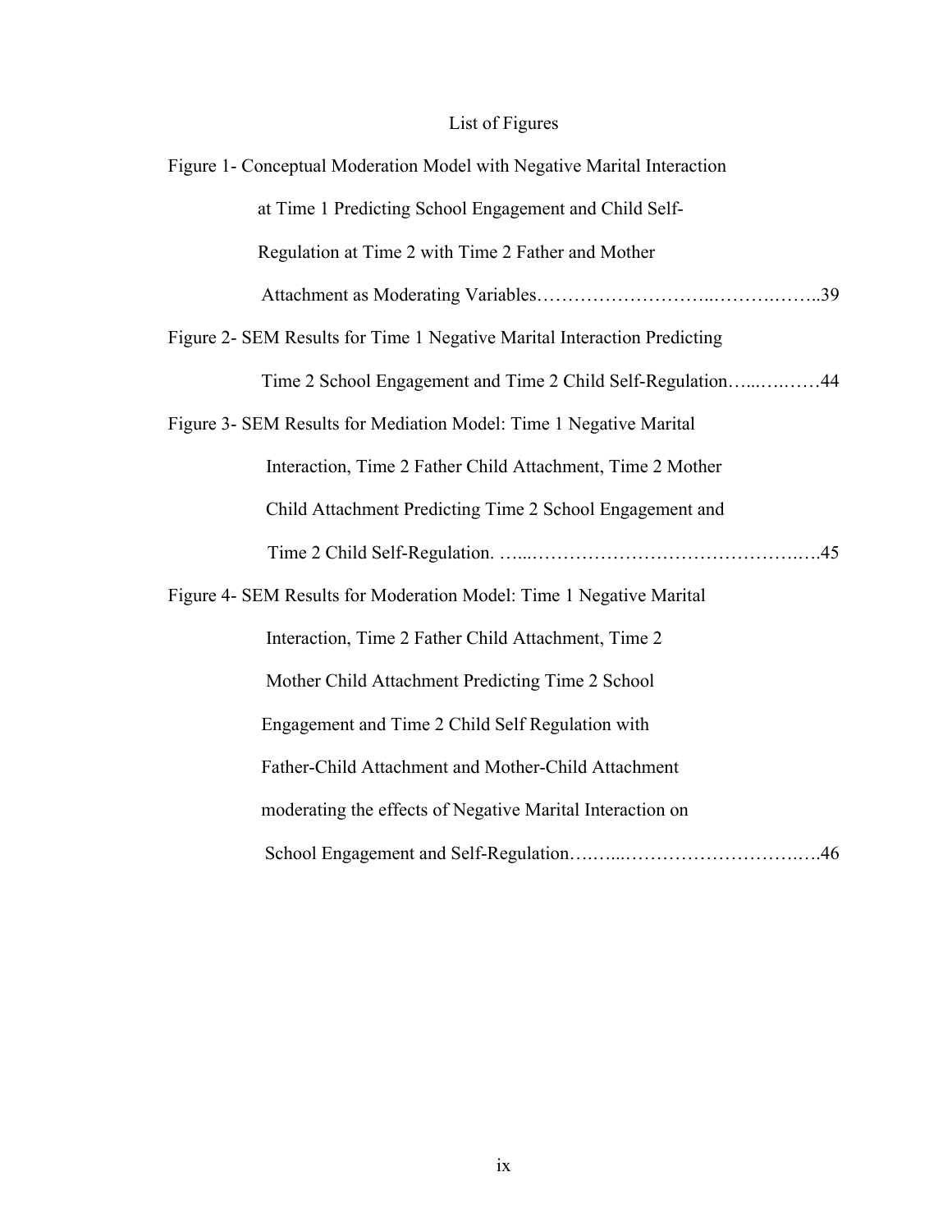# List of Figures

Figure 1- Conceptual Moderation Model with Negative Marital Interaction at Time 1 Predicting School Engagement and Child Self-Regulation at Time 2 with Time 2 Father and Mother Attachment as Moderating Variables……………………..……….……..39

Figure 2- SEM Results for Time 1 Negative Marital Interaction Predicting Time 2 School Engagement and Time 2 Child Self-Regulation…..….……44

Figure 3- SEM Results for Mediation Model: Time 1 Negative Marital Interaction, Time 2 Father Child Attachment, Time 2 Mother Child Attachment Predicting Time 2 School Engagement and Time 2 Child Self-Regulation. …...…………………………………….….45

Figure 4- SEM Results for Moderation Model: Time 1 Negative Marital Interaction, Time 2 Father Child Attachment, Time 2 Mother Child Attachment Predicting Time 2 School Engagement and Time 2 Child Self Regulation with Father-Child Attachment and Mother-Child Attachment moderating the effects of Negative Marital Interaction on School Engagement and Self-Regulation…….…………………………….….46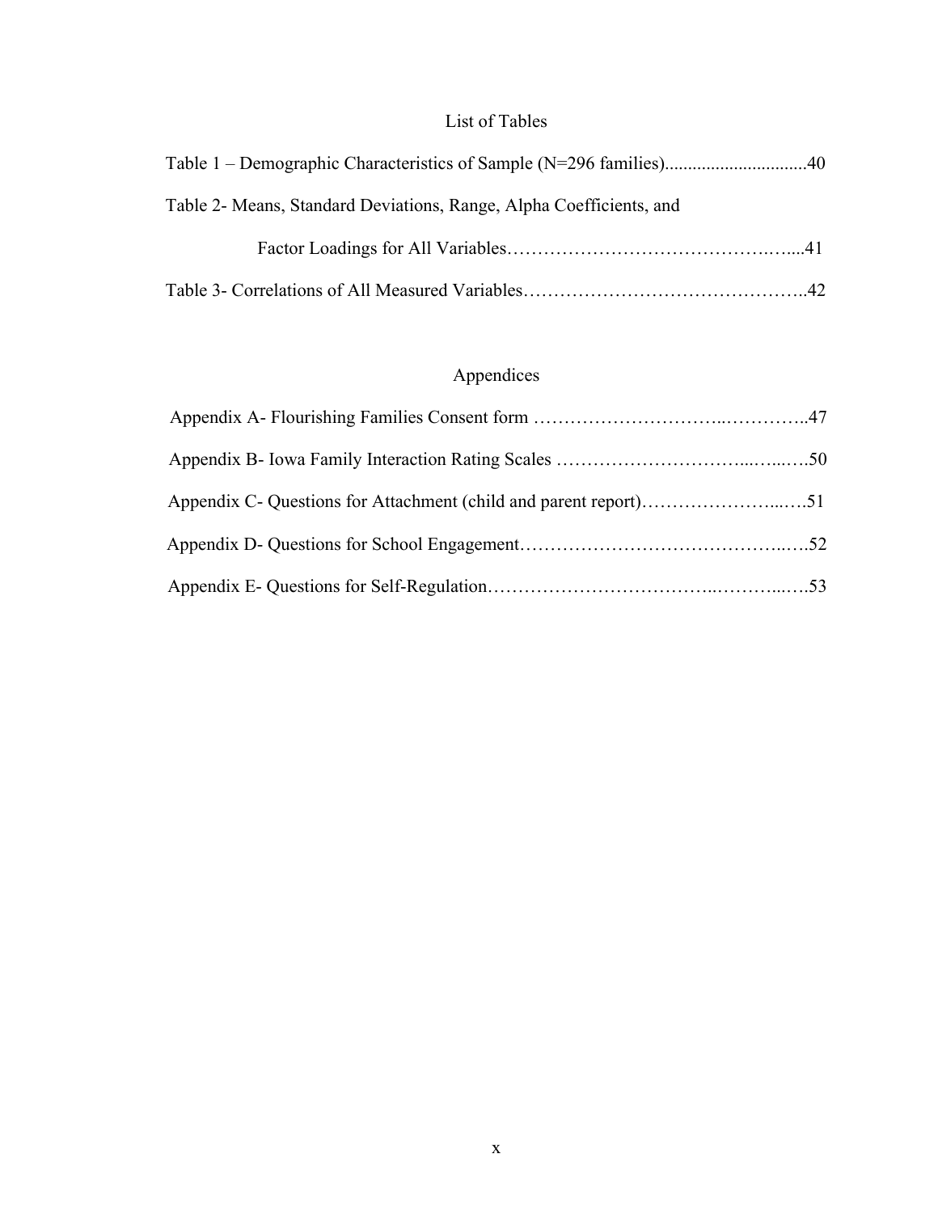# List of Tables

Table 1 – Demographic Characteristics of Sample (N=296 families)..............................40

Table 2- Means, Standard Deviations, Range, Alpha Coefficients, and

Factor Loadings for All Variables……………………………………….…....41

Table 3- Correlations of All Measured Variables……………………………….……..42

# Appendices

Appendix A- Flourishing Families Consent form …………………………..…………..47

Appendix B- Iowa Family Interaction Rating Scales …………………………...…...….50

Appendix C- Questions for Attachment (child and parent report)…………………...….51

Appendix D- Questions for School Engagement…………………………………..….52

Appendix E- Questions for Self-Regulation……………………………..………...….53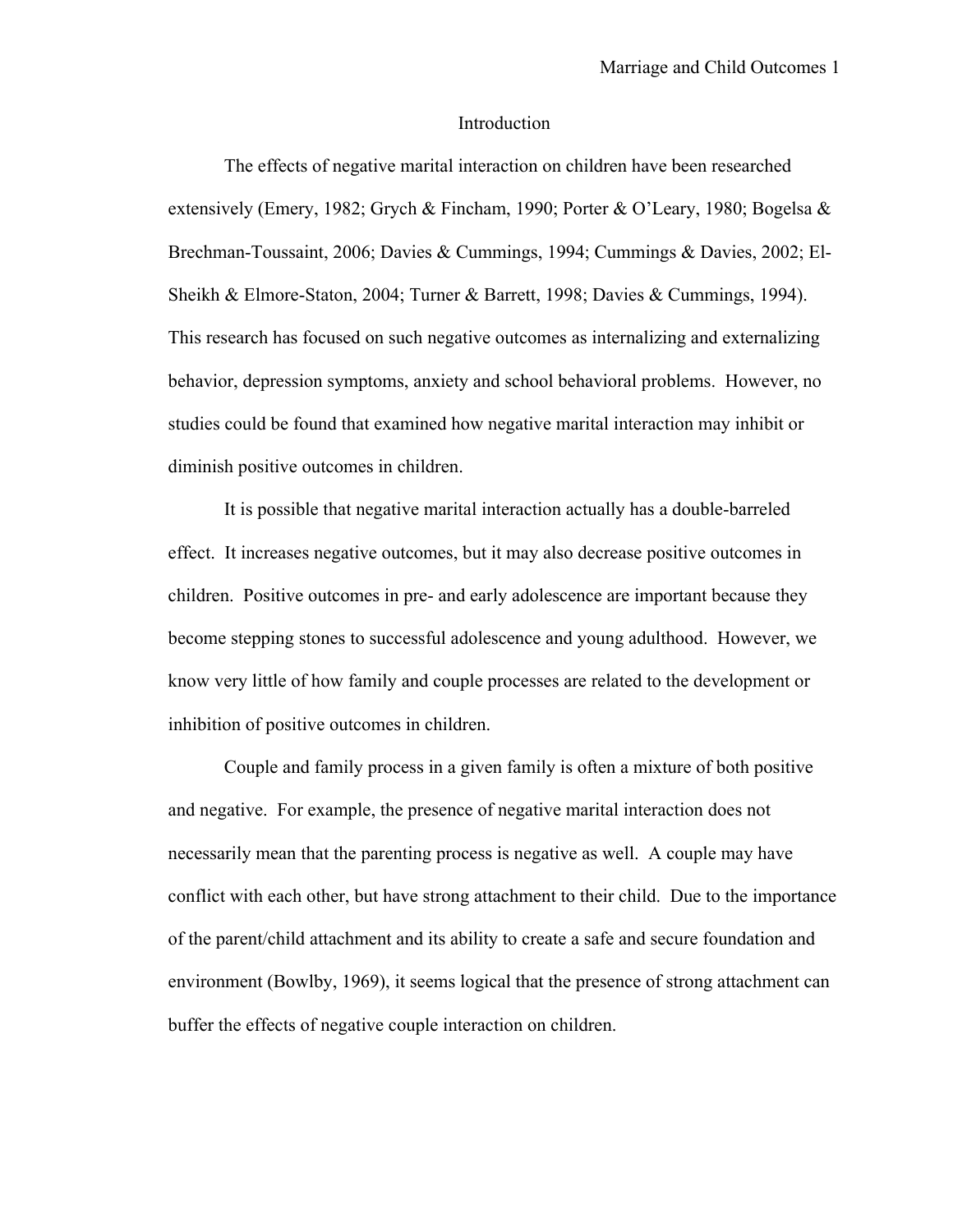# Introduction

The effects of negative marital interaction on children have been researched extensively (Emery, 1982; Grych & Fincham, 1990; Porter & O'Leary, 1980; Bogelsa & Brechman-Toussaint, 2006; Davies & Cummings, 1994; Cummings & Davies, 2002; El-Sheikh & Elmore-Staton, 2004; Turner & Barrett, 1998; Davies & Cummings, 1994). This research has focused on such negative outcomes as internalizing and externalizing behavior, depression symptoms, anxiety and school behavioral problems. However, no studies could be found that examined how negative marital interaction may inhibit or diminish positive outcomes in children.

It is possible that negative marital interaction actually has a double-barreled effect. It increases negative outcomes, but it may also decrease positive outcomes in children. Positive outcomes in pre- and early adolescence are important because they become stepping stones to successful adolescence and young adulthood. However, we know very little of how family and couple processes are related to the development or inhibition of positive outcomes in children.

Couple and family process in a given family is often a mixture of both positive and negative. For example, the presence of negative marital interaction does not necessarily mean that the parenting process is negative as well. A couple may have conflict with each other, but have strong attachment to their child. Due to the importance of the parent/child attachment and its ability to create a safe and secure foundation and environment (Bowlby, 1969), it seems logical that the presence of strong attachment can buffer the effects of negative couple interaction on children.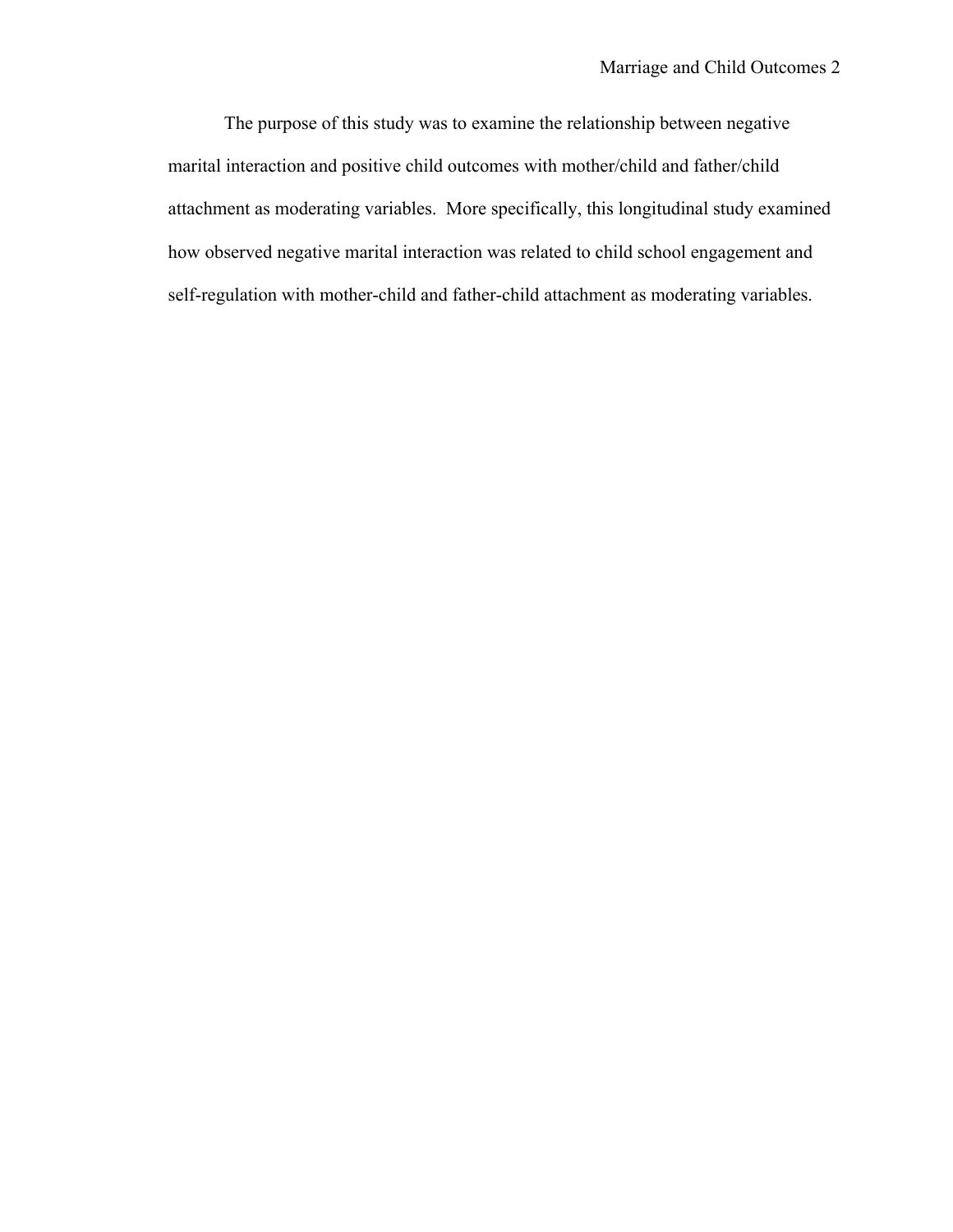The purpose of this study was to examine the relationship between negative marital interaction and positive child outcomes with mother/child and father/child attachment as moderating variables.  More specifically, this longitudinal study examined how observed negative marital interaction was related to child school engagement and self-regulation with mother-child and father-child attachment as moderating variables.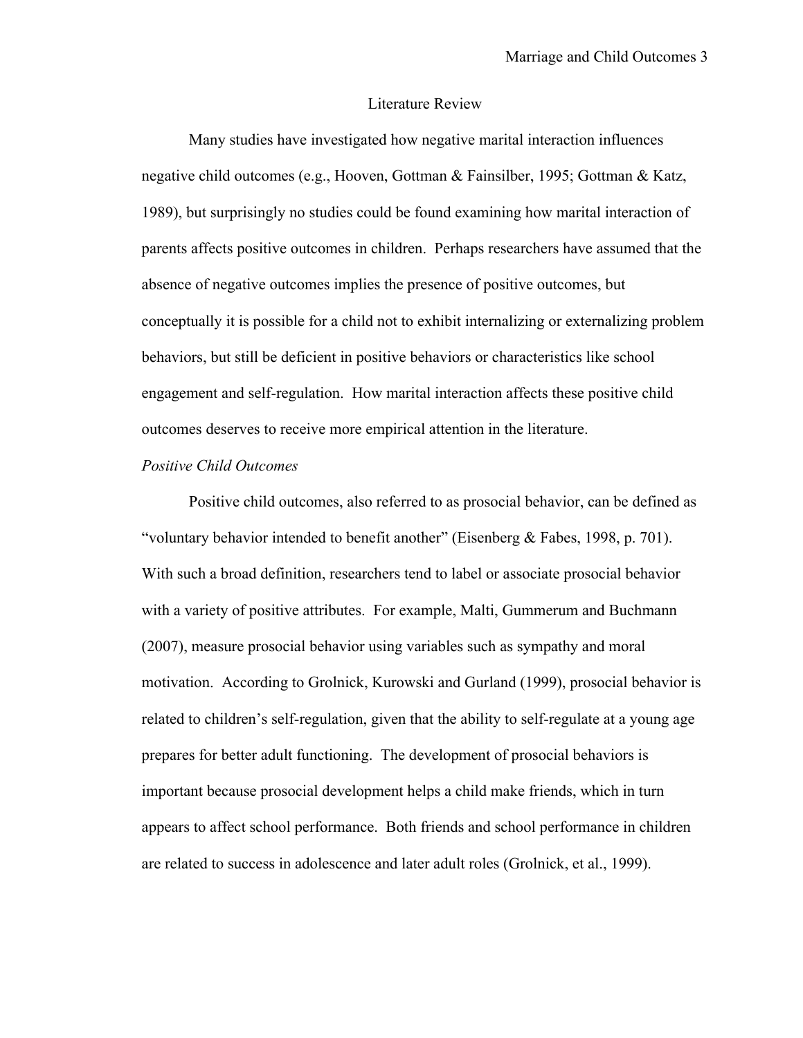## Literature Review

Many studies have investigated how negative marital interaction influences negative child outcomes (e.g., Hooven, Gottman & Fainsilber, 1995; Gottman & Katz, 1989), but surprisingly no studies could be found examining how marital interaction of parents affects positive outcomes in children. Perhaps researchers have assumed that the absence of negative outcomes implies the presence of positive outcomes, but conceptually it is possible for a child not to exhibit internalizing or externalizing problem behaviors, but still be deficient in positive behaviors or characteristics like school engagement and self-regulation. How marital interaction affects these positive child outcomes deserves to receive more empirical attention in the literature.

### *Positive Child Outcomes*

Positive child outcomes, also referred to as prosocial behavior, can be defined as "voluntary behavior intended to benefit another" (Eisenberg & Fabes, 1998, p. 701). With such a broad definition, researchers tend to label or associate prosocial behavior with a variety of positive attributes. For example, Malti, Gummerum and Buchmann (2007), measure prosocial behavior using variables such as sympathy and moral motivation. According to Grolnick, Kurowski and Gurland (1999), prosocial behavior is related to children's self-regulation, given that the ability to self-regulate at a young age prepares for better adult functioning. The development of prosocial behaviors is important because prosocial development helps a child make friends, which in turn appears to affect school performance. Both friends and school performance in children are related to success in adolescence and later adult roles (Grolnick, et al., 1999).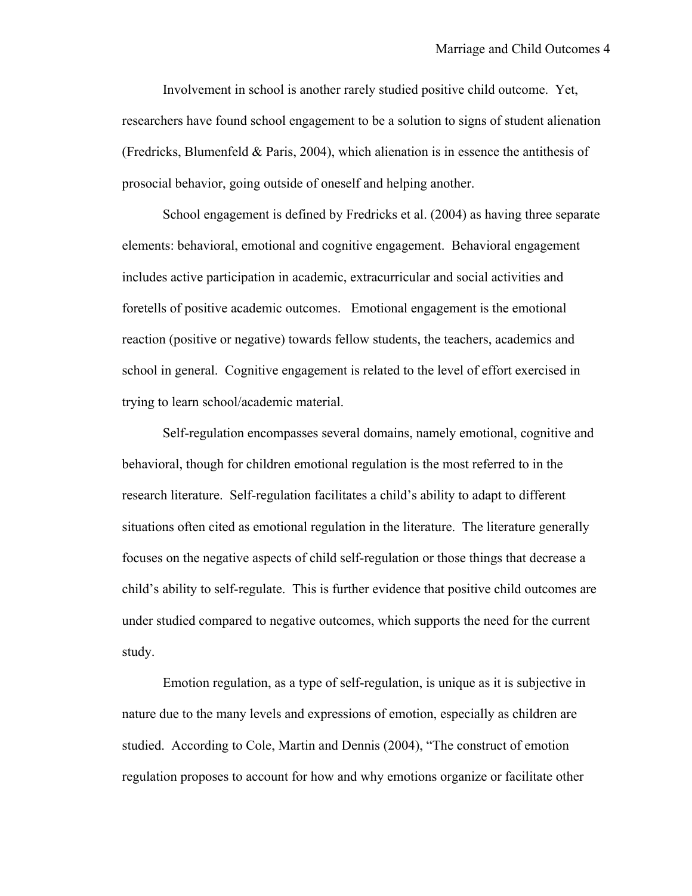Involvement in school is another rarely studied positive child outcome. Yet, researchers have found school engagement to be a solution to signs of student alienation (Fredricks, Blumenfeld & Paris, 2004), which alienation is in essence the antithesis of prosocial behavior, going outside of oneself and helping another.

School engagement is defined by Fredricks et al. (2004) as having three separate elements: behavioral, emotional and cognitive engagement. Behavioral engagement includes active participation in academic, extracurricular and social activities and foretells of positive academic outcomes. Emotional engagement is the emotional reaction (positive or negative) towards fellow students, the teachers, academics and school in general. Cognitive engagement is related to the level of effort exercised in trying to learn school/academic material.

Self-regulation encompasses several domains, namely emotional, cognitive and behavioral, though for children emotional regulation is the most referred to in the research literature. Self-regulation facilitates a child's ability to adapt to different situations often cited as emotional regulation in the literature. The literature generally focuses on the negative aspects of child self-regulation or those things that decrease a child's ability to self-regulate. This is further evidence that positive child outcomes are under studied compared to negative outcomes, which supports the need for the current study.

Emotion regulation, as a type of self-regulation, is unique as it is subjective in nature due to the many levels and expressions of emotion, especially as children are studied. According to Cole, Martin and Dennis (2004), "The construct of emotion regulation proposes to account for how and why emotions organize or facilitate other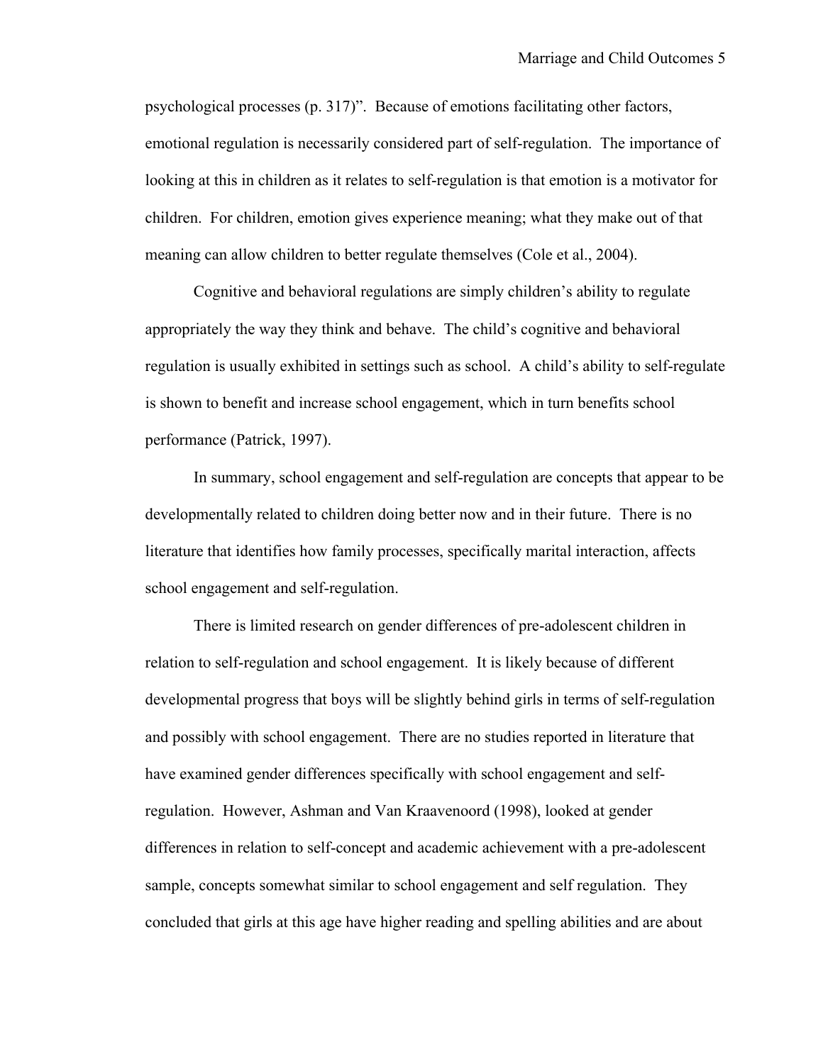psychological processes (p. 317)". Because of emotions facilitating other factors, emotional regulation is necessarily considered part of self-regulation. The importance of looking at this in children as it relates to self-regulation is that emotion is a motivator for children. For children, emotion gives experience meaning; what they make out of that meaning can allow children to better regulate themselves (Cole et al., 2004).

Cognitive and behavioral regulations are simply children's ability to regulate appropriately the way they think and behave. The child's cognitive and behavioral regulation is usually exhibited in settings such as school. A child's ability to self-regulate is shown to benefit and increase school engagement, which in turn benefits school performance (Patrick, 1997).

In summary, school engagement and self-regulation are concepts that appear to be developmentally related to children doing better now and in their future. There is no literature that identifies how family processes, specifically marital interaction, affects school engagement and self-regulation.

There is limited research on gender differences of pre-adolescent children in relation to self-regulation and school engagement. It is likely because of different developmental progress that boys will be slightly behind girls in terms of self-regulation and possibly with school engagement. There are no studies reported in literature that have examined gender differences specifically with school engagement and self-regulation. However, Ashman and Van Kraavenoord (1998), looked at gender differences in relation to self-concept and academic achievement with a pre-adolescent sample, concepts somewhat similar to school engagement and self regulation. They concluded that girls at this age have higher reading and spelling abilities and are about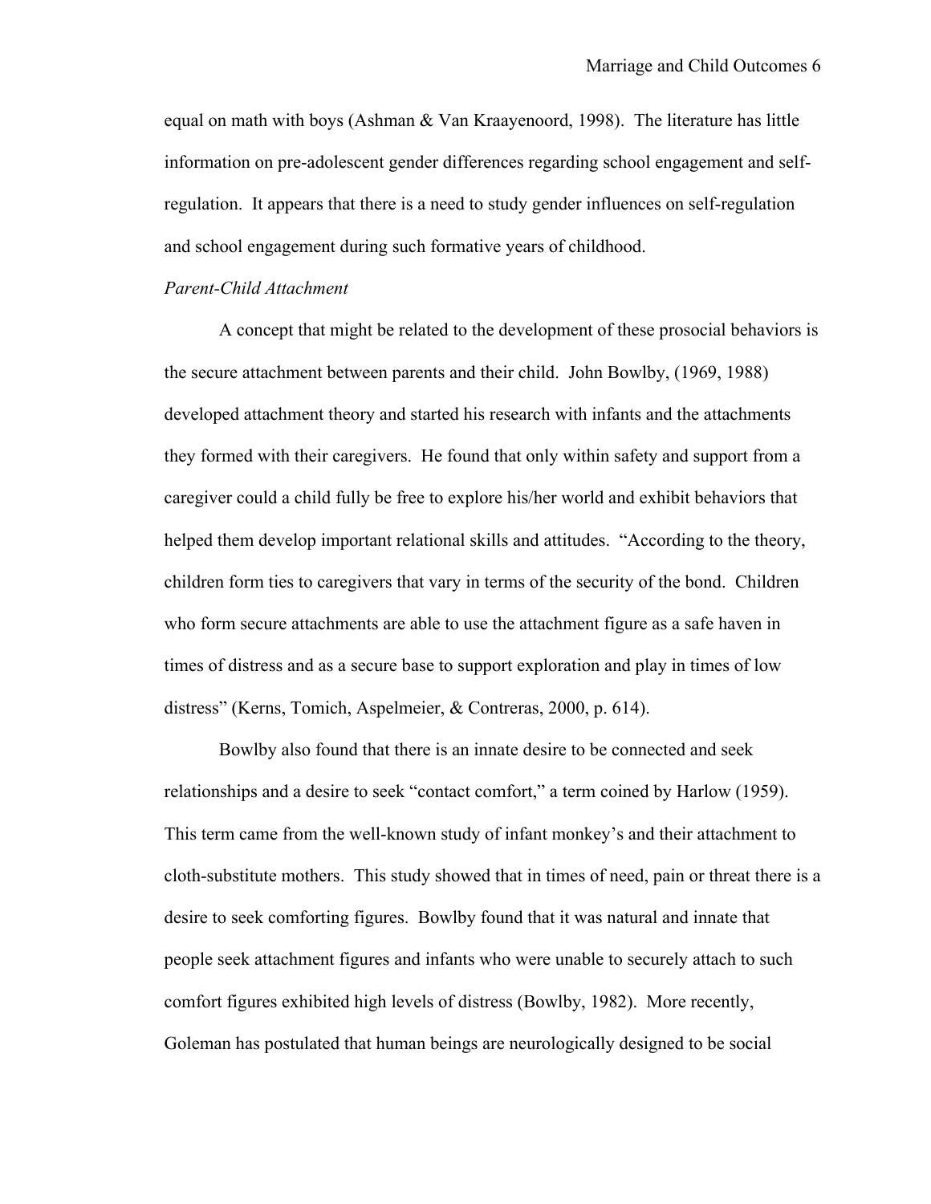equal on math with boys (Ashman & Van Kraayenoord, 1998). The literature has little information on pre-adolescent gender differences regarding school engagement and self-regulation. It appears that there is a need to study gender influences on self-regulation and school engagement during such formative years of childhood.

*Parent-Child Attachment*

A concept that might be related to the development of these prosocial behaviors is the secure attachment between parents and their child. John Bowlby, (1969, 1988) developed attachment theory and started his research with infants and the attachments they formed with their caregivers. He found that only within safety and support from a caregiver could a child fully be free to explore his/her world and exhibit behaviors that helped them develop important relational skills and attitudes. "According to the theory, children form ties to caregivers that vary in terms of the security of the bond. Children who form secure attachments are able to use the attachment figure as a safe haven in times of distress and as a secure base to support exploration and play in times of low distress" (Kerns, Tomich, Aspelmeier, & Contreras, 2000, p. 614).

Bowlby also found that there is an innate desire to be connected and seek relationships and a desire to seek "contact comfort," a term coined by Harlow (1959). This term came from the well-known study of infant monkey's and their attachment to cloth-substitute mothers. This study showed that in times of need, pain or threat there is a desire to seek comforting figures. Bowlby found that it was natural and innate that people seek attachment figures and infants who were unable to securely attach to such comfort figures exhibited high levels of distress (Bowlby, 1982). More recently, Goleman has postulated that human beings are neurologically designed to be social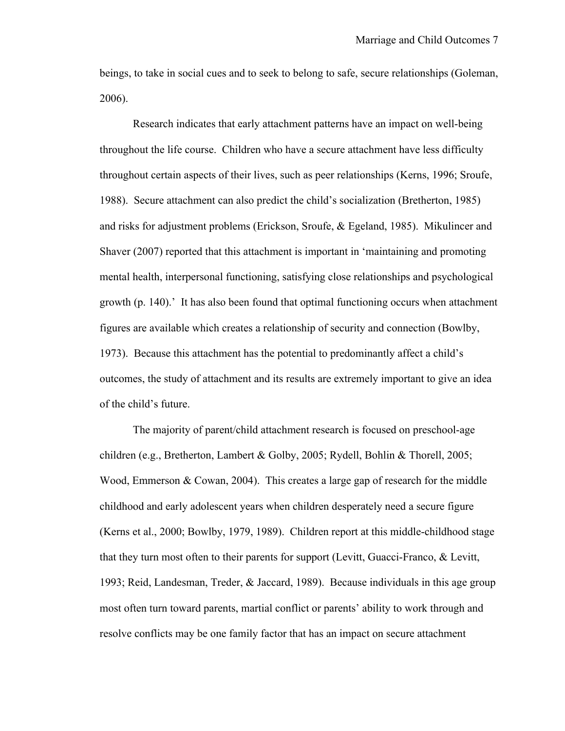beings, to take in social cues and to seek to belong to safe, secure relationships (Goleman, 2006).

Research indicates that early attachment patterns have an impact on well-being throughout the life course. Children who have a secure attachment have less difficulty throughout certain aspects of their lives, such as peer relationships (Kerns, 1996; Sroufe, 1988). Secure attachment can also predict the child's socialization (Bretherton, 1985) and risks for adjustment problems (Erickson, Sroufe, & Egeland, 1985). Mikulincer and Shaver (2007) reported that this attachment is important in 'maintaining and promoting mental health, interpersonal functioning, satisfying close relationships and psychological growth (p. 140).' It has also been found that optimal functioning occurs when attachment figures are available which creates a relationship of security and connection (Bowlby, 1973). Because this attachment has the potential to predominantly affect a child's outcomes, the study of attachment and its results are extremely important to give an idea of the child's future.

The majority of parent/child attachment research is focused on preschool-age children (e.g., Bretherton, Lambert & Golby, 2005; Rydell, Bohlin & Thorell, 2005; Wood, Emmerson & Cowan, 2004). This creates a large gap of research for the middle childhood and early adolescent years when children desperately need a secure figure (Kerns et al., 2000; Bowlby, 1979, 1989). Children report at this middle-childhood stage that they turn most often to their parents for support (Levitt, Guacci-Franco, & Levitt, 1993; Reid, Landesman, Treder, & Jaccard, 1989). Because individuals in this age group most often turn toward parents, martial conflict or parents' ability to work through and resolve conflicts may be one family factor that has an impact on secure attachment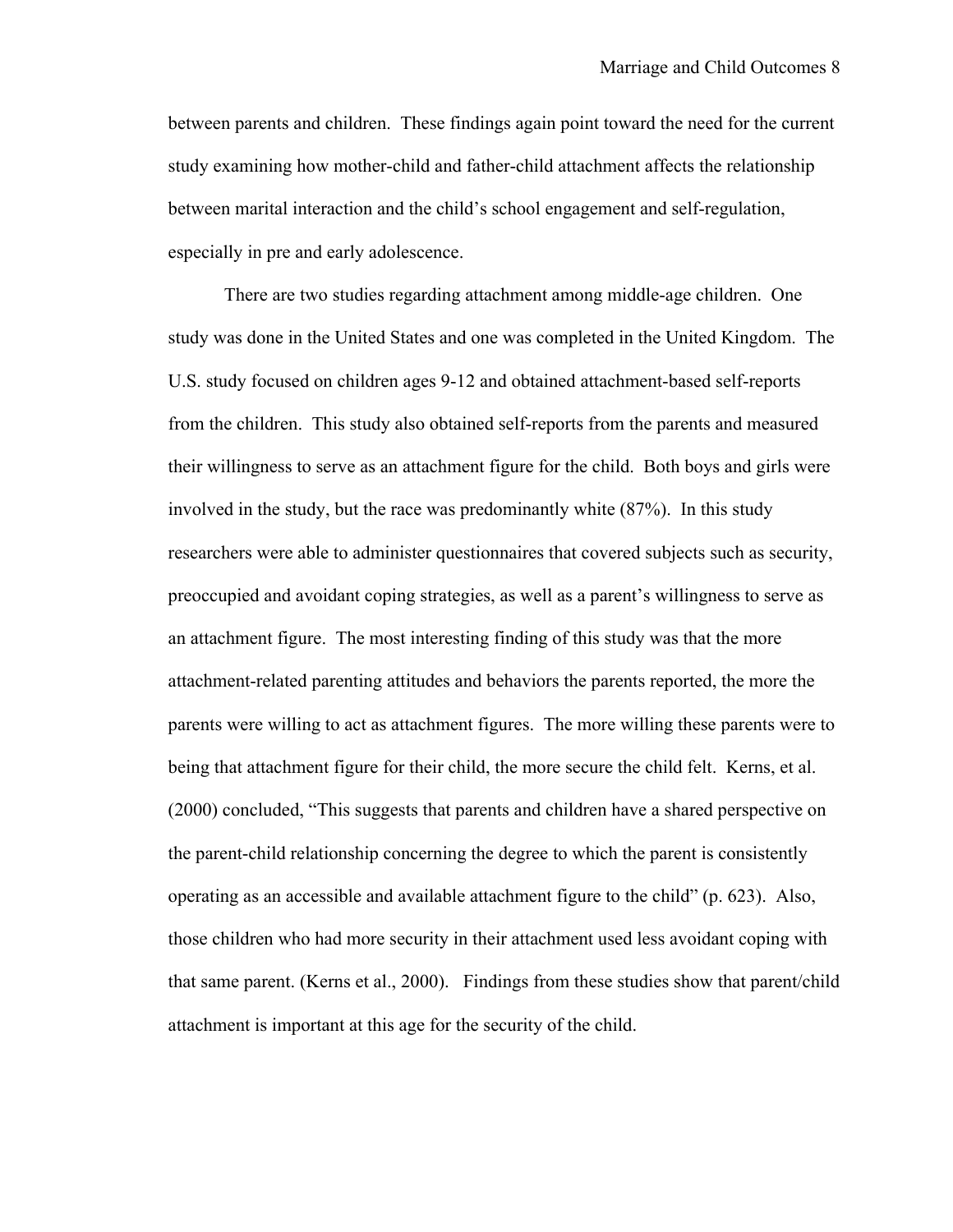between parents and children. These findings again point toward the need for the current study examining how mother-child and father-child attachment affects the relationship between marital interaction and the child's school engagement and self-regulation, especially in pre and early adolescence.

There are two studies regarding attachment among middle-age children. One study was done in the United States and one was completed in the United Kingdom. The U.S. study focused on children ages 9-12 and obtained attachment-based self-reports from the children. This study also obtained self-reports from the parents and measured their willingness to serve as an attachment figure for the child. Both boys and girls were involved in the study, but the race was predominantly white (87%). In this study researchers were able to administer questionnaires that covered subjects such as security, preoccupied and avoidant coping strategies, as well as a parent's willingness to serve as an attachment figure. The most interesting finding of this study was that the more attachment-related parenting attitudes and behaviors the parents reported, the more the parents were willing to act as attachment figures. The more willing these parents were to being that attachment figure for their child, the more secure the child felt. Kerns, et al. (2000) concluded, "This suggests that parents and children have a shared perspective on the parent-child relationship concerning the degree to which the parent is consistently operating as an accessible and available attachment figure to the child" (p. 623). Also, those children who had more security in their attachment used less avoidant coping with that same parent. (Kerns et al., 2000). Findings from these studies show that parent/child attachment is important at this age for the security of the child.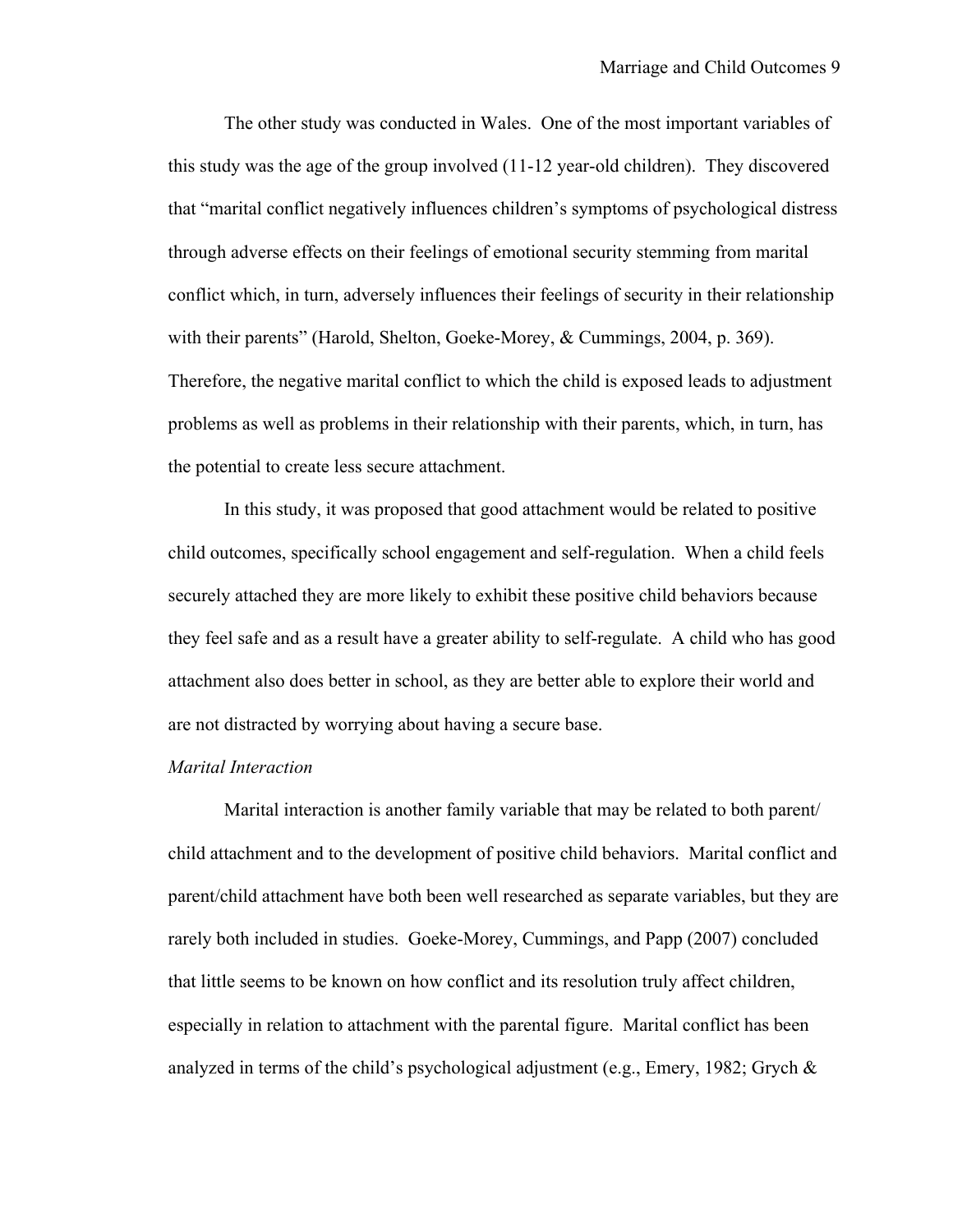The other study was conducted in Wales. One of the most important variables of this study was the age of the group involved (11-12 year-old children). They discovered that "marital conflict negatively influences children's symptoms of psychological distress through adverse effects on their feelings of emotional security stemming from marital conflict which, in turn, adversely influences their feelings of security in their relationship with their parents" (Harold, Shelton, Goeke-Morey, & Cummings, 2004, p. 369). Therefore, the negative marital conflict to which the child is exposed leads to adjustment problems as well as problems in their relationship with their parents, which, in turn, has the potential to create less secure attachment.

In this study, it was proposed that good attachment would be related to positive child outcomes, specifically school engagement and self-regulation. When a child feels securely attached they are more likely to exhibit these positive child behaviors because they feel safe and as a result have a greater ability to self-regulate. A child who has good attachment also does better in school, as they are better able to explore their world and are not distracted by worrying about having a secure base.

*Marital Interaction*

Marital interaction is another family variable that may be related to both parent/child attachment and to the development of positive child behaviors. Marital conflict and parent/child attachment have both been well researched as separate variables, but they are rarely both included in studies. Goeke-Morey, Cummings, and Papp (2007) concluded that little seems to be known on how conflict and its resolution truly affect children, especially in relation to attachment with the parental figure. Marital conflict has been analyzed in terms of the child's psychological adjustment (e.g., Emery, 1982; Grych &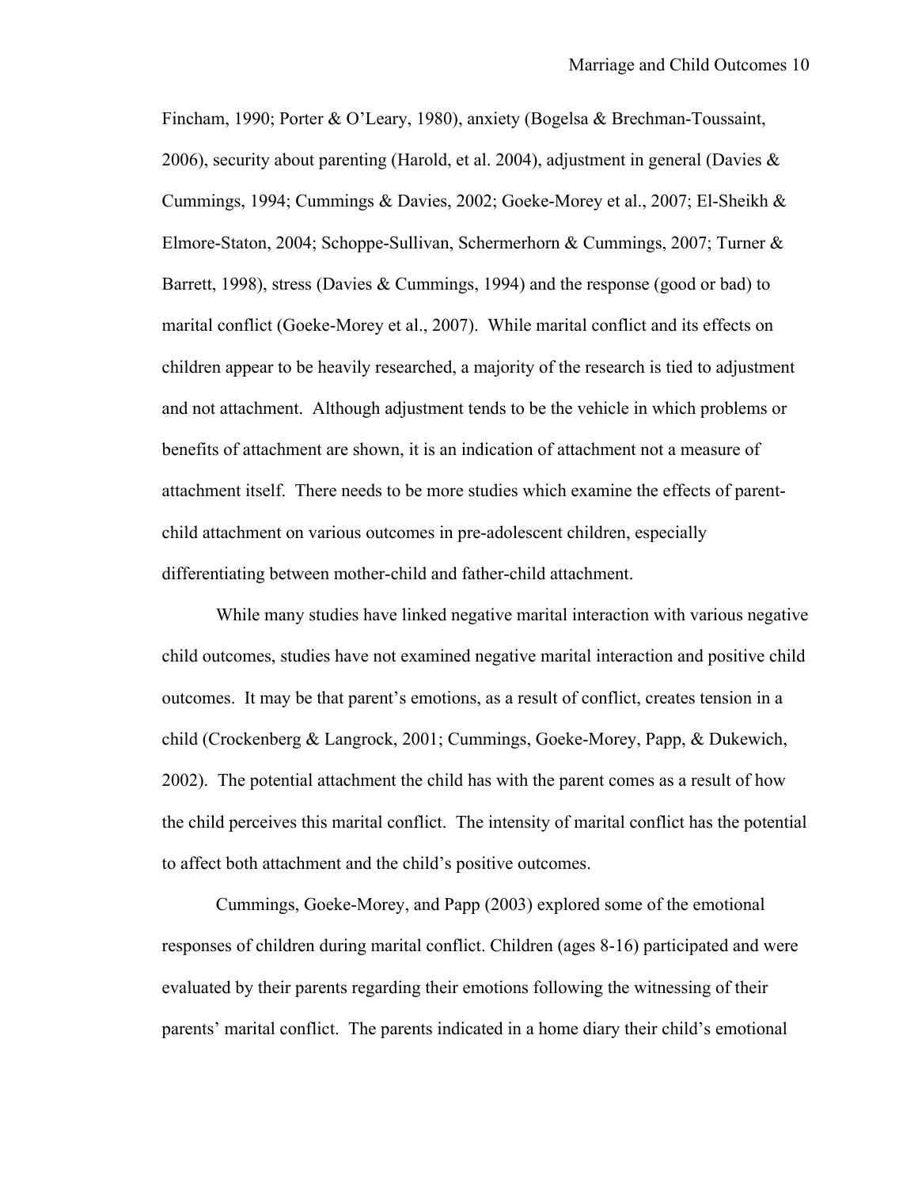Fincham, 1990; Porter & O'Leary, 1980), anxiety (Bogelsa & Brechman-Toussaint, 2006), security about parenting (Harold, et al. 2004), adjustment in general (Davies & Cummings, 1994; Cummings & Davies, 2002; Goeke-Morey et al., 2007; El-Sheikh & Elmore-Staton, 2004; Schoppe-Sullivan, Schermerhorn & Cummings, 2007; Turner & Barrett, 1998), stress (Davies & Cummings, 1994) and the response (good or bad) to marital conflict (Goeke-Morey et al., 2007). While marital conflict and its effects on children appear to be heavily researched, a majority of the research is tied to adjustment and not attachment. Although adjustment tends to be the vehicle in which problems or benefits of attachment are shown, it is an indication of attachment not a measure of attachment itself. There needs to be more studies which examine the effects of parent-child attachment on various outcomes in pre-adolescent children, especially differentiating between mother-child and father-child attachment.

While many studies have linked negative marital interaction with various negative child outcomes, studies have not examined negative marital interaction and positive child outcomes. It may be that parent's emotions, as a result of conflict, creates tension in a child (Crockenberg & Langrock, 2001; Cummings, Goeke-Morey, Papp, & Dukewich, 2002). The potential attachment the child has with the parent comes as a result of how the child perceives this marital conflict. The intensity of marital conflict has the potential to affect both attachment and the child's positive outcomes.

Cummings, Goeke-Morey, and Papp (2003) explored some of the emotional responses of children during marital conflict. Children (ages 8-16) participated and were evaluated by their parents regarding their emotions following the witnessing of their parents' marital conflict. The parents indicated in a home diary their child's emotional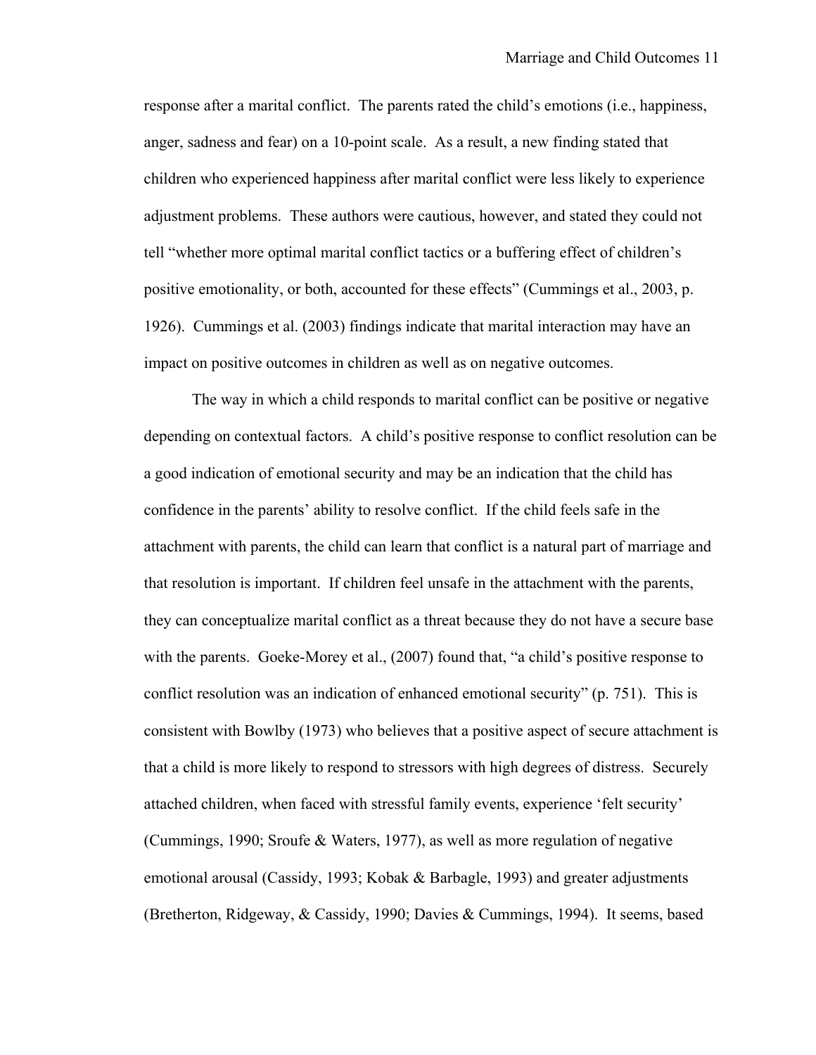response after a marital conflict. The parents rated the child's emotions (i.e., happiness, anger, sadness and fear) on a 10-point scale. As a result, a new finding stated that children who experienced happiness after marital conflict were less likely to experience adjustment problems. These authors were cautious, however, and stated they could not tell "whether more optimal marital conflict tactics or a buffering effect of children's positive emotionality, or both, accounted for these effects" (Cummings et al., 2003, p. 1926). Cummings et al. (2003) findings indicate that marital interaction may have an impact on positive outcomes in children as well as on negative outcomes.

The way in which a child responds to marital conflict can be positive or negative depending on contextual factors. A child's positive response to conflict resolution can be a good indication of emotional security and may be an indication that the child has confidence in the parents' ability to resolve conflict. If the child feels safe in the attachment with parents, the child can learn that conflict is a natural part of marriage and that resolution is important. If children feel unsafe in the attachment with the parents, they can conceptualize marital conflict as a threat because they do not have a secure base with the parents. Goeke-Morey et al., (2007) found that, "a child's positive response to conflict resolution was an indication of enhanced emotional security" (p. 751). This is consistent with Bowlby (1973) who believes that a positive aspect of secure attachment is that a child is more likely to respond to stressors with high degrees of distress. Securely attached children, when faced with stressful family events, experience 'felt security' (Cummings, 1990; Sroufe & Waters, 1977), as well as more regulation of negative emotional arousal (Cassidy, 1993; Kobak & Barbagle, 1993) and greater adjustments (Bretherton, Ridgeway, & Cassidy, 1990; Davies & Cummings, 1994). It seems, based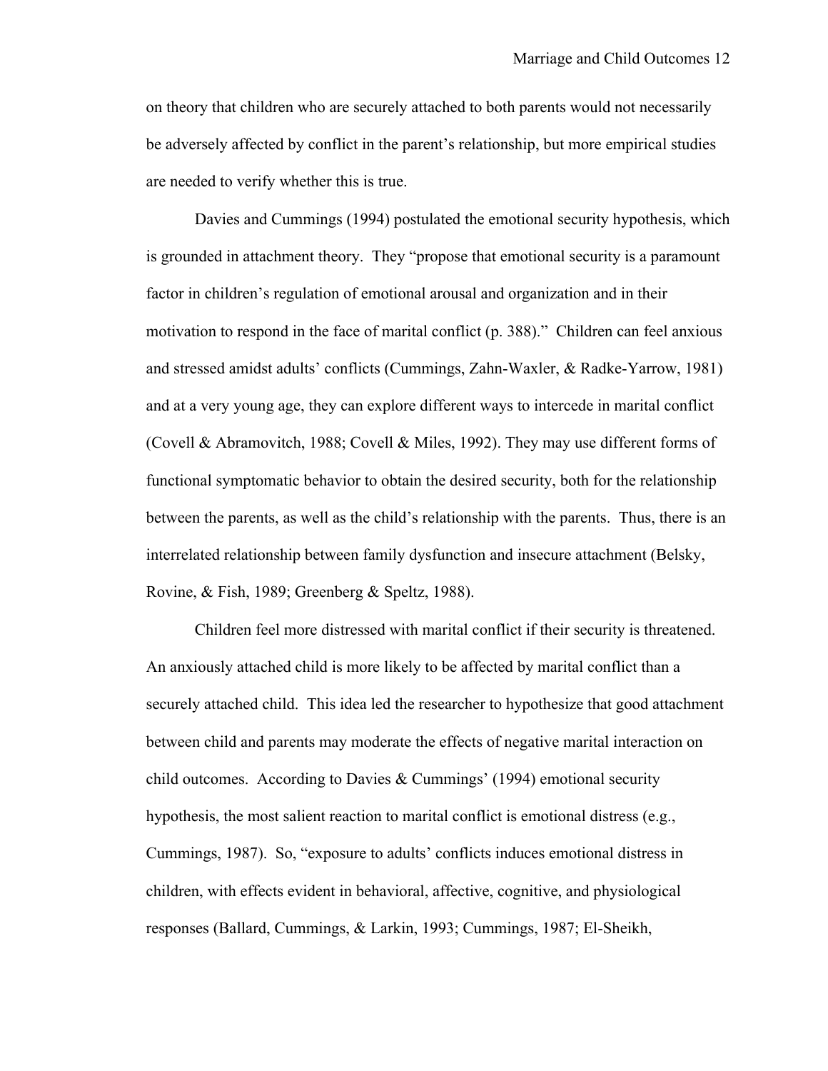on theory that children who are securely attached to both parents would not necessarily be adversely affected by conflict in the parent's relationship, but more empirical studies are needed to verify whether this is true.

Davies and Cummings (1994) postulated the emotional security hypothesis, which is grounded in attachment theory. They "propose that emotional security is a paramount factor in children's regulation of emotional arousal and organization and in their motivation to respond in the face of marital conflict (p. 388)." Children can feel anxious and stressed amidst adults' conflicts (Cummings, Zahn-Waxler, & Radke-Yarrow, 1981) and at a very young age, they can explore different ways to intercede in marital conflict (Covell & Abramovitch, 1988; Covell & Miles, 1992). They may use different forms of functional symptomatic behavior to obtain the desired security, both for the relationship between the parents, as well as the child's relationship with the parents. Thus, there is an interrelated relationship between family dysfunction and insecure attachment (Belsky, Rovine, & Fish, 1989; Greenberg & Speltz, 1988).

Children feel more distressed with marital conflict if their security is threatened. An anxiously attached child is more likely to be affected by marital conflict than a securely attached child. This idea led the researcher to hypothesize that good attachment between child and parents may moderate the effects of negative marital interaction on child outcomes. According to Davies & Cummings' (1994) emotional security hypothesis, the most salient reaction to marital conflict is emotional distress (e.g., Cummings, 1987). So, "exposure to adults' conflicts induces emotional distress in children, with effects evident in behavioral, affective, cognitive, and physiological responses (Ballard, Cummings, & Larkin, 1993; Cummings, 1987; El-Sheikh,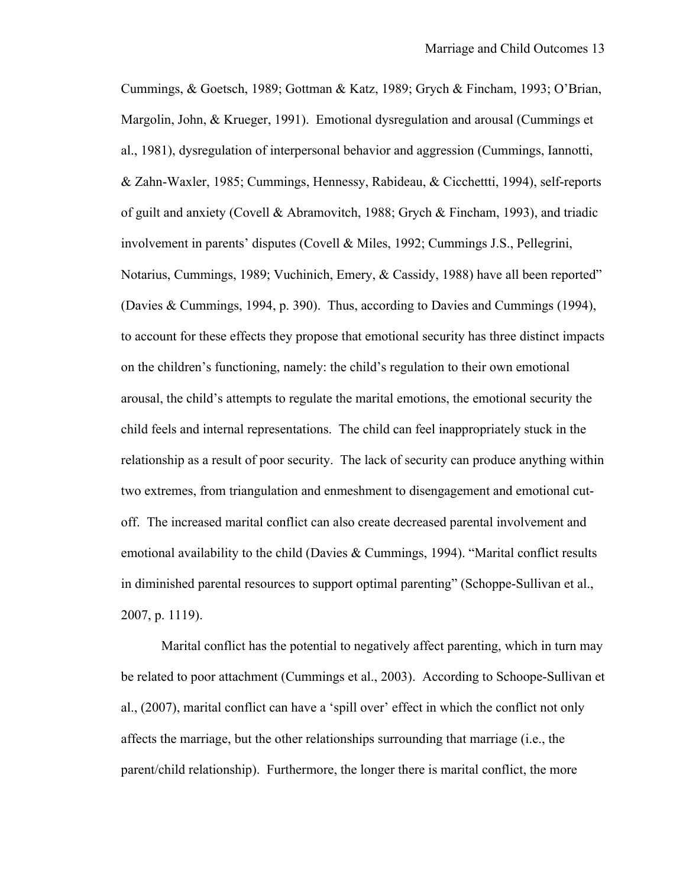Cummings, & Goetsch, 1989; Gottman & Katz, 1989; Grych & Fincham, 1993; O'Brian, Margolin, John, & Krueger, 1991). Emotional dysregulation and arousal (Cummings et al., 1981), dysregulation of interpersonal behavior and aggression (Cummings, Iannotti, & Zahn-Waxler, 1985; Cummings, Hennessy, Rabideau, & Cicchettti, 1994), self-reports of guilt and anxiety (Covell & Abramovitch, 1988; Grych & Fincham, 1993), and triadic involvement in parents' disputes (Covell & Miles, 1992; Cummings J.S., Pellegrini, Notarius, Cummings, 1989; Vuchinich, Emery, & Cassidy, 1988) have all been reported" (Davies & Cummings, 1994, p. 390). Thus, according to Davies and Cummings (1994), to account for these effects they propose that emotional security has three distinct impacts on the children's functioning, namely: the child's regulation to their own emotional arousal, the child's attempts to regulate the marital emotions, the emotional security the child feels and internal representations. The child can feel inappropriately stuck in the relationship as a result of poor security. The lack of security can produce anything within two extremes, from triangulation and enmeshment to disengagement and emotional cut-off. The increased marital conflict can also create decreased parental involvement and emotional availability to the child (Davies & Cummings, 1994). "Marital conflict results in diminished parental resources to support optimal parenting" (Schoppe-Sullivan et al., 2007, p. 1119).

Marital conflict has the potential to negatively affect parenting, which in turn may be related to poor attachment (Cummings et al., 2003). According to Schoope-Sullivan et al., (2007), marital conflict can have a 'spill over' effect in which the conflict not only affects the marriage, but the other relationships surrounding that marriage (i.e., the parent/child relationship). Furthermore, the longer there is marital conflict, the more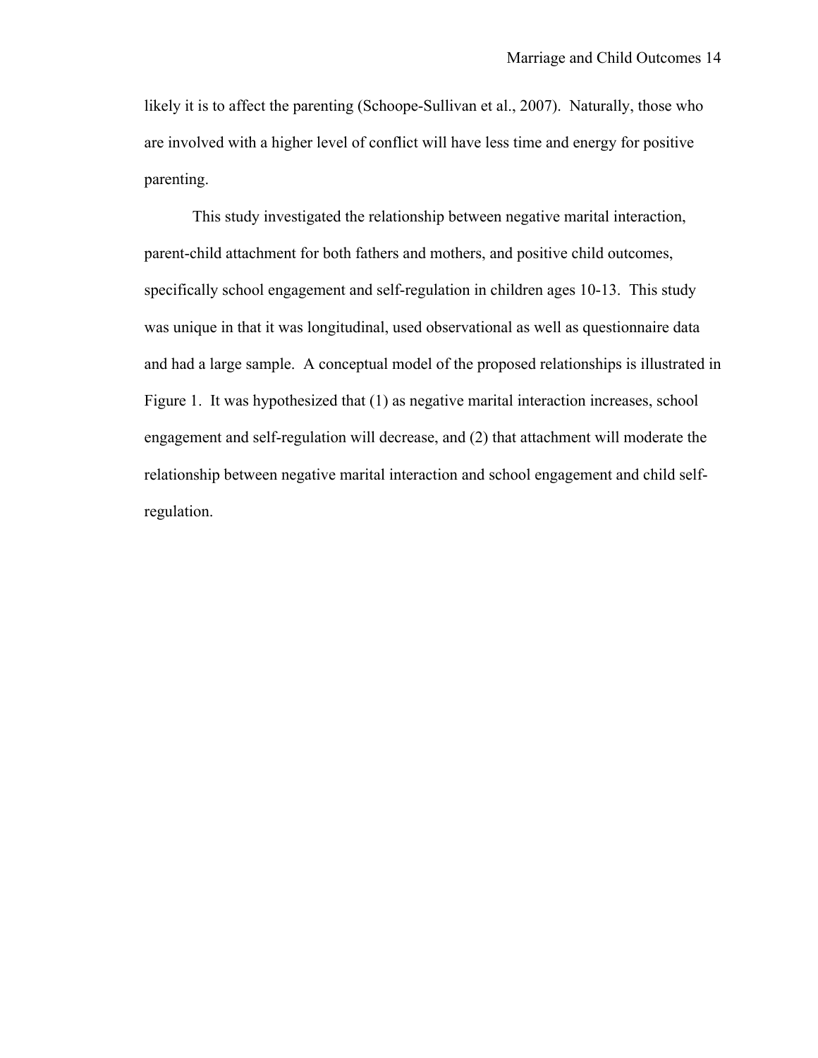likely it is to affect the parenting (Schoope-Sullivan et al., 2007). Naturally, those who are involved with a higher level of conflict will have less time and energy for positive parenting.

This study investigated the relationship between negative marital interaction, parent-child attachment for both fathers and mothers, and positive child outcomes, specifically school engagement and self-regulation in children ages 10-13. This study was unique in that it was longitudinal, used observational as well as questionnaire data and had a large sample. A conceptual model of the proposed relationships is illustrated in Figure 1. It was hypothesized that (1) as negative marital interaction increases, school engagement and self-regulation will decrease, and (2) that attachment will moderate the relationship between negative marital interaction and school engagement and child self-regulation.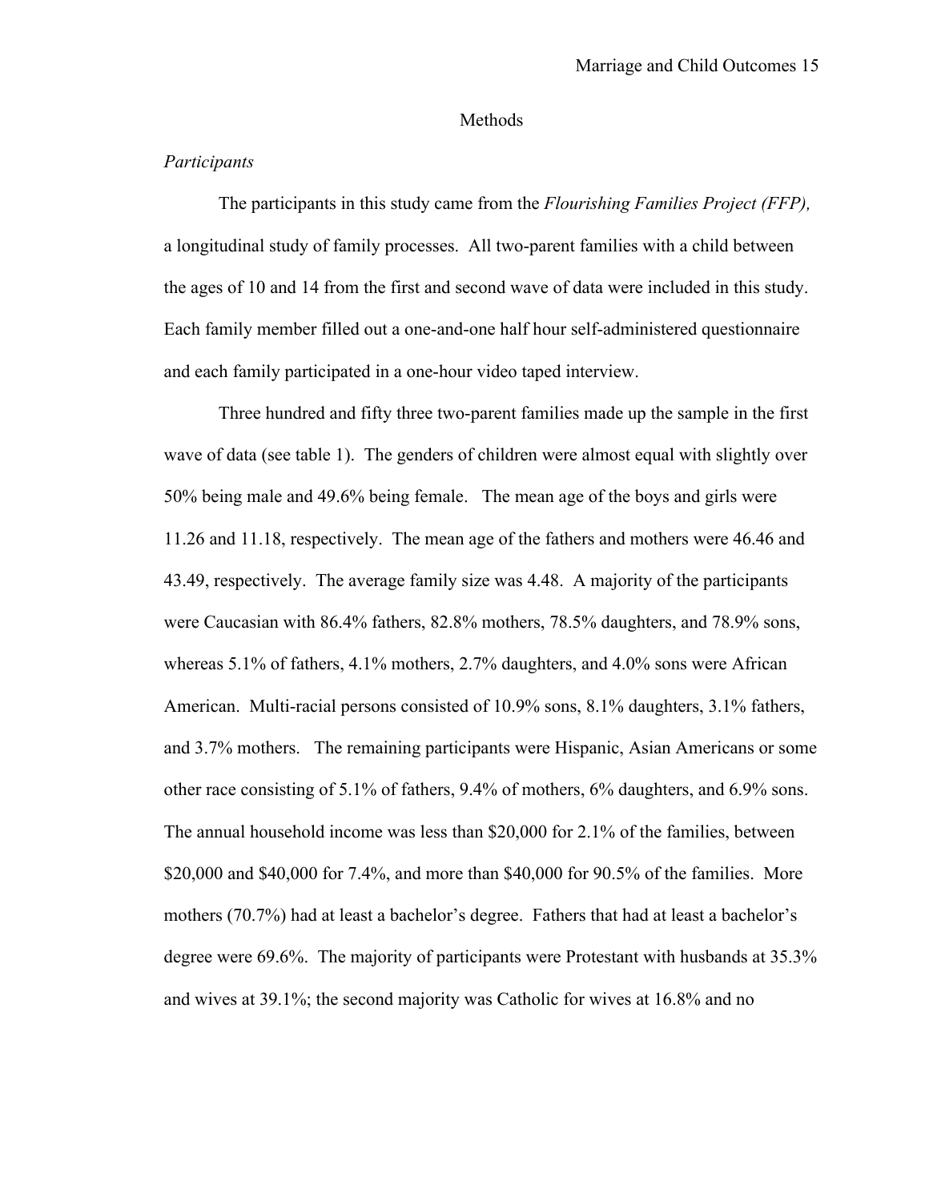# Methods

*Participants*

The participants in this study came from the *Flourishing Families Project (FFP),* a longitudinal study of family processes. All two-parent families with a child between the ages of 10 and 14 from the first and second wave of data were included in this study. Each family member filled out a one-and-one half hour self-administered questionnaire and each family participated in a one-hour video taped interview.

Three hundred and fifty three two-parent families made up the sample in the first wave of data (see table 1). The genders of children were almost equal with slightly over 50% being male and 49.6% being female. The mean age of the boys and girls were 11.26 and 11.18, respectively. The mean age of the fathers and mothers were 46.46 and 43.49, respectively. The average family size was 4.48. A majority of the participants were Caucasian with 86.4% fathers, 82.8% mothers, 78.5% daughters, and 78.9% sons, whereas 5.1% of fathers, 4.1% mothers, 2.7% daughters, and 4.0% sons were African American. Multi-racial persons consisted of 10.9% sons, 8.1% daughters, 3.1% fathers, and 3.7% mothers. The remaining participants were Hispanic, Asian Americans or some other race consisting of 5.1% of fathers, 9.4% of mothers, 6% daughters, and 6.9% sons. The annual household income was less than $20,000 for 2.1% of the families, between $20,000 and $40,000 for 7.4%, and more than $40,000 for 90.5% of the families. More mothers (70.7%) had at least a bachelor's degree. Fathers that had at least a bachelor's degree were 69.6%. The majority of participants were Protestant with husbands at 35.3% and wives at 39.1%; the second majority was Catholic for wives at 16.8% and no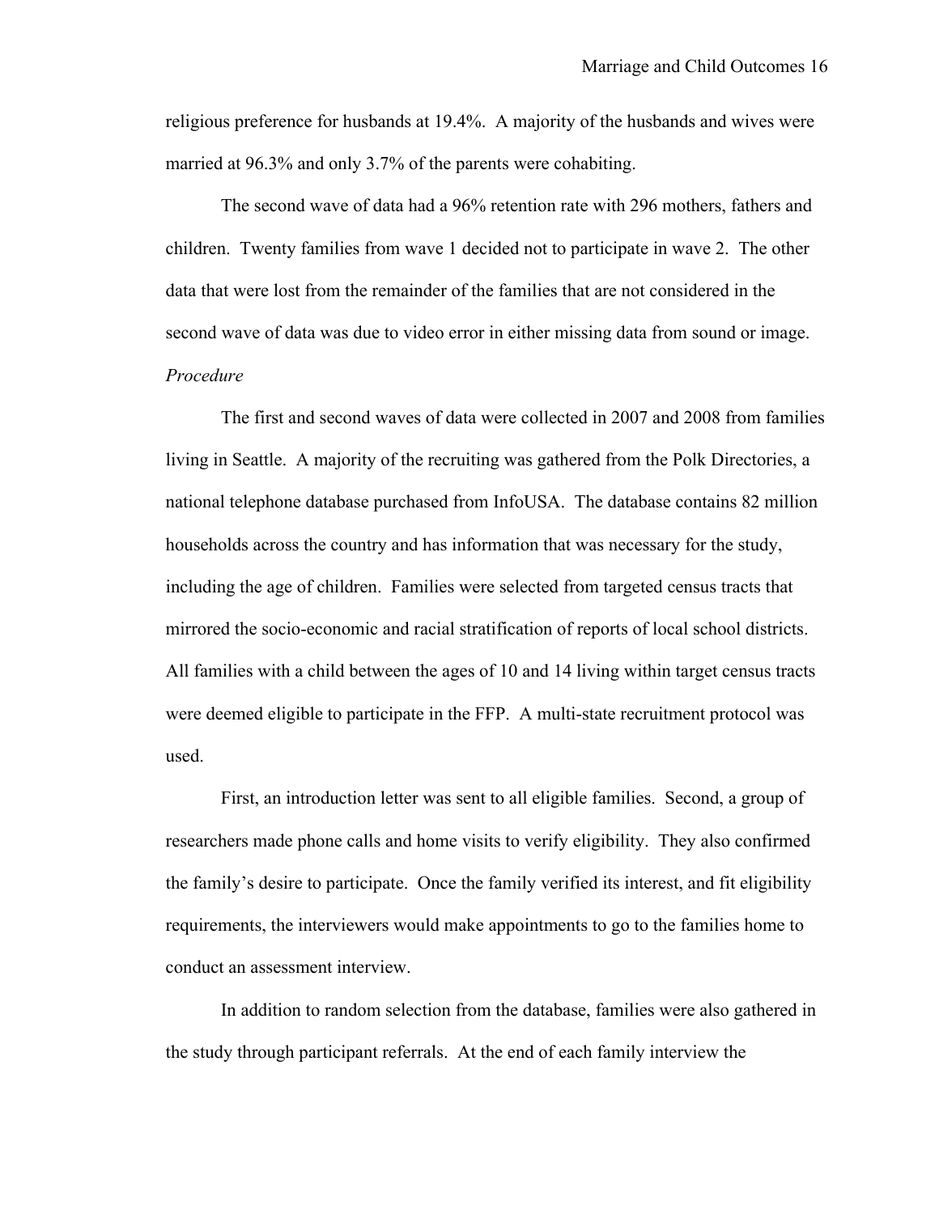religious preference for husbands at 19.4%. A majority of the husbands and wives were married at 96.3% and only 3.7% of the parents were cohabiting.

The second wave of data had a 96% retention rate with 296 mothers, fathers and children. Twenty families from wave 1 decided not to participate in wave 2. The other data that were lost from the remainder of the families that are not considered in the second wave of data was due to video error in either missing data from sound or image.

*Procedure*

The first and second waves of data were collected in 2007 and 2008 from families living in Seattle. A majority of the recruiting was gathered from the Polk Directories, a national telephone database purchased from InfoUSA. The database contains 82 million households across the country and has information that was necessary for the study, including the age of children. Families were selected from targeted census tracts that mirrored the socio-economic and racial stratification of reports of local school districts. All families with a child between the ages of 10 and 14 living within target census tracts were deemed eligible to participate in the FFP. A multi-state recruitment protocol was used.

First, an introduction letter was sent to all eligible families. Second, a group of researchers made phone calls and home visits to verify eligibility. They also confirmed the family's desire to participate. Once the family verified its interest, and fit eligibility requirements, the interviewers would make appointments to go to the families home to conduct an assessment interview.

In addition to random selection from the database, families were also gathered in the study through participant referrals. At the end of each family interview the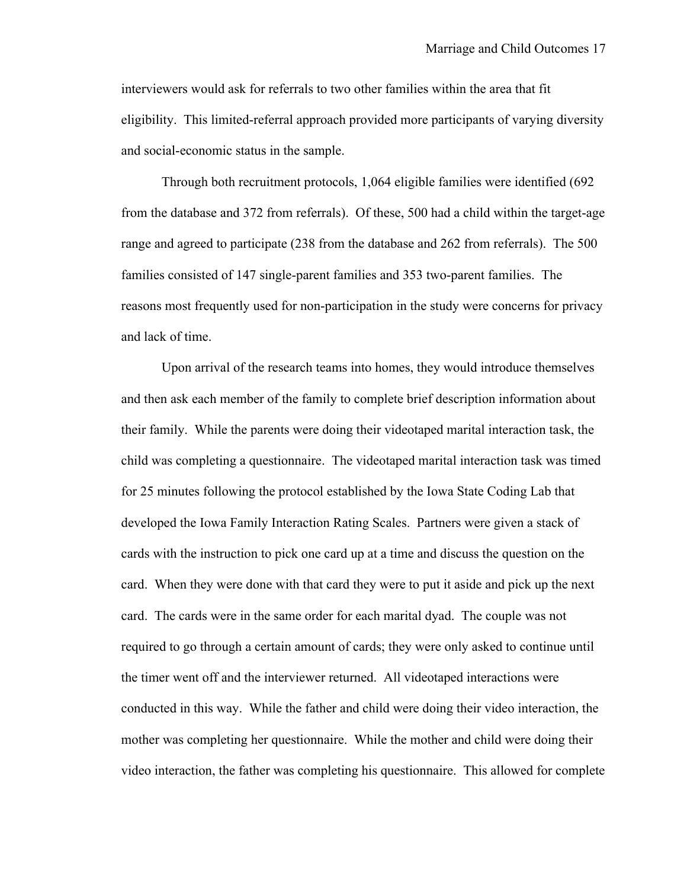interviewers would ask for referrals to two other families within the area that fit eligibility. This limited-referral approach provided more participants of varying diversity and social-economic status in the sample.

Through both recruitment protocols, 1,064 eligible families were identified (692 from the database and 372 from referrals). Of these, 500 had a child within the target-age range and agreed to participate (238 from the database and 262 from referrals). The 500 families consisted of 147 single-parent families and 353 two-parent families. The reasons most frequently used for non-participation in the study were concerns for privacy and lack of time.

Upon arrival of the research teams into homes, they would introduce themselves and then ask each member of the family to complete brief description information about their family. While the parents were doing their videotaped marital interaction task, the child was completing a questionnaire. The videotaped marital interaction task was timed for 25 minutes following the protocol established by the Iowa State Coding Lab that developed the Iowa Family Interaction Rating Scales. Partners were given a stack of cards with the instruction to pick one card up at a time and discuss the question on the card. When they were done with that card they were to put it aside and pick up the next card. The cards were in the same order for each marital dyad. The couple was not required to go through a certain amount of cards; they were only asked to continue until the timer went off and the interviewer returned. All videotaped interactions were conducted in this way. While the father and child were doing their video interaction, the mother was completing her questionnaire. While the mother and child were doing their video interaction, the father was completing his questionnaire. This allowed for complete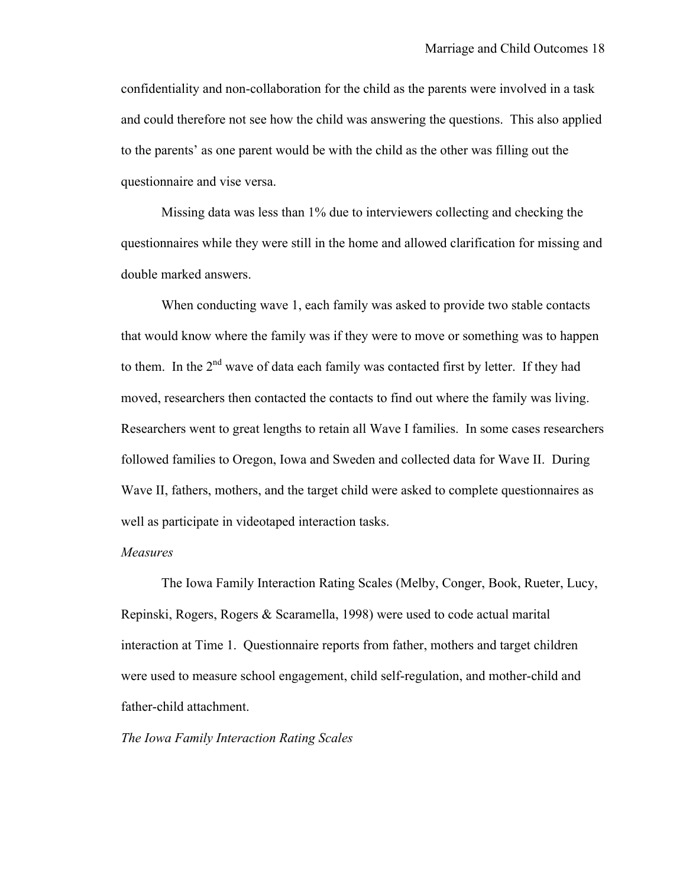confidentiality and non-collaboration for the child as the parents were involved in a task and could therefore not see how the child was answering the questions. This also applied to the parents' as one parent would be with the child as the other was filling out the questionnaire and vise versa.

Missing data was less than 1% due to interviewers collecting and checking the questionnaires while they were still in the home and allowed clarification for missing and double marked answers.

When conducting wave 1, each family was asked to provide two stable contacts that would know where the family was if they were to move or something was to happen to them. In the 2nd wave of data each family was contacted first by letter. If they had moved, researchers then contacted the contacts to find out where the family was living. Researchers went to great lengths to retain all Wave I families. In some cases researchers followed families to Oregon, Iowa and Sweden and collected data for Wave II. During Wave II, fathers, mothers, and the target child were asked to complete questionnaires as well as participate in videotaped interaction tasks.

*Measures*

The Iowa Family Interaction Rating Scales (Melby, Conger, Book, Rueter, Lucy, Repinski, Rogers, Rogers & Scaramella, 1998) were used to code actual marital interaction at Time 1. Questionnaire reports from father, mothers and target children were used to measure school engagement, child self-regulation, and mother-child and father-child attachment.

*The Iowa Family Interaction Rating Scales*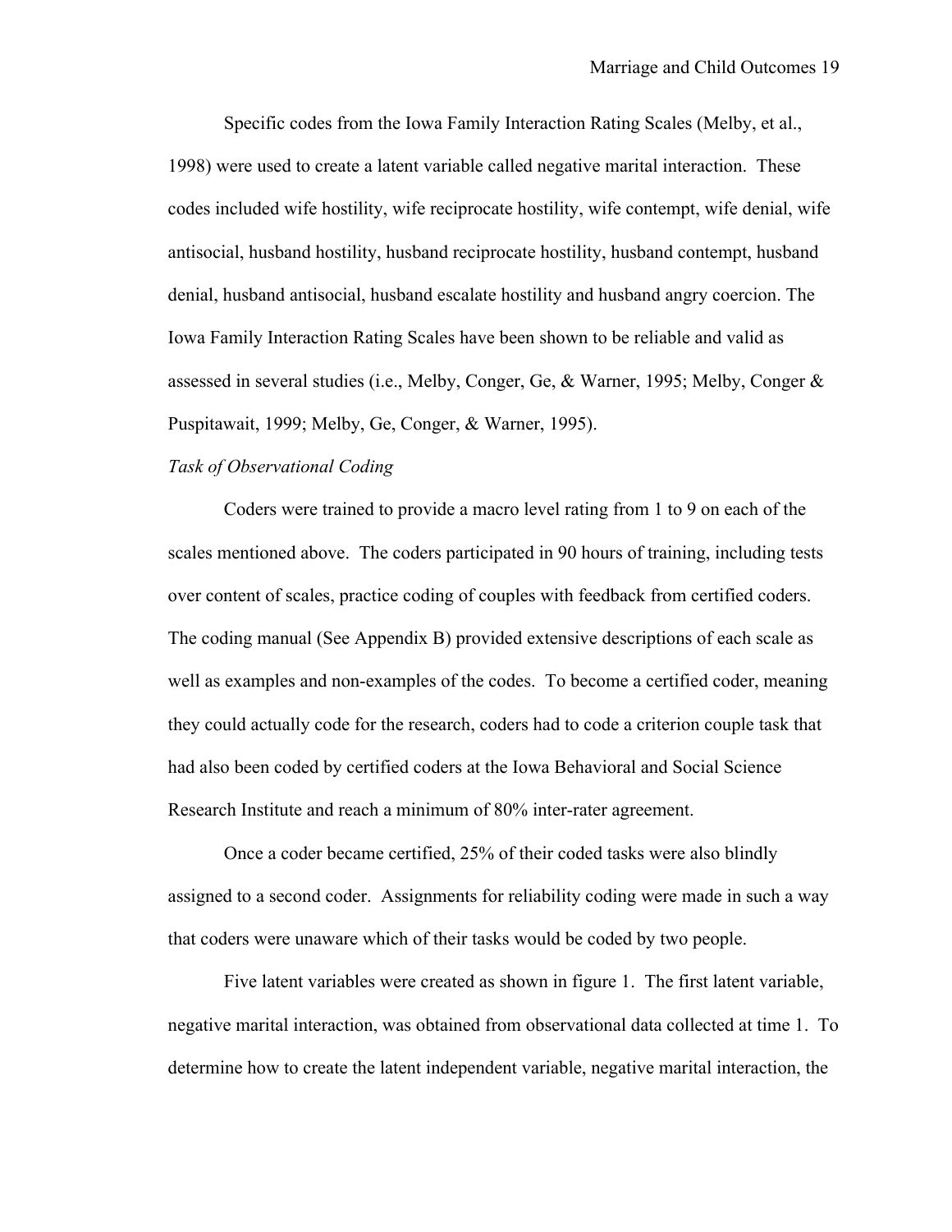Specific codes from the Iowa Family Interaction Rating Scales (Melby, et al., 1998) were used to create a latent variable called negative marital interaction. These codes included wife hostility, wife reciprocate hostility, wife contempt, wife denial, wife antisocial, husband hostility, husband reciprocate hostility, husband contempt, husband denial, husband antisocial, husband escalate hostility and husband angry coercion. The Iowa Family Interaction Rating Scales have been shown to be reliable and valid as assessed in several studies (i.e., Melby, Conger, Ge, & Warner, 1995; Melby, Conger & Puspitawait, 1999; Melby, Ge, Conger, & Warner, 1995).

*Task of Observational Coding*

Coders were trained to provide a macro level rating from 1 to 9 on each of the scales mentioned above. The coders participated in 90 hours of training, including tests over content of scales, practice coding of couples with feedback from certified coders. The coding manual (See Appendix B) provided extensive descriptions of each scale as well as examples and non-examples of the codes. To become a certified coder, meaning they could actually code for the research, coders had to code a criterion couple task that had also been coded by certified coders at the Iowa Behavioral and Social Science Research Institute and reach a minimum of 80% inter-rater agreement.

Once a coder became certified, 25% of their coded tasks were also blindly assigned to a second coder. Assignments for reliability coding were made in such a way that coders were unaware which of their tasks would be coded by two people.

Five latent variables were created as shown in figure 1. The first latent variable, negative marital interaction, was obtained from observational data collected at time 1. To determine how to create the latent independent variable, negative marital interaction, the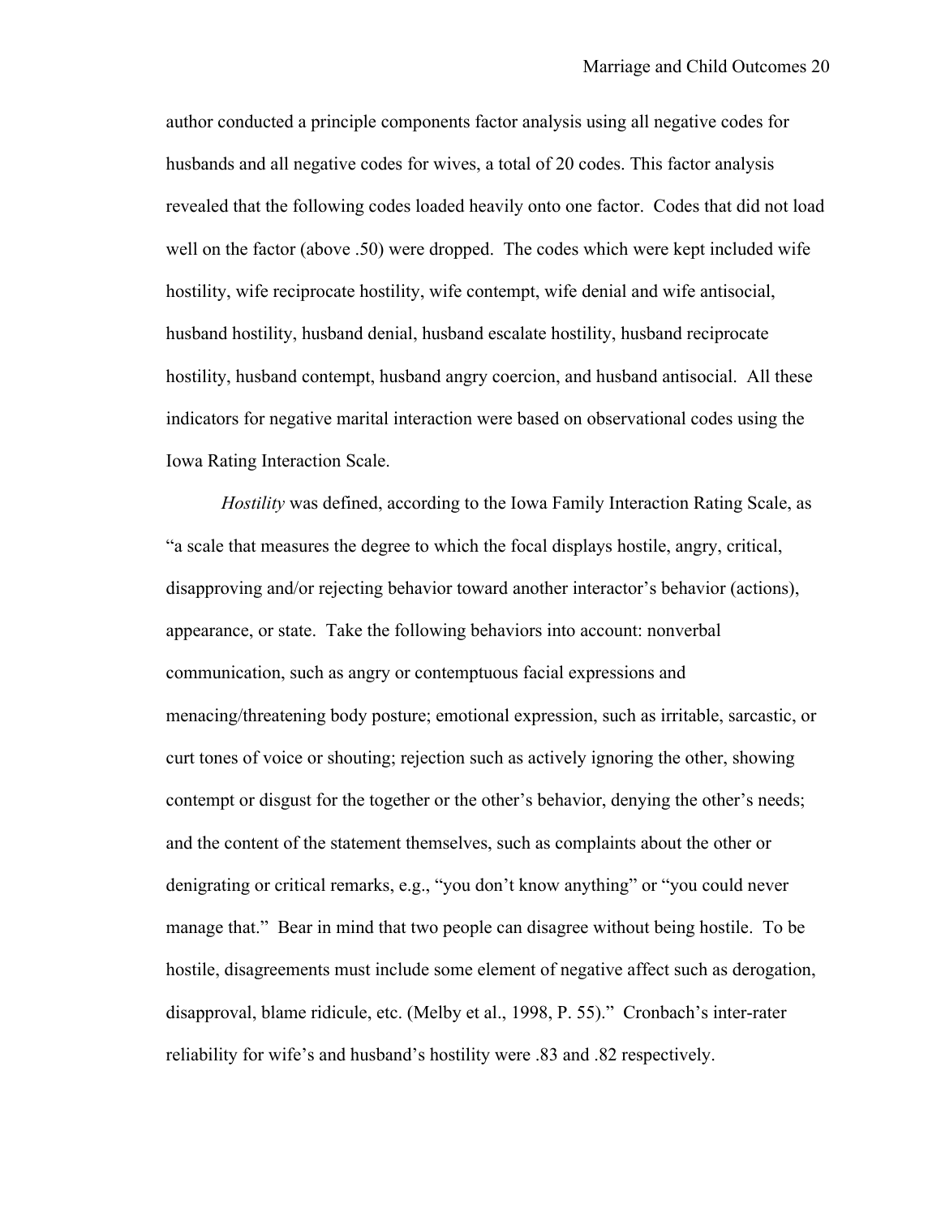author conducted a principle components factor analysis using all negative codes for husbands and all negative codes for wives, a total of 20 codes. This factor analysis revealed that the following codes loaded heavily onto one factor. Codes that did not load well on the factor (above .50) were dropped. The codes which were kept included wife hostility, wife reciprocate hostility, wife contempt, wife denial and wife antisocial, husband hostility, husband denial, husband escalate hostility, husband reciprocate hostility, husband contempt, husband angry coercion, and husband antisocial. All these indicators for negative marital interaction were based on observational codes using the Iowa Rating Interaction Scale.

*Hostility* was defined, according to the Iowa Family Interaction Rating Scale, as "a scale that measures the degree to which the focal displays hostile, angry, critical, disapproving and/or rejecting behavior toward another interactor's behavior (actions), appearance, or state. Take the following behaviors into account: nonverbal communication, such as angry or contemptuous facial expressions and menacing/threatening body posture; emotional expression, such as irritable, sarcastic, or curt tones of voice or shouting; rejection such as actively ignoring the other, showing contempt or disgust for the together or the other's behavior, denying the other's needs; and the content of the statement themselves, such as complaints about the other or denigrating or critical remarks, e.g., "you don't know anything" or "you could never manage that." Bear in mind that two people can disagree without being hostile. To be hostile, disagreements must include some element of negative affect such as derogation, disapproval, blame ridicule, etc. (Melby et al., 1998, P. 55)." Cronbach's inter-rater reliability for wife's and husband's hostility were .83 and .82 respectively.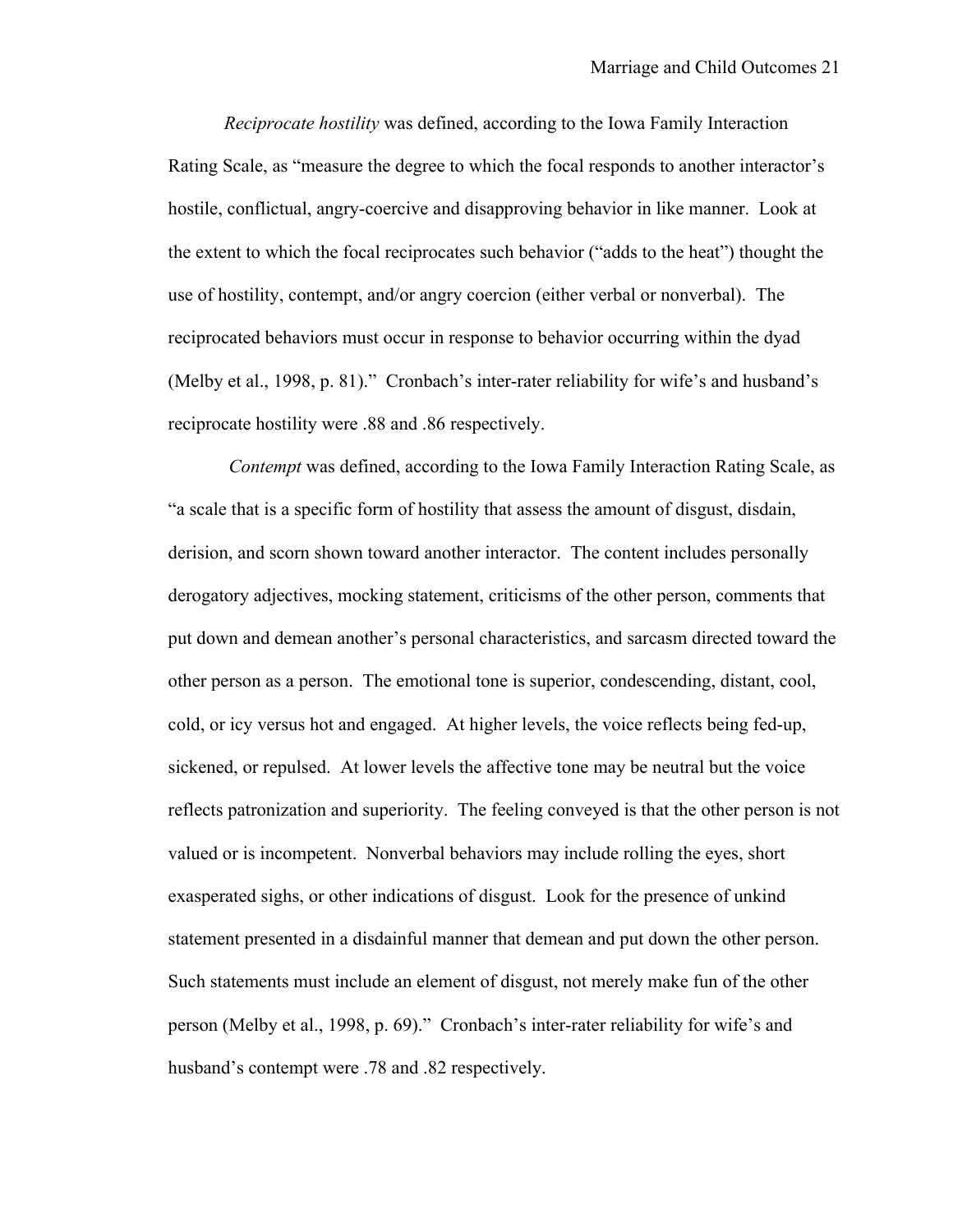*Reciprocate hostility* was defined, according to the Iowa Family Interaction Rating Scale, as "measure the degree to which the focal responds to another interactor's hostile, conflictual, angry-coercive and disapproving behavior in like manner. Look at the extent to which the focal reciprocates such behavior ("adds to the heat") thought the use of hostility, contempt, and/or angry coercion (either verbal or nonverbal). The reciprocated behaviors must occur in response to behavior occurring within the dyad (Melby et al., 1998, p. 81)." Cronbach's inter-rater reliability for wife's and husband's reciprocate hostility were .88 and .86 respectively.

*Contempt* was defined, according to the Iowa Family Interaction Rating Scale, as "a scale that is a specific form of hostility that assess the amount of disgust, disdain, derision, and scorn shown toward another interactor. The content includes personally derogatory adjectives, mocking statement, criticisms of the other person, comments that put down and demean another's personal characteristics, and sarcasm directed toward the other person as a person. The emotional tone is superior, condescending, distant, cool, cold, or icy versus hot and engaged. At higher levels, the voice reflects being fed-up, sickened, or repulsed. At lower levels the affective tone may be neutral but the voice reflects patronization and superiority. The feeling conveyed is that the other person is not valued or is incompetent. Nonverbal behaviors may include rolling the eyes, short exasperated sighs, or other indications of disgust. Look for the presence of unkind statement presented in a disdainful manner that demean and put down the other person. Such statements must include an element of disgust, not merely make fun of the other person (Melby et al., 1998, p. 69)." Cronbach's inter-rater reliability for wife's and husband's contempt were .78 and .82 respectively.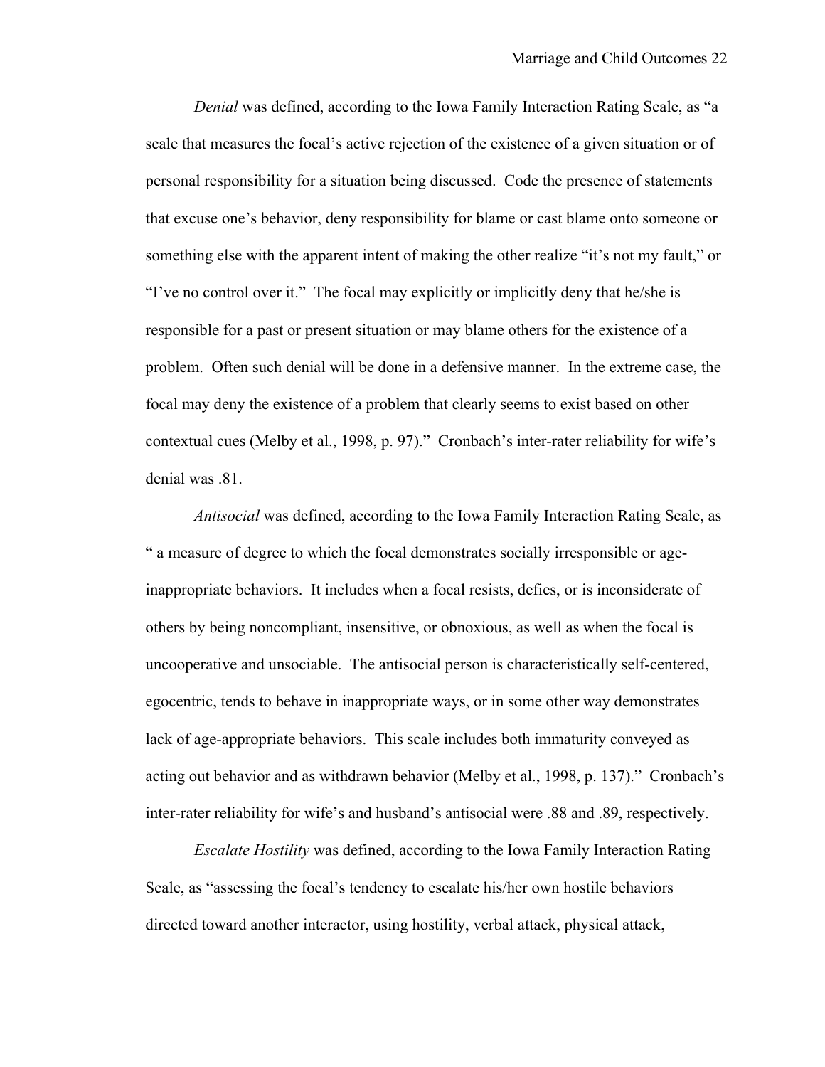*Denial* was defined, according to the Iowa Family Interaction Rating Scale, as "a scale that measures the focal's active rejection of the existence of a given situation or of personal responsibility for a situation being discussed. Code the presence of statements that excuse one's behavior, deny responsibility for blame or cast blame onto someone or something else with the apparent intent of making the other realize "it's not my fault," or "I've no control over it." The focal may explicitly or implicitly deny that he/she is responsible for a past or present situation or may blame others for the existence of a problem. Often such denial will be done in a defensive manner. In the extreme case, the focal may deny the existence of a problem that clearly seems to exist based on other contextual cues (Melby et al., 1998, p. 97)." Cronbach's inter-rater reliability for wife's denial was .81.

*Antisocial* was defined, according to the Iowa Family Interaction Rating Scale, as " a measure of degree to which the focal demonstrates socially irresponsible or age-inappropriate behaviors. It includes when a focal resists, defies, or is inconsiderate of others by being noncompliant, insensitive, or obnoxious, as well as when the focal is uncooperative and unsociable. The antisocial person is characteristically self-centered, egocentric, tends to behave in inappropriate ways, or in some other way demonstrates lack of age-appropriate behaviors. This scale includes both immaturity conveyed as acting out behavior and as withdrawn behavior (Melby et al., 1998, p. 137)." Cronbach's inter-rater reliability for wife's and husband's antisocial were .88 and .89, respectively.

*Escalate Hostility* was defined, according to the Iowa Family Interaction Rating Scale, as "assessing the focal's tendency to escalate his/her own hostile behaviors directed toward another interactor, using hostility, verbal attack, physical attack,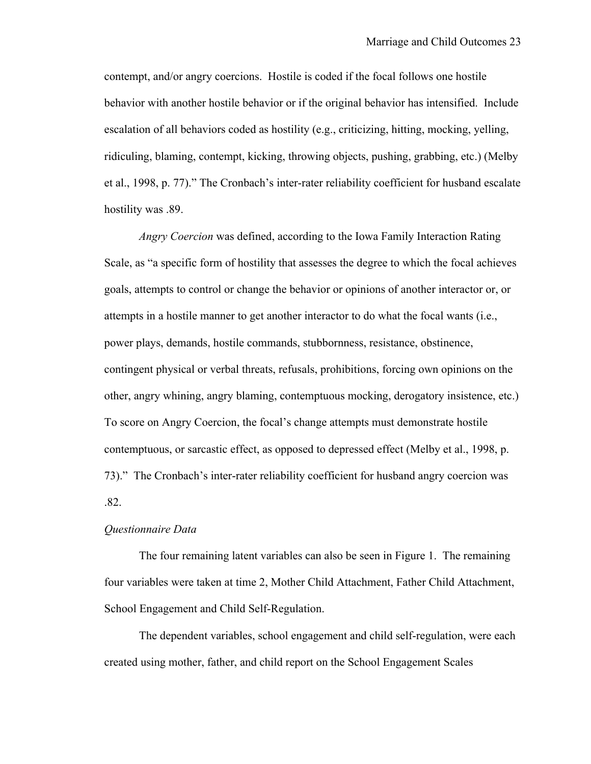contempt, and/or angry coercions. Hostile is coded if the focal follows one hostile behavior with another hostile behavior or if the original behavior has intensified. Include escalation of all behaviors coded as hostility (e.g., criticizing, hitting, mocking, yelling, ridiculing, blaming, contempt, kicking, throwing objects, pushing, grabbing, etc.) (Melby et al., 1998, p. 77)." The Cronbach's inter-rater reliability coefficient for husband escalate hostility was .89.

*Angry Coercion* was defined, according to the Iowa Family Interaction Rating Scale, as "a specific form of hostility that assesses the degree to which the focal achieves goals, attempts to control or change the behavior or opinions of another interactor or, or attempts in a hostile manner to get another interactor to do what the focal wants (i.e., power plays, demands, hostile commands, stubbornness, resistance, obstinence, contingent physical or verbal threats, refusals, prohibitions, forcing own opinions on the other, angry whining, angry blaming, contemptuous mocking, derogatory insistence, etc.) To score on Angry Coercion, the focal's change attempts must demonstrate hostile contemptuous, or sarcastic effect, as opposed to depressed effect (Melby et al., 1998, p. 73)." The Cronbach's inter-rater reliability coefficient for husband angry coercion was .82.

*Questionnaire Data*

The four remaining latent variables can also be seen in Figure 1. The remaining four variables were taken at time 2, Mother Child Attachment, Father Child Attachment, School Engagement and Child Self-Regulation.

The dependent variables, school engagement and child self-regulation, were each created using mother, father, and child report on the School Engagement Scales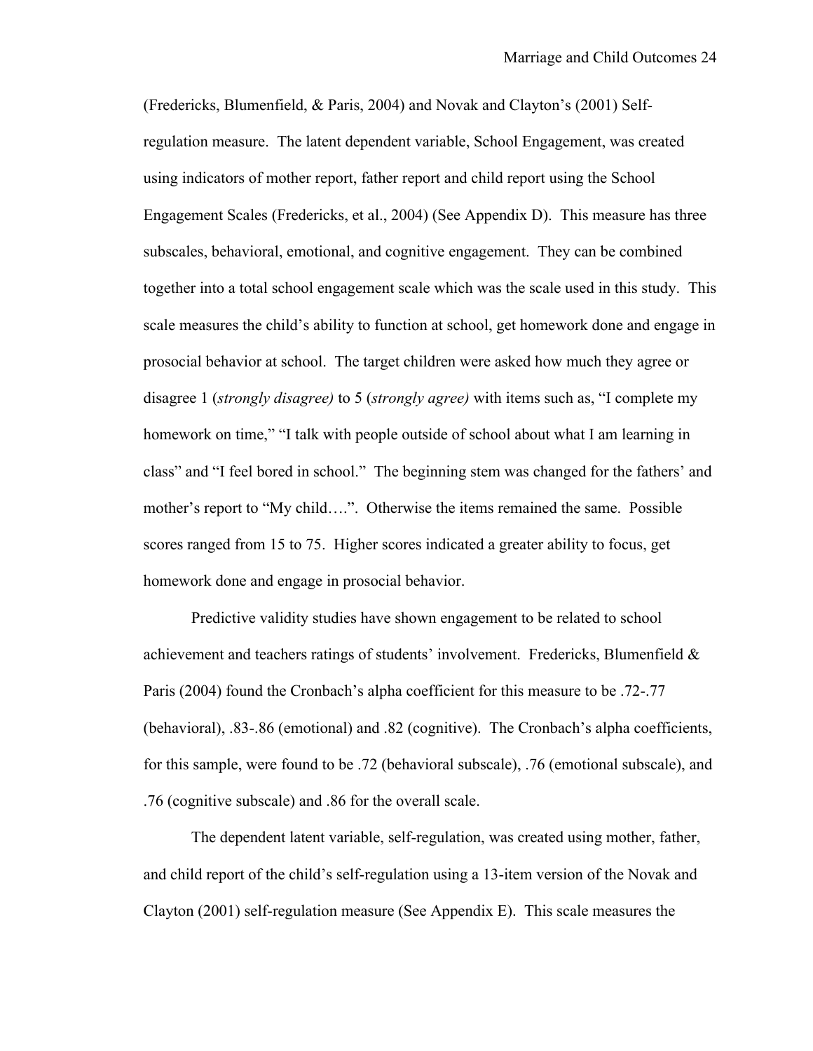(Fredericks, Blumenfield, & Paris, 2004) and Novak and Clayton's (2001) Self-regulation measure. The latent dependent variable, School Engagement, was created using indicators of mother report, father report and child report using the School Engagement Scales (Fredericks, et al., 2004) (See Appendix D). This measure has three subscales, behavioral, emotional, and cognitive engagement. They can be combined together into a total school engagement scale which was the scale used in this study. This scale measures the child's ability to function at school, get homework done and engage in prosocial behavior at school. The target children were asked how much they agree or disagree 1 (*strongly disagree)* to 5 (*strongly agree)* with items such as, "I complete my homework on time," "I talk with people outside of school about what I am learning in class" and "I feel bored in school." The beginning stem was changed for the fathers' and mother's report to "My child….". Otherwise the items remained the same. Possible scores ranged from 15 to 75. Higher scores indicated a greater ability to focus, get homework done and engage in prosocial behavior.

Predictive validity studies have shown engagement to be related to school achievement and teachers ratings of students' involvement. Fredericks, Blumenfield & Paris (2004) found the Cronbach's alpha coefficient for this measure to be .72-.77 (behavioral), .83-.86 (emotional) and .82 (cognitive). The Cronbach's alpha coefficients, for this sample, were found to be .72 (behavioral subscale), .76 (emotional subscale), and .76 (cognitive subscale) and .86 for the overall scale.

The dependent latent variable, self-regulation, was created using mother, father, and child report of the child's self-regulation using a 13-item version of the Novak and Clayton (2001) self-regulation measure (See Appendix E). This scale measures the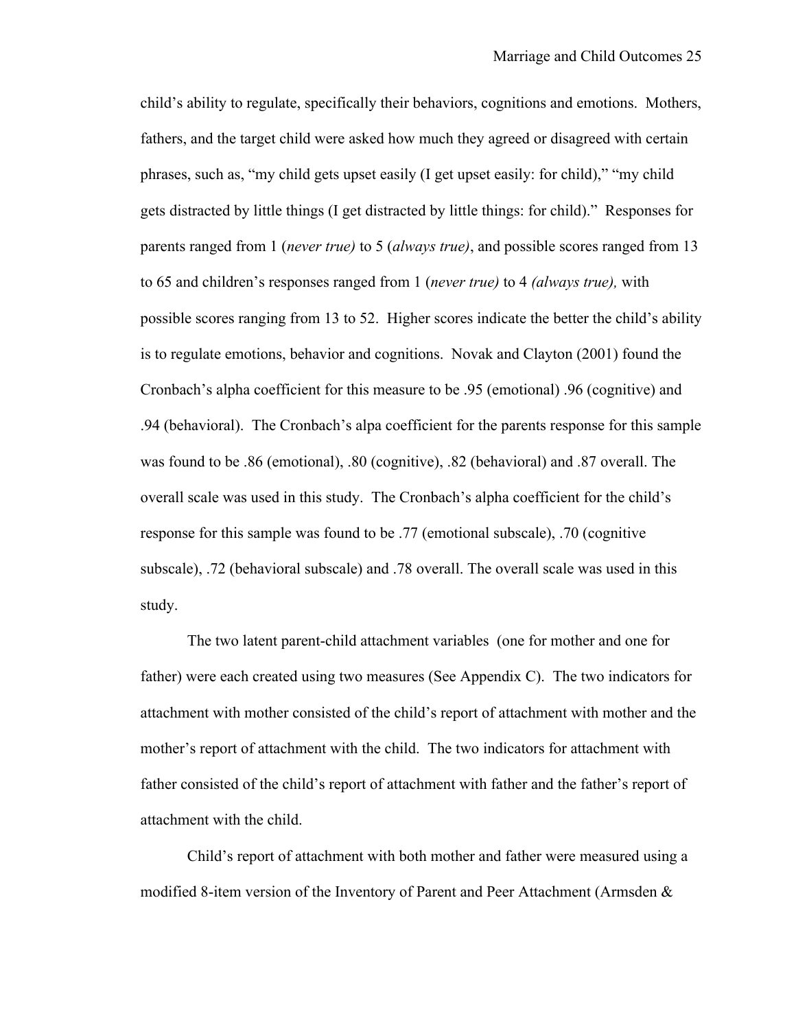child's ability to regulate, specifically their behaviors, cognitions and emotions. Mothers, fathers, and the target child were asked how much they agreed or disagreed with certain phrases, such as, "my child gets upset easily (I get upset easily: for child)," "my child gets distracted by little things (I get distracted by little things: for child)." Responses for parents ranged from 1 (*never true)* to 5 (*always true)*, and possible scores ranged from 13 to 65 and children's responses ranged from 1 (*never true)* to 4 *(always true),* with possible scores ranging from 13 to 52. Higher scores indicate the better the child's ability is to regulate emotions, behavior and cognitions. Novak and Clayton (2001) found the Cronbach's alpha coefficient for this measure to be .95 (emotional) .96 (cognitive) and .94 (behavioral). The Cronbach's alpa coefficient for the parents response for this sample was found to be .86 (emotional), .80 (cognitive), .82 (behavioral) and .87 overall. The overall scale was used in this study. The Cronbach's alpha coefficient for the child's response for this sample was found to be .77 (emotional subscale), .70 (cognitive subscale), .72 (behavioral subscale) and .78 overall. The overall scale was used in this study.

The two latent parent-child attachment variables (one for mother and one for father) were each created using two measures (See Appendix C). The two indicators for attachment with mother consisted of the child's report of attachment with mother and the mother's report of attachment with the child. The two indicators for attachment with father consisted of the child's report of attachment with father and the father's report of attachment with the child.

Child's report of attachment with both mother and father were measured using a modified 8-item version of the Inventory of Parent and Peer Attachment (Armsden &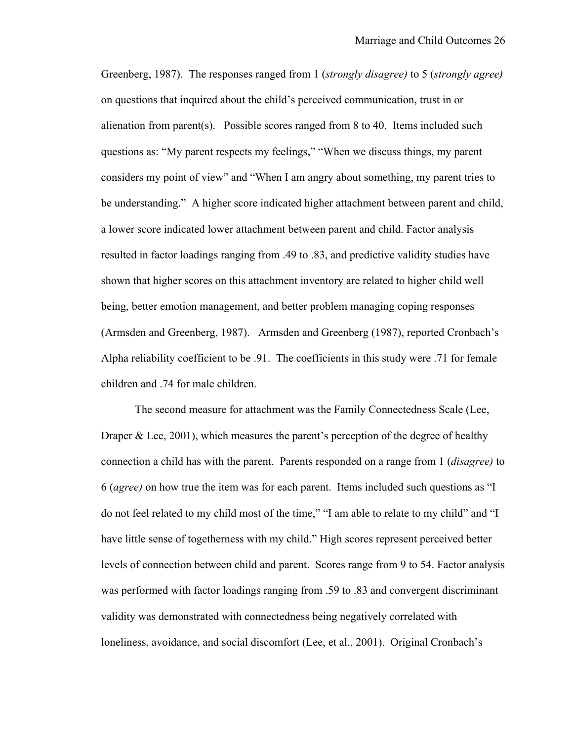Greenberg, 1987). The responses ranged from 1 (*strongly disagree)* to 5 (*strongly agree)* on questions that inquired about the child's perceived communication, trust in or alienation from parent(s). Possible scores ranged from 8 to 40. Items included such questions as: "My parent respects my feelings," "When we discuss things, my parent considers my point of view" and "When I am angry about something, my parent tries to be understanding." A higher score indicated higher attachment between parent and child, a lower score indicated lower attachment between parent and child. Factor analysis resulted in factor loadings ranging from .49 to .83, and predictive validity studies have shown that higher scores on this attachment inventory are related to higher child well being, better emotion management, and better problem managing coping responses (Armsden and Greenberg, 1987). Armsden and Greenberg (1987), reported Cronbach's Alpha reliability coefficient to be .91. The coefficients in this study were .71 for female children and .74 for male children.

The second measure for attachment was the Family Connectedness Scale (Lee, Draper & Lee, 2001), which measures the parent's perception of the degree of healthy connection a child has with the parent. Parents responded on a range from 1 (*disagree)* to 6 (*agree)* on how true the item was for each parent. Items included such questions as "I do not feel related to my child most of the time," "I am able to relate to my child" and "I have little sense of togetherness with my child." High scores represent perceived better levels of connection between child and parent. Scores range from 9 to 54. Factor analysis was performed with factor loadings ranging from .59 to .83 and convergent discriminant validity was demonstrated with connectedness being negatively correlated with loneliness, avoidance, and social discomfort (Lee, et al., 2001). Original Cronbach's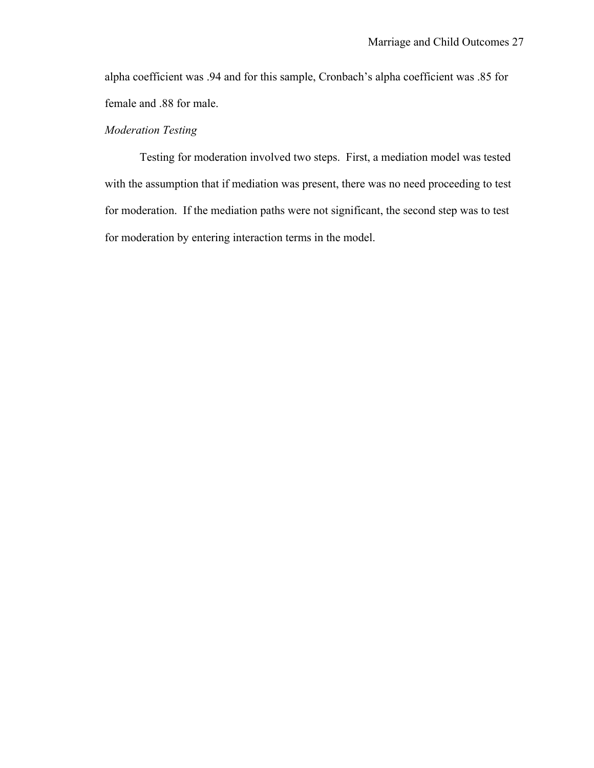alpha coefficient was .94 and for this sample, Cronbach's alpha coefficient was .85 for female and .88 for male.

*Moderation Testing*

Testing for moderation involved two steps. First, a mediation model was tested with the assumption that if mediation was present, there was no need proceeding to test for moderation. If the mediation paths were not significant, the second step was to test for moderation by entering interaction terms in the model.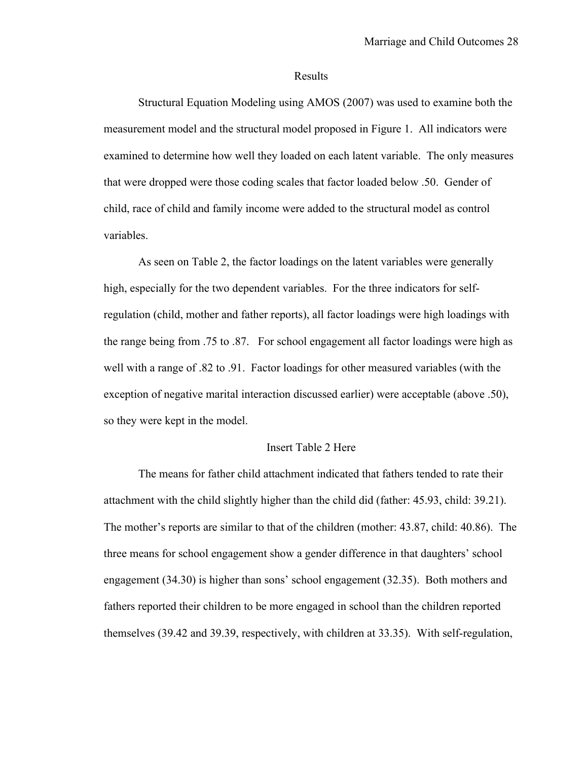## Results

Structural Equation Modeling using AMOS (2007) was used to examine both the measurement model and the structural model proposed in Figure 1. All indicators were examined to determine how well they loaded on each latent variable. The only measures that were dropped were those coding scales that factor loaded below .50. Gender of child, race of child and family income were added to the structural model as control variables.

As seen on Table 2, the factor loadings on the latent variables were generally high, especially for the two dependent variables. For the three indicators for self-regulation (child, mother and father reports), all factor loadings were high loadings with the range being from .75 to .87. For school engagement all factor loadings were high as well with a range of .82 to .91. Factor loadings for other measured variables (with the exception of negative marital interaction discussed earlier) were acceptable (above .50), so they were kept in the model.

Insert Table 2 Here

The means for father child attachment indicated that fathers tended to rate their attachment with the child slightly higher than the child did (father: 45.93, child: 39.21). The mother's reports are similar to that of the children (mother: 43.87, child: 40.86). The three means for school engagement show a gender difference in that daughters' school engagement (34.30) is higher than sons' school engagement (32.35). Both mothers and fathers reported their children to be more engaged in school than the children reported themselves (39.42 and 39.39, respectively, with children at 33.35). With self-regulation,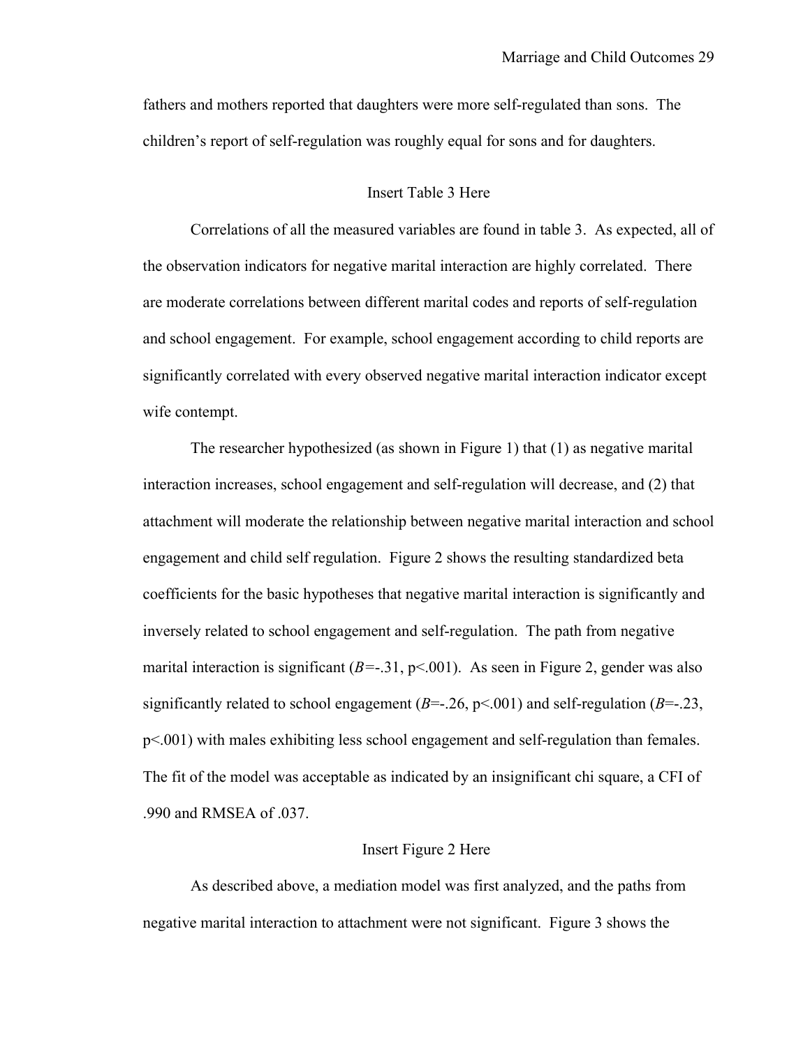fathers and mothers reported that daughters were more self-regulated than sons. The children's report of self-regulation was roughly equal for sons and for daughters.

Insert Table 3 Here

Correlations of all the measured variables are found in table 3. As expected, all of the observation indicators for negative marital interaction are highly correlated. There are moderate correlations between different marital codes and reports of self-regulation and school engagement. For example, school engagement according to child reports are significantly correlated with every observed negative marital interaction indicator except wife contempt.

The researcher hypothesized (as shown in Figure 1) that (1) as negative marital interaction increases, school engagement and self-regulation will decrease, and (2) that attachment will moderate the relationship between negative marital interaction and school engagement and child self regulation. Figure 2 shows the resulting standardized beta coefficients for the basic hypotheses that negative marital interaction is significantly and inversely related to school engagement and self-regulation. The path from negative marital interaction is significant ($B$=-.31, p<.001). As seen in Figure 2, gender was also significantly related to school engagement ($B$=-.26, p<.001) and self-regulation ($B$=-.23, p<.001) with males exhibiting less school engagement and self-regulation than females. The fit of the model was acceptable as indicated by an insignificant chi square, a CFI of .990 and RMSEA of .037.

Insert Figure 2 Here

As described above, a mediation model was first analyzed, and the paths from negative marital interaction to attachment were not significant. Figure 3 shows the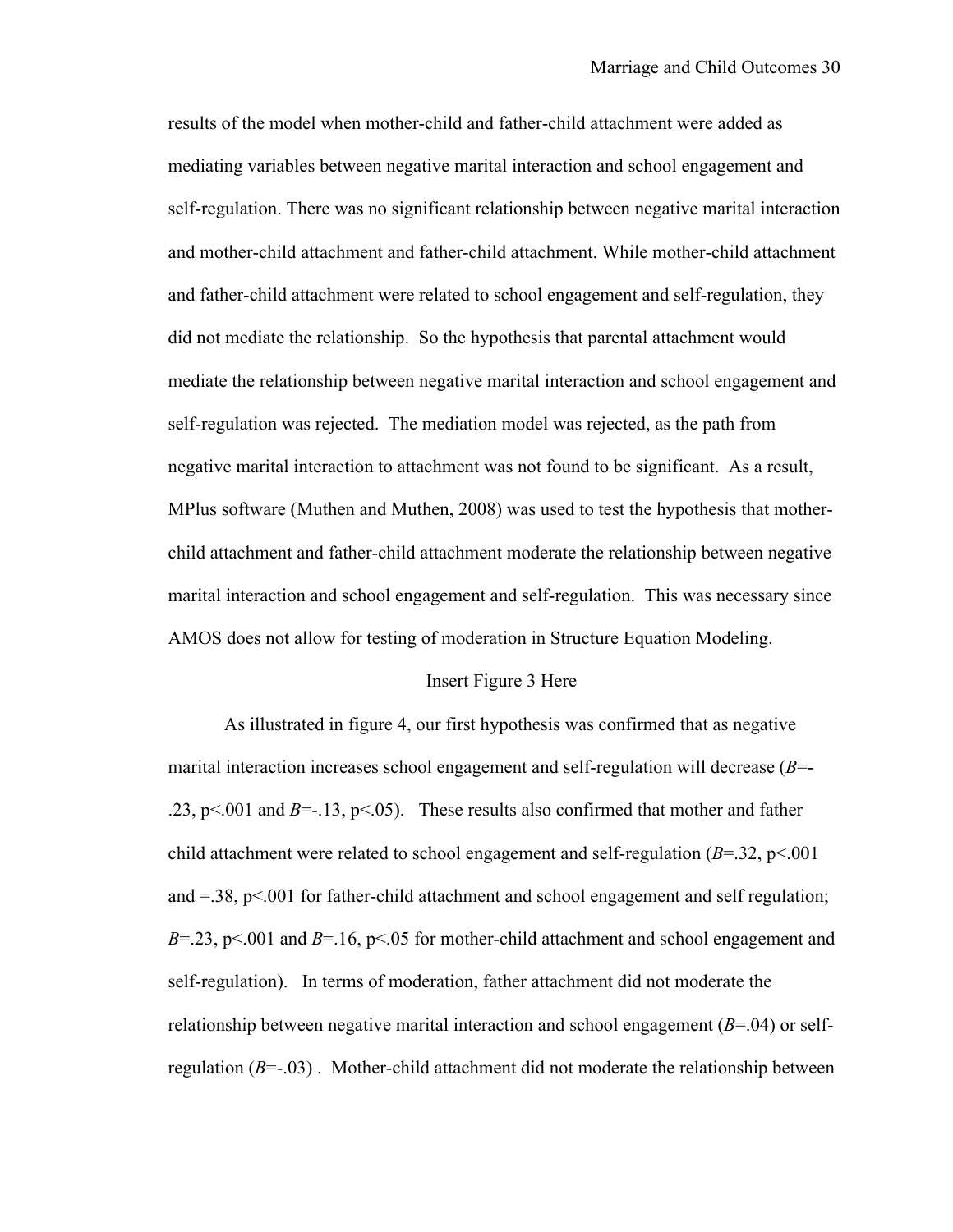results of the model when mother-child and father-child attachment were added as mediating variables between negative marital interaction and school engagement and self-regulation. There was no significant relationship between negative marital interaction and mother-child attachment and father-child attachment. While mother-child attachment and father-child attachment were related to school engagement and self-regulation, they did not mediate the relationship. So the hypothesis that parental attachment would mediate the relationship between negative marital interaction and school engagement and self-regulation was rejected. The mediation model was rejected, as the path from negative marital interaction to attachment was not found to be significant. As a result, MPlus software (Muthen and Muthen, 2008) was used to test the hypothesis that mother-child attachment and father-child attachment moderate the relationship between negative marital interaction and school engagement and self-regulation. This was necessary since AMOS does not allow for testing of moderation in Structure Equation Modeling.

Insert Figure 3 Here

As illustrated in figure 4, our first hypothesis was confirmed that as negative marital interaction increases school engagement and self-regulation will decrease ($B$=-.23, $p<.001$ and $B$=-.13, $p<.05$). These results also confirmed that mother and father child attachment were related to school engagement and self-regulation ($B$=.32, $p<.001$ and =.38, $p<.001$ for father-child attachment and school engagement and self regulation; $B$=.23, $p<.001$ and $B$=.16, $p<.05$ for mother-child attachment and school engagement and self-regulation). In terms of moderation, father attachment did not moderate the relationship between negative marital interaction and school engagement ($B$=.04) or self-regulation ($B$=-.03) . Mother-child attachment did not moderate the relationship between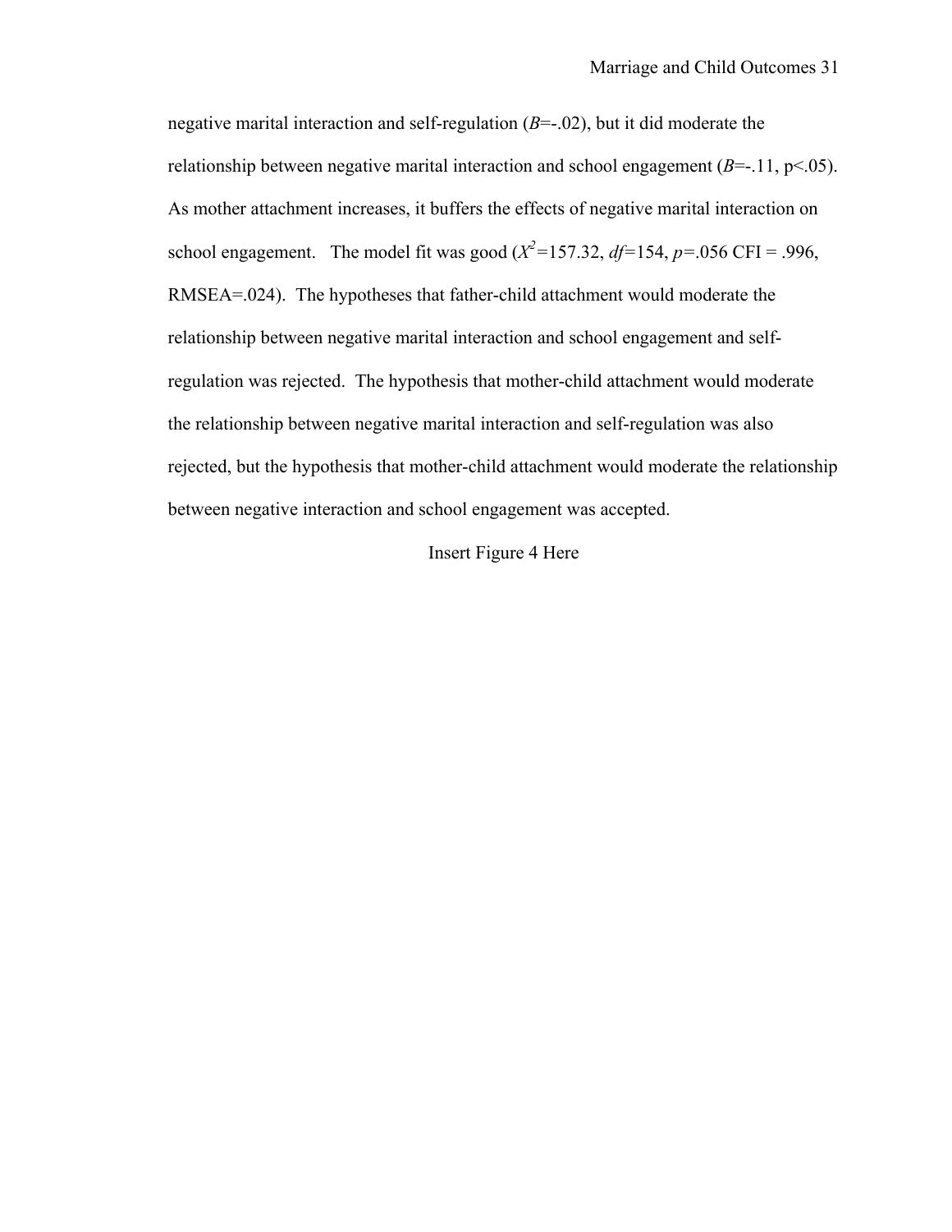negative marital interaction and self-regulation (*B*=-.02), but it did moderate the relationship between negative marital interaction and school engagement (*B*=-.11, $p<.05$). As mother attachment increases, it buffers the effects of negative marital interaction on school engagement. The model fit was good ($X^2$=157.32, *df*=154, *p*=.056 CFI = .996, RMSEA=.024). The hypotheses that father-child attachment would moderate the relationship between negative marital interaction and school engagement and self-regulation was rejected. The hypothesis that mother-child attachment would moderate the relationship between negative marital interaction and self-regulation was also rejected, but the hypothesis that mother-child attachment would moderate the relationship between negative interaction and school engagement was accepted.

Insert Figure 4 Here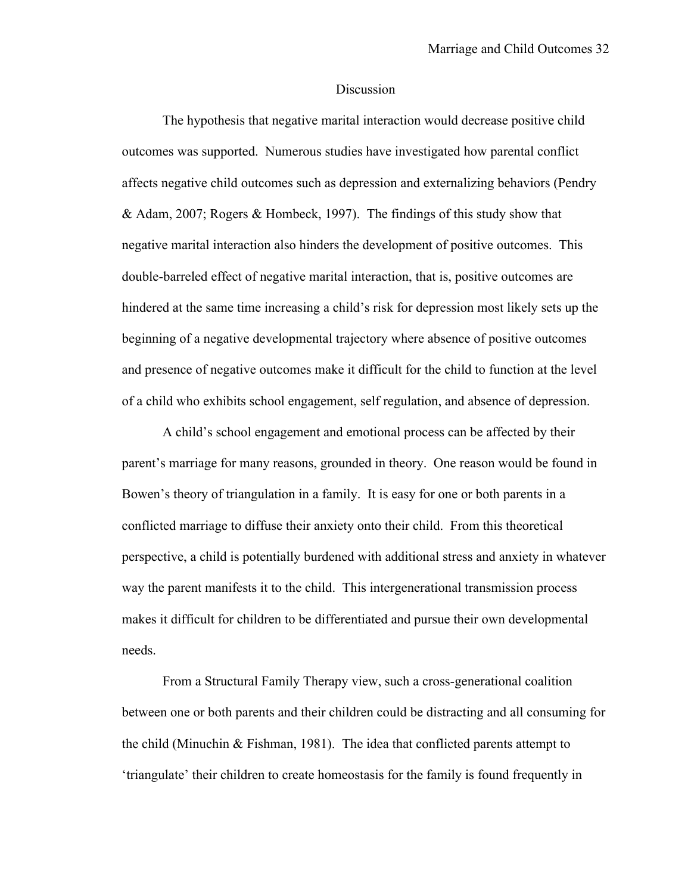## Discussion

The hypothesis that negative marital interaction would decrease positive child outcomes was supported. Numerous studies have investigated how parental conflict affects negative child outcomes such as depression and externalizing behaviors (Pendry & Adam, 2007; Rogers & Hombeck, 1997). The findings of this study show that negative marital interaction also hinders the development of positive outcomes. This double-barreled effect of negative marital interaction, that is, positive outcomes are hindered at the same time increasing a child's risk for depression most likely sets up the beginning of a negative developmental trajectory where absence of positive outcomes and presence of negative outcomes make it difficult for the child to function at the level of a child who exhibits school engagement, self regulation, and absence of depression.

A child's school engagement and emotional process can be affected by their parent's marriage for many reasons, grounded in theory. One reason would be found in Bowen's theory of triangulation in a family. It is easy for one or both parents in a conflicted marriage to diffuse their anxiety onto their child. From this theoretical perspective, a child is potentially burdened with additional stress and anxiety in whatever way the parent manifests it to the child. This intergenerational transmission process makes it difficult for children to be differentiated and pursue their own developmental needs.

From a Structural Family Therapy view, such a cross-generational coalition between one or both parents and their children could be distracting and all consuming for the child (Minuchin & Fishman, 1981). The idea that conflicted parents attempt to 'triangulate' their children to create homeostasis for the family is found frequently in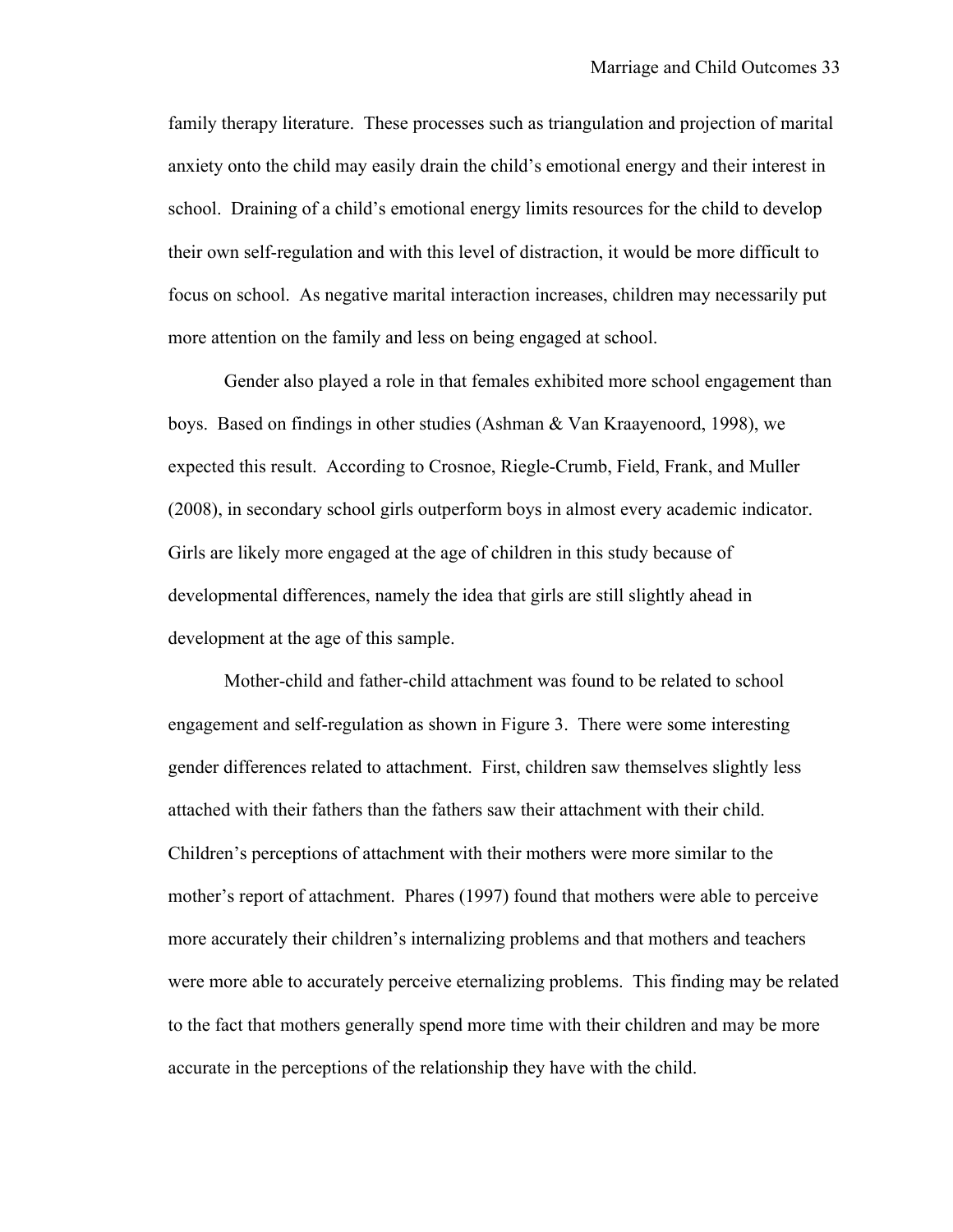family therapy literature. These processes such as triangulation and projection of marital anxiety onto the child may easily drain the child's emotional energy and their interest in school. Draining of a child's emotional energy limits resources for the child to develop their own self-regulation and with this level of distraction, it would be more difficult to focus on school. As negative marital interaction increases, children may necessarily put more attention on the family and less on being engaged at school.

Gender also played a role in that females exhibited more school engagement than boys. Based on findings in other studies (Ashman & Van Kraayenoord, 1998), we expected this result. According to Crosnoe, Riegle-Crumb, Field, Frank, and Muller (2008), in secondary school girls outperform boys in almost every academic indicator. Girls are likely more engaged at the age of children in this study because of developmental differences, namely the idea that girls are still slightly ahead in development at the age of this sample.

Mother-child and father-child attachment was found to be related to school engagement and self-regulation as shown in Figure 3. There were some interesting gender differences related to attachment. First, children saw themselves slightly less attached with their fathers than the fathers saw their attachment with their child. Children's perceptions of attachment with their mothers were more similar to the mother's report of attachment. Phares (1997) found that mothers were able to perceive more accurately their children's internalizing problems and that mothers and teachers were more able to accurately perceive eternalizing problems. This finding may be related to the fact that mothers generally spend more time with their children and may be more accurate in the perceptions of the relationship they have with the child.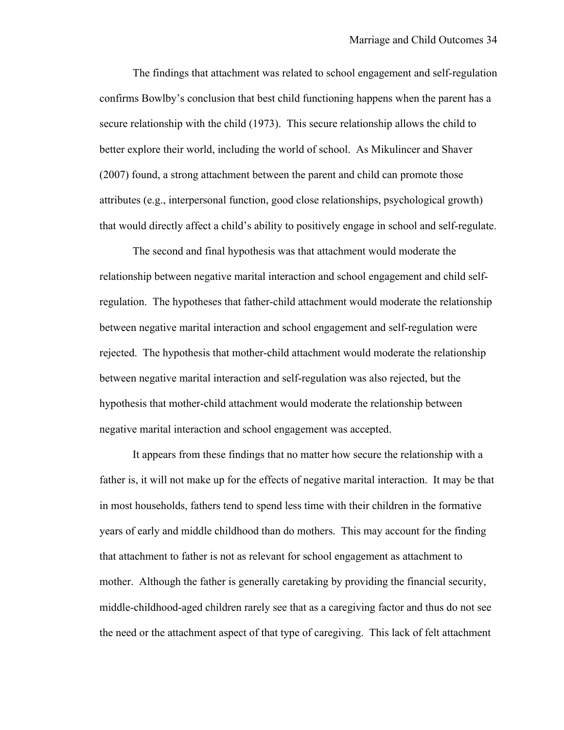The findings that attachment was related to school engagement and self-regulation confirms Bowlby's conclusion that best child functioning happens when the parent has a secure relationship with the child (1973). This secure relationship allows the child to better explore their world, including the world of school. As Mikulincer and Shaver (2007) found, a strong attachment between the parent and child can promote those attributes (e.g., interpersonal function, good close relationships, psychological growth) that would directly affect a child's ability to positively engage in school and self-regulate.

The second and final hypothesis was that attachment would moderate the relationship between negative marital interaction and school engagement and child self-regulation. The hypotheses that father-child attachment would moderate the relationship between negative marital interaction and school engagement and self-regulation were rejected. The hypothesis that mother-child attachment would moderate the relationship between negative marital interaction and self-regulation was also rejected, but the hypothesis that mother-child attachment would moderate the relationship between negative marital interaction and school engagement was accepted.

It appears from these findings that no matter how secure the relationship with a father is, it will not make up for the effects of negative marital interaction. It may be that in most households, fathers tend to spend less time with their children in the formative years of early and middle childhood than do mothers. This may account for the finding that attachment to father is not as relevant for school engagement as attachment to mother. Although the father is generally caretaking by providing the financial security, middle-childhood-aged children rarely see that as a caregiving factor and thus do not see the need or the attachment aspect of that type of caregiving. This lack of felt attachment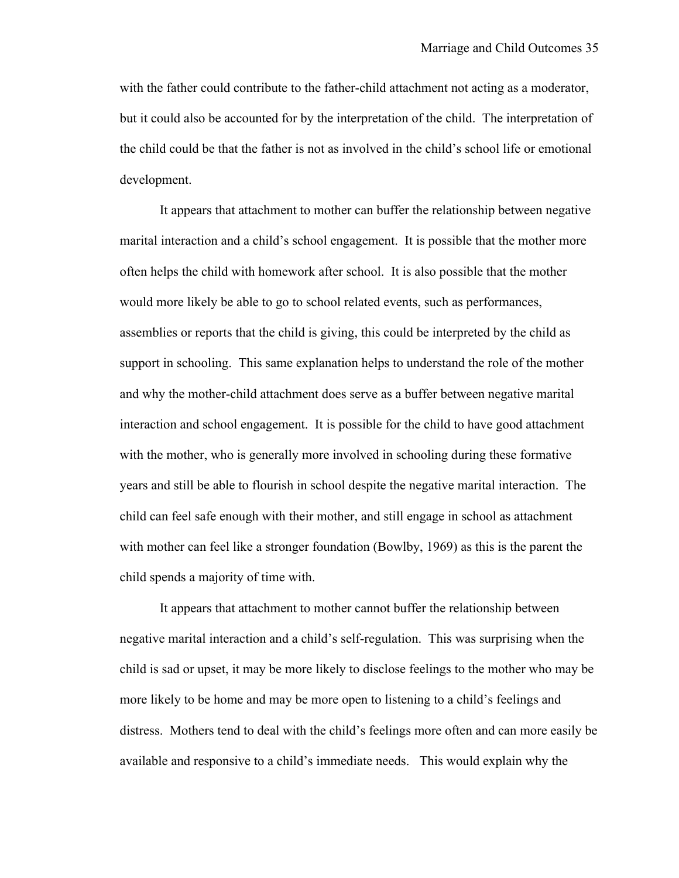with the father could contribute to the father-child attachment not acting as a moderator, but it could also be accounted for by the interpretation of the child. The interpretation of the child could be that the father is not as involved in the child's school life or emotional development.

It appears that attachment to mother can buffer the relationship between negative marital interaction and a child's school engagement. It is possible that the mother more often helps the child with homework after school. It is also possible that the mother would more likely be able to go to school related events, such as performances, assemblies or reports that the child is giving, this could be interpreted by the child as support in schooling. This same explanation helps to understand the role of the mother and why the mother-child attachment does serve as a buffer between negative marital interaction and school engagement. It is possible for the child to have good attachment with the mother, who is generally more involved in schooling during these formative years and still be able to flourish in school despite the negative marital interaction. The child can feel safe enough with their mother, and still engage in school as attachment with mother can feel like a stronger foundation (Bowlby, 1969) as this is the parent the child spends a majority of time with.

It appears that attachment to mother cannot buffer the relationship between negative marital interaction and a child's self-regulation. This was surprising when the child is sad or upset, it may be more likely to disclose feelings to the mother who may be more likely to be home and may be more open to listening to a child's feelings and distress. Mothers tend to deal with the child's feelings more often and can more easily be available and responsive to a child's immediate needs. This would explain why the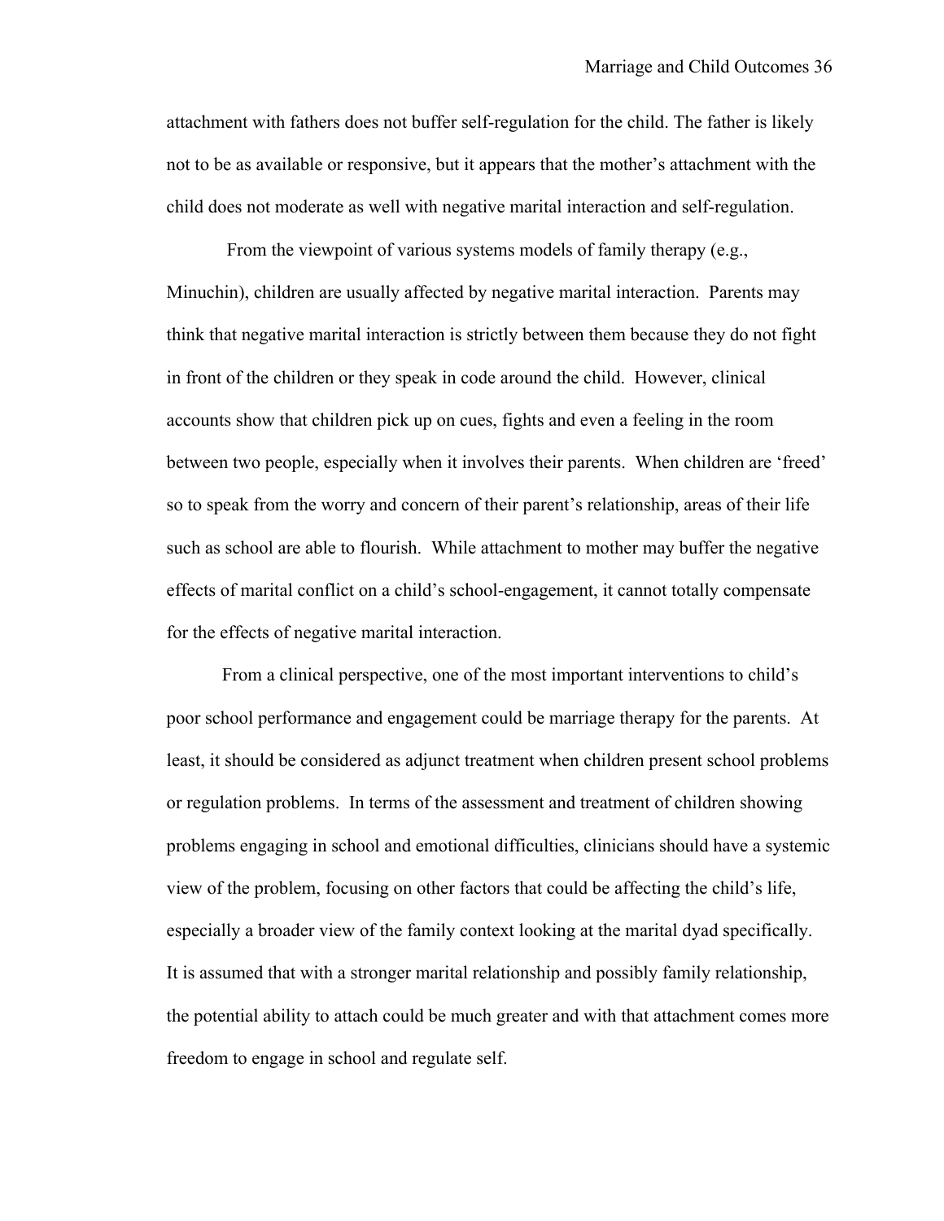attachment with fathers does not buffer self-regulation for the child. The father is likely not to be as available or responsive, but it appears that the mother's attachment with the child does not moderate as well with negative marital interaction and self-regulation.

From the viewpoint of various systems models of family therapy (e.g., Minuchin), children are usually affected by negative marital interaction. Parents may think that negative marital interaction is strictly between them because they do not fight in front of the children or they speak in code around the child. However, clinical accounts show that children pick up on cues, fights and even a feeling in the room between two people, especially when it involves their parents. When children are 'freed' so to speak from the worry and concern of their parent's relationship, areas of their life such as school are able to flourish. While attachment to mother may buffer the negative effects of marital conflict on a child's school-engagement, it cannot totally compensate for the effects of negative marital interaction.

From a clinical perspective, one of the most important interventions to child's poor school performance and engagement could be marriage therapy for the parents. At least, it should be considered as adjunct treatment when children present school problems or regulation problems. In terms of the assessment and treatment of children showing problems engaging in school and emotional difficulties, clinicians should have a systemic view of the problem, focusing on other factors that could be affecting the child's life, especially a broader view of the family context looking at the marital dyad specifically. It is assumed that with a stronger marital relationship and possibly family relationship, the potential ability to attach could be much greater and with that attachment comes more freedom to engage in school and regulate self.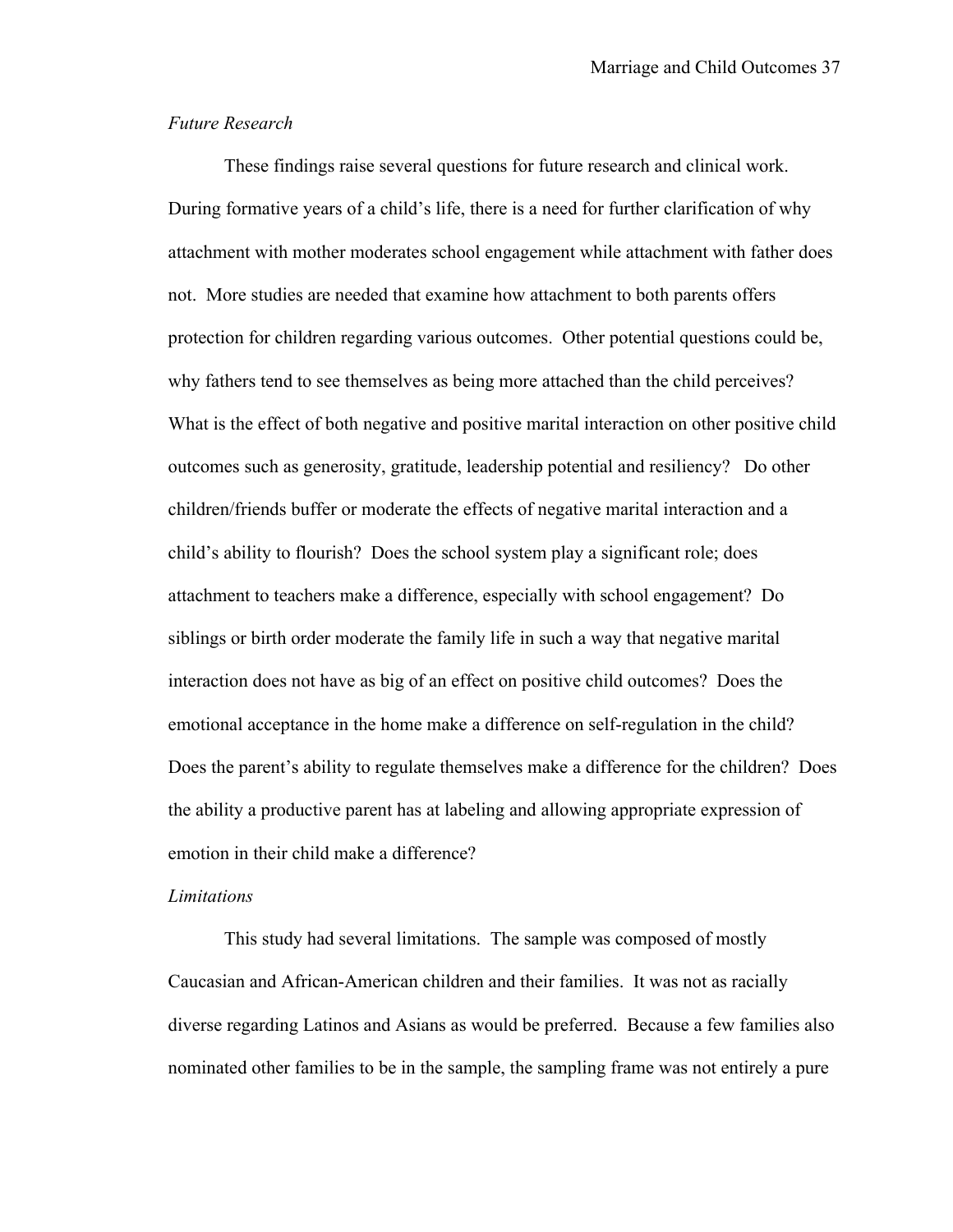*Future Research*

These findings raise several questions for future research and clinical work. During formative years of a child's life, there is a need for further clarification of why attachment with mother moderates school engagement while attachment with father does not. More studies are needed that examine how attachment to both parents offers protection for children regarding various outcomes. Other potential questions could be, why fathers tend to see themselves as being more attached than the child perceives? What is the effect of both negative and positive marital interaction on other positive child outcomes such as generosity, gratitude, leadership potential and resiliency? Do other children/friends buffer or moderate the effects of negative marital interaction and a child's ability to flourish? Does the school system play a significant role; does attachment to teachers make a difference, especially with school engagement? Do siblings or birth order moderate the family life in such a way that negative marital interaction does not have as big of an effect on positive child outcomes? Does the emotional acceptance in the home make a difference on self-regulation in the child? Does the parent's ability to regulate themselves make a difference for the children? Does the ability a productive parent has at labeling and allowing appropriate expression of emotion in their child make a difference?

*Limitations*

This study had several limitations. The sample was composed of mostly Caucasian and African-American children and their families. It was not as racially diverse regarding Latinos and Asians as would be preferred. Because a few families also nominated other families to be in the sample, the sampling frame was not entirely a pure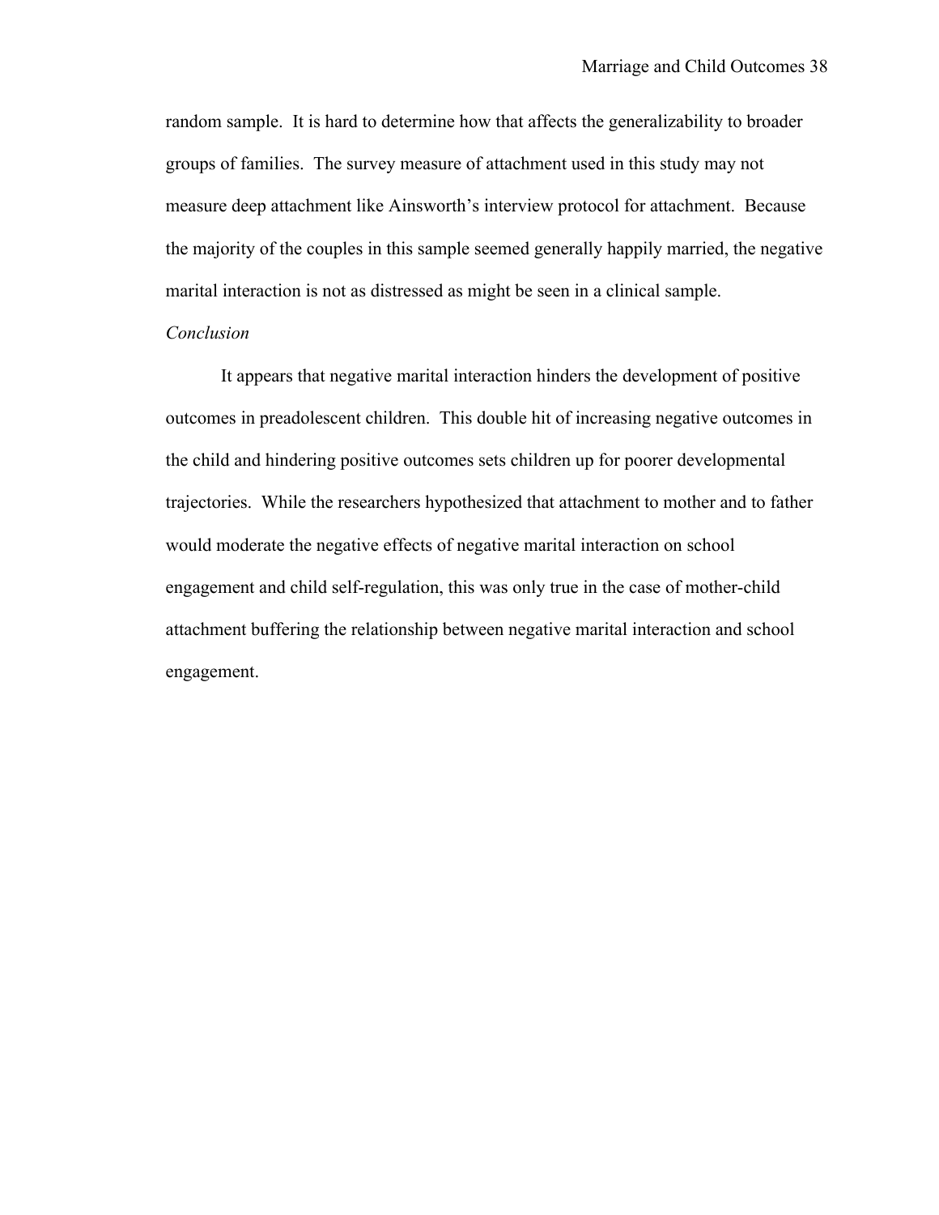random sample. It is hard to determine how that affects the generalizability to broader groups of families. The survey measure of attachment used in this study may not measure deep attachment like Ainsworth's interview protocol for attachment. Because the majority of the couples in this sample seemed generally happily married, the negative marital interaction is not as distressed as might be seen in a clinical sample.

### *Conclusion*

It appears that negative marital interaction hinders the development of positive outcomes in preadolescent children. This double hit of increasing negative outcomes in the child and hindering positive outcomes sets children up for poorer developmental trajectories. While the researchers hypothesized that attachment to mother and to father would moderate the negative effects of negative marital interaction on school engagement and child self-regulation, this was only true in the case of mother-child attachment buffering the relationship between negative marital interaction and school engagement.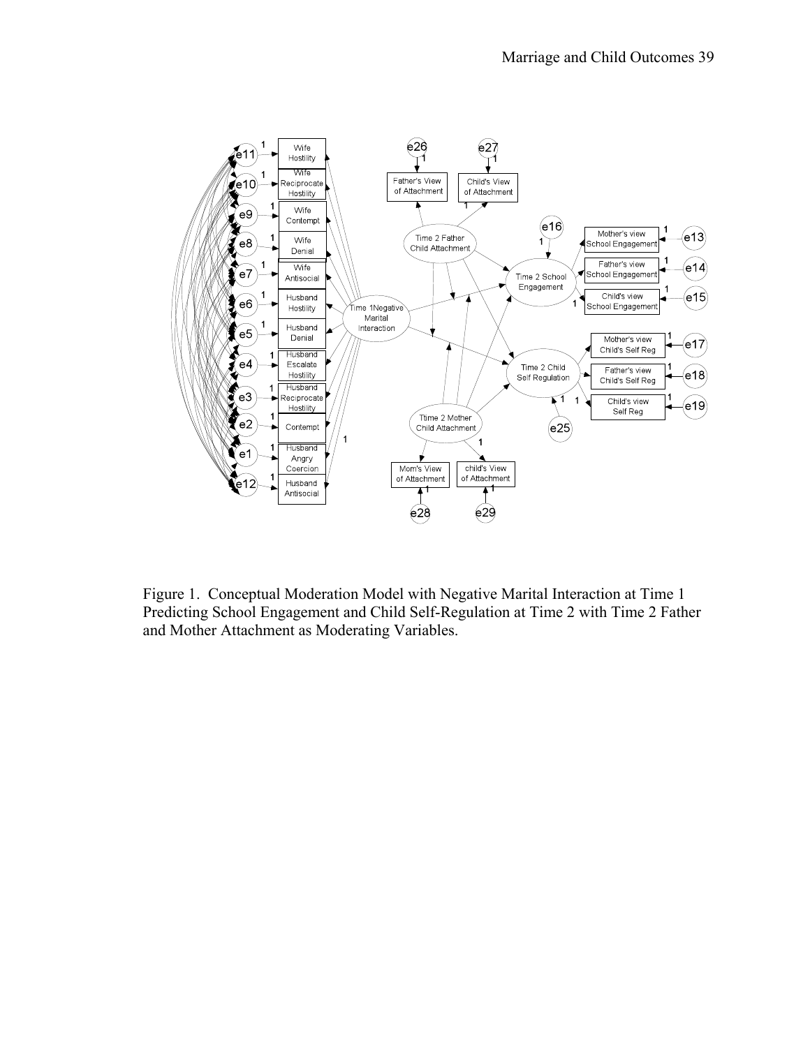Figure 1. Conceptual Moderation Model with Negative Marital Interaction at Time 1 Predicting School Engagement and Child Self-Regulation at Time 2 with Time 2 Father and Mother Attachment as Moderating Variables.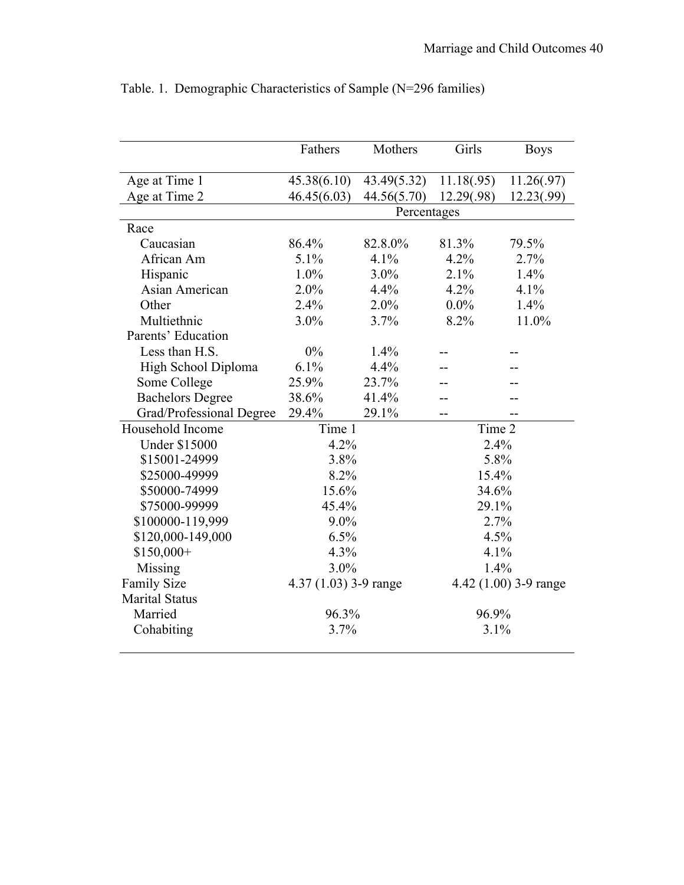Table. 1. Demographic Characteristics of Sample (N=296 families)

| | Fathers | Mothers | Girls | Boys |
|---|---|---|---|---|
| Age at Time 1 | 45.38(6.10) | 43.49(5.32) | 11.18(.95) | 11.26(.97) |
| Age at Time 2 | 46.45(6.03) | 44.56(5.70) | 12.29(.98) | 12.23(.99) |
| | Percentages | | | |
| Race | | | | |
| Caucasian | 86.4% | 82.8.0% | 81.3% | 79.5% |
| African Am | 5.1% | 4.1% | 4.2% | 2.7% |
| Hispanic | 1.0% | 3.0% | 2.1% | 1.4% |
| Asian American | 2.0% | 4.4% | 4.2% | 4.1% |
| Other | 2.4% | 2.0% | 0.0% | 1.4% |
| Multiethnic | 3.0% | 3.7% | 8.2% | 11.0% |
| Parents' Education | | | | |
| Less than H.S. | 0% | 1.4% | -- | -- |
| High School Diploma | 6.1% | 4.4% | -- | -- |
| Some College | 25.9% | 23.7% | -- | -- |
| Bachelors Degree | 38.6% | 41.4% | -- | -- |
| Grad/Professional Degree | 29.4% | 29.1% | -- | -- |
| Household Income | Time 1 | | Time 2 | |
| Under $15000 | 4.2% | | 2.4% | |
| $15001-24999 | 3.8% | | 5.8% | |
| $25000-49999 | 8.2% | | 15.4% | |
| $50000-74999 | 15.6% | | 34.6% | |
| $75000-99999 | 45.4% | | 29.1% | |
| $100000-119,999 | 9.0% | | 2.7% | |
| $120,000-149,000 | 6.5% | | 4.5% | |
| $150,000+ | 4.3% | | 4.1% | |
| Missing | 3.0% | | 1.4% | |
| Family Size | 4.37 (1.03) 3-9 range | | 4.42 (1.00) 3-9 range | |
| Marital Status | | | | |
| Married | 96.3% | | 96.9% | |
| Cohabiting | 3.7% | | 3.1% | |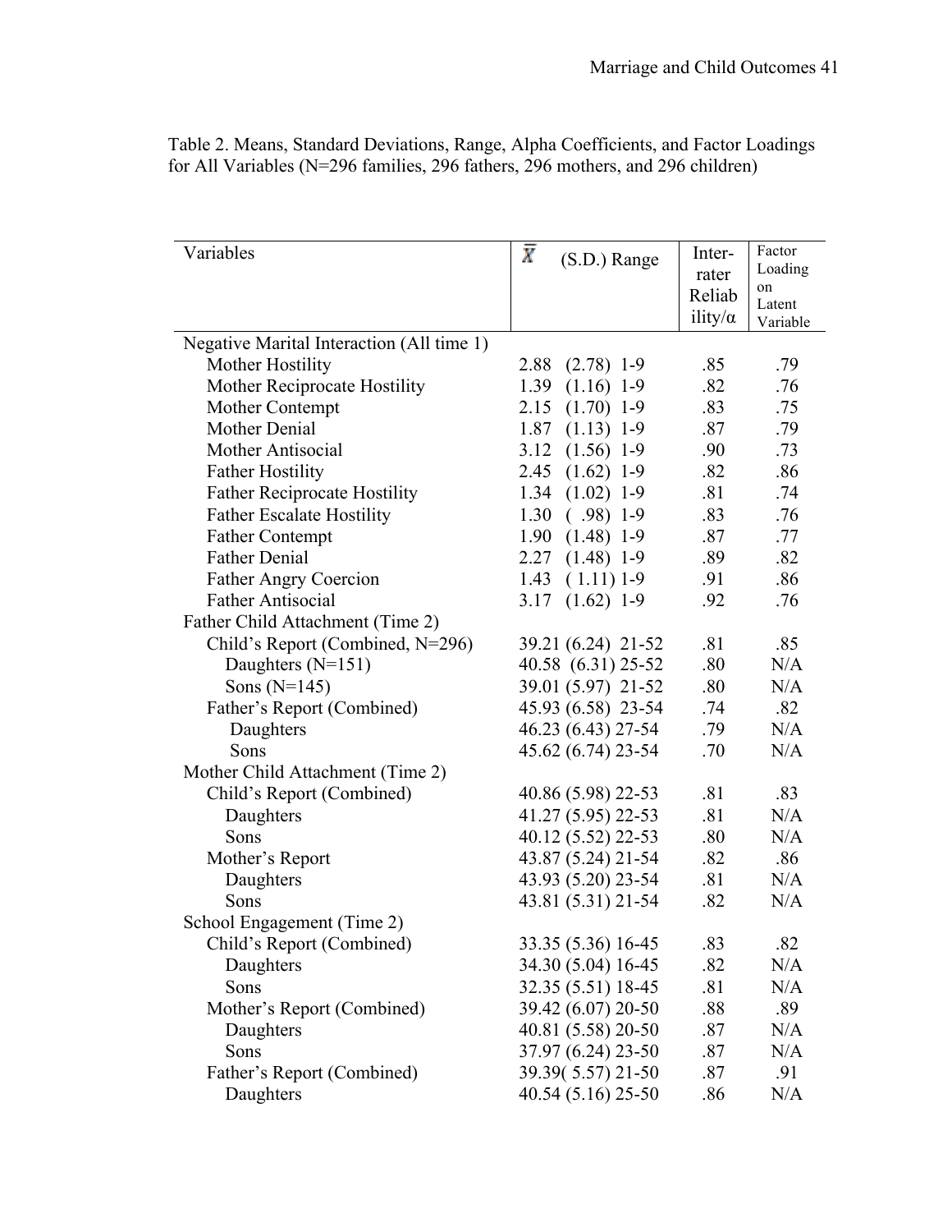Table 2. Means, Standard Deviations, Range, Alpha Coefficients, and Factor Loadings for All Variables (N=296 families, 296 fathers, 296 mothers, and 296 children)

| Variables | $\bar{X}$ (S.D.) Range | Inter-rater Reliability/α | Factor Loading on Latent Variable |
|---|---|---|---|
| Negative Marital Interaction (All time 1) | | | |
| Mother Hostility | 2.88 (2.78) 1-9 | .85 | .79 |
| Mother Reciprocate Hostility | 1.39 (1.16) 1-9 | .82 | .76 |
| Mother Contempt | 2.15 (1.70) 1-9 | .83 | .75 |
| Mother Denial | 1.87 (1.13) 1-9 | .87 | .79 |
| Mother Antisocial | 3.12 (1.56) 1-9 | .90 | .73 |
| Father Hostility | 2.45 (1.62) 1-9 | .82 | .86 |
| Father Reciprocate Hostility | 1.34 (1.02) 1-9 | .81 | .74 |
| Father Escalate Hostility | 1.30 ( .98) 1-9 | .83 | .76 |
| Father Contempt | 1.90 (1.48) 1-9 | .87 | .77 |
| Father Denial | 2.27 (1.48) 1-9 | .89 | .82 |
| Father Angry Coercion | 1.43 ( 1.11) 1-9 | .91 | .86 |
| Father Antisocial | 3.17 (1.62) 1-9 | .92 | .76 |
| Father Child Attachment (Time 2) | | | |
| Child's Report (Combined, N=296) | 39.21 (6.24) 21-52 | .81 | .85 |
| Daughters (N=151) | 40.58 (6.31) 25-52 | .80 | N/A |
| Sons (N=145) | 39.01 (5.97) 21-52 | .80 | N/A |
| Father's Report (Combined) | 45.93 (6.58) 23-54 | .74 | .82 |
| Daughters | 46.23 (6.43) 27-54 | .79 | N/A |
| Sons | 45.62 (6.74) 23-54 | .70 | N/A |
| Mother Child Attachment (Time 2) | | | |
| Child's Report (Combined) | 40.86 (5.98) 22-53 | .81 | .83 |
| Daughters | 41.27 (5.95) 22-53 | .81 | N/A |
| Sons | 40.12 (5.52) 22-53 | .80 | N/A |
| Mother's Report | 43.87 (5.24) 21-54 | .82 | .86 |
| Daughters | 43.93 (5.20) 23-54 | .81 | N/A |
| Sons | 43.81 (5.31) 21-54 | .82 | N/A |
| School Engagement (Time 2) | | | |
| Child's Report (Combined) | 33.35 (5.36) 16-45 | .83 | .82 |
| Daughters | 34.30 (5.04) 16-45 | .82 | N/A |
| Sons | 32.35 (5.51) 18-45 | .81 | N/A |
| Mother's Report (Combined) | 39.42 (6.07) 20-50 | .88 | .89 |
| Daughters | 40.81 (5.58) 20-50 | .87 | N/A |
| Sons | 37.97 (6.24) 23-50 | .87 | N/A |
| Father's Report (Combined) | 39.39( 5.57) 21-50 | .87 | .91 |
| Daughters | 40.54 (5.16) 25-50 | .86 | N/A |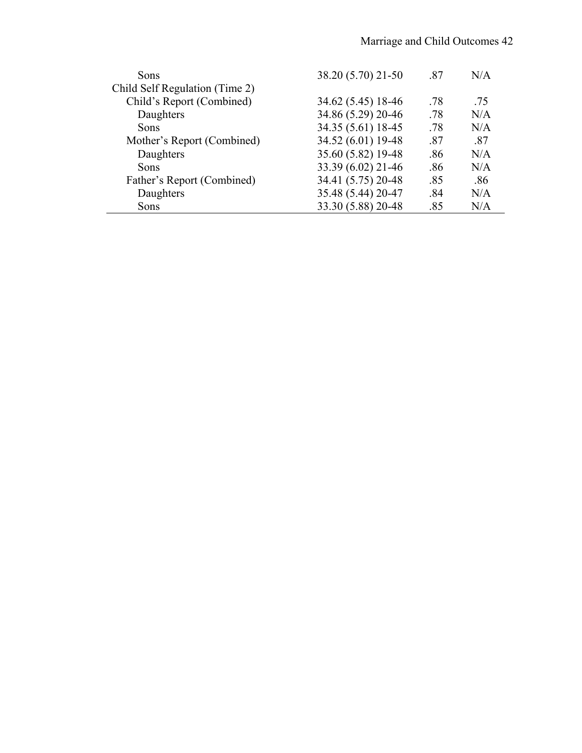| | | | |
|---|---|---|---|
| Sons | 38.20 (5.70) 21-50 | .87 | N/A |
| Child Self Regulation (Time 2) | | | |
| Child's Report (Combined) | 34.62 (5.45) 18-46 | .78 | .75 |
| Daughters | 34.86 (5.29) 20-46 | .78 | N/A |
| Sons | 34.35 (5.61) 18-45 | .78 | N/A |
| Mother's Report (Combined) | 34.52 (6.01) 19-48 | .87 | .87 |
| Daughters | 35.60 (5.82) 19-48 | .86 | N/A |
| Sons | 33.39 (6.02) 21-46 | .86 | N/A |
| Father's Report (Combined) | 34.41 (5.75) 20-48 | .85 | .86 |
| Daughters | 35.48 (5.44) 20-47 | .84 | N/A |
| Sons | 33.30 (5.88) 20-48 | .85 | N/A |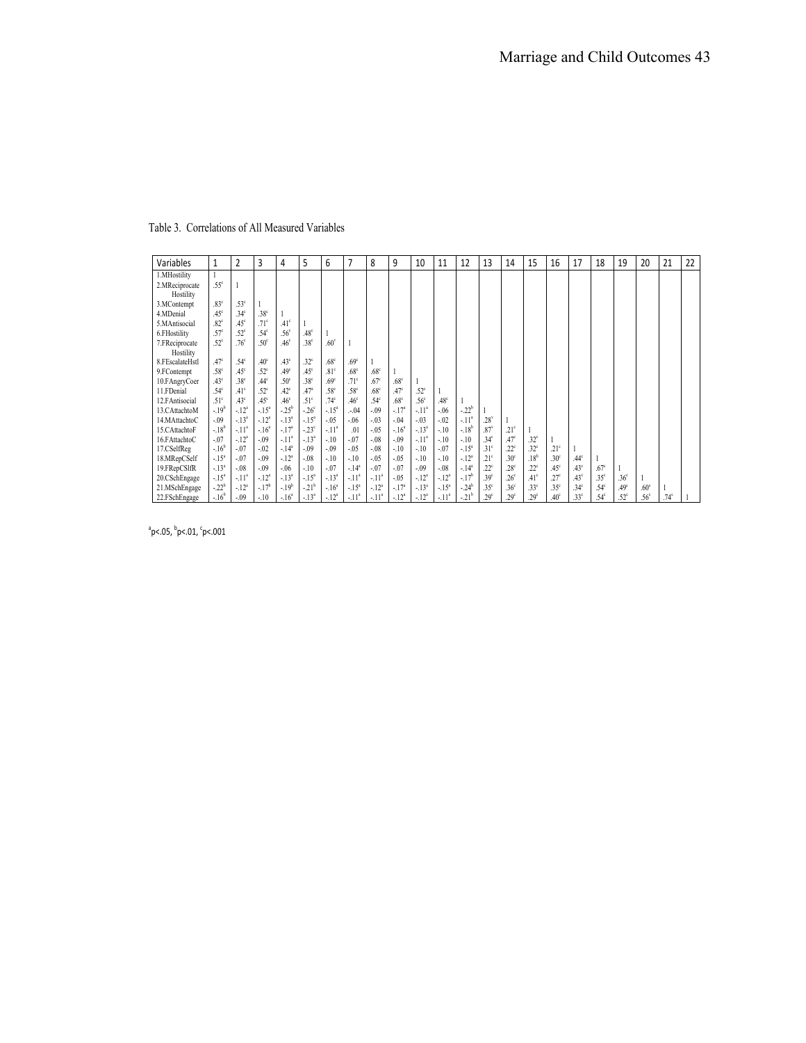Table 3. Correlations of All Measured Variables

| Variables | 1 | 2 | 3 | 4 | 5 | 6 | 7 | 8 | 9 | 10 | 11 | 12 | 13 | 14 | 15 | 16 | 17 | 18 | 19 | 20 | 21 | 22 |
|---|---|---|---|---|---|---|---|---|---|---|---|---|---|---|---|---|---|---|---|---|---|---|
| 1.MHostility | 1 | | | | | | | | | | | | | | | | | | | | | |
| 2.MReciprocate Hostility | .55[c] | 1 | | | | | | | | | | | | | | | | | | | | |
| 3.MContempt | .83[c] | .53[c] | 1 | | | | | | | | | | | | | | | | | | | |
| 4.MDenial | .45[c] | .34[c] | .38[c] | 1 | | | | | | | | | | | | | | | | | | |
| 5.MAntisocial | .82[c] | .45[c] | .71[c] | .41[c] | 1 | | | | | | | | | | | | | | | | | |
| 6.FHostility | .57[c] | .52[c] | .54[c] | .56[c] | .48[c] | 1 | | | | | | | | | | | | | | | | |
| 7.FReciprocate Hostility | .52[c] | .76[c] | .50[c] | .46[c] | .38[c] | .60[c] | 1 | | | | | | | | | | | | | | | |
| 8.FEscalateHstl | .47[c] | .54[c] | .40[c] | .43[c] | .32[c] | .68[c] | .69[c] | 1 | | | | | | | | | | | | | | |
| 9.FContempt | .58[c] | .45[c] | .52[c] | .49[c] | .45[c] | .81[c] | .68[c] | .68[c] | 1 | | | | | | | | | | | | | |
| 10.FAngryCoer | .43[c] | .38[c] | .44[c] | .50[c] | .38[c] | .69[c] | .71[c] | .67[c] | .68[c] | 1 | | | | | | | | | | | | |
| 11.FDenial | .54[c] | .41[c] | .52[c] | .42[c] | .47[c] | .58[c] | .58[c] | .68[c] | .47[c] | .52[c] | 1 | | | | | | | | | | | |
| 12.FAntisocial | .51[c] | .43[c] | .45[c] | .46[c] | .51[c] | .74[c] | .46[c] | .54[c] | .68[c] | .56[c] | .48[c] | 1 | | | | | | | | | | |
| 13.CAttachtoM | -.19[b] | -.12[a] | -.15[a] | -.25[b] | -.26[c] | -.15[a] | -.04 | -.09 | -.17[a] | -.11[a] | -.06 | -.22[b] | 1 | | | | | | | | | |
| 14.MAttachtoC | -.09 | -.13[a] | -.12[a] | -.13[a] | -.15[a] | -.05 | -.06 | -.03 | -.04 | -.03 | -.02 | -.11[a] | .28[c] | 1 | | | | | | | | |
| 15.CAttachtoF | -.18[b] | -.11[a] | -.16[a] | -.17[a] | -.23[c] | -.11[a] | .01 | -.05 | -.16[a] | -.13[a] | -.10 | -.18[b] | .87[c] | .21[c] | 1 | | | | | | | |
| 16.FAttachtoC | -.07 | -.12[a] | -.09 | -.11[a] | -.13[a] | -.10 | -.07 | -.08 | -.09 | -.11[a] | -.10 | -.10 | .34[c] | .47[c] | .32[c] | 1 | | | | | | |
| 17.CSelfReg | -.16[b] | -.07 | -.02 | -.14[a] | -.09 | -.09 | -.05 | -.08 | -.10 | -.10 | -.07 | -.15[a] | .31[c] | .22[c] | .32[c] | .21[c] | 1 | | | | | |
| 18.MRepCSelf | -.15[a] | -.07 | -.09 | -.12[a] | -.08 | -.10 | -.10 | -.05 | -.05 | -.10 | -.10 | -.12[a] | .21[c] | .30[c] | .18[b] | .30[c] | .44[c] | 1 | | | | |
| 19.FRepCSlfR | -.13[a] | -.08 | -.09 | -.06 | -.10 | -.07 | -.14[a] | -.07 | -.07 | -.09 | -.08 | -.14[a] | .22[c] | .28[c] | .22[c] | .45[c] | .43[c] | .67[c] | 1 | | | |
| 20.CSchEngage | -.15[a] | -.11[a] | -.12[a] | -.13[a] | -.15[a] | -.13[a] | -.11[a] | -.11[a] | -.05 | -.12[a] | -.12[a] | -.17[b] | .39[c] | .26[c] | .41[c] | .27[c] | .43[c] | .35[c] | .36[c] | 1 | | |
| 21.MSchEngage | -.22[b] | -.12[a] | -.17[b] | -.19[b] | -.21[b] | -.16[a] | -.15[a] | -.12[a] | -.17[a] | -.13[a] | -.15[a] | -.24[b] | .35[c] | .36[c] | .33[c] | .35[c] | .34[c] | .54[c] | .49[c] | .60[c] | 1 | |
| 22.FSchEngage | -.16[b] | -.09 | -.10 | -.16[a] | -.13[a] | -.12[a] | -.11[a] | -.11[a] | -.12[a] | -.12[a] | -.11[a] | -.21[b] | .29[c] | .29[c] | .29[c] | .40[c] | .33[c] | .54[c] | .52[c] | .56[c] | .74[c] | 1 |

[a]p<.05, [b]p<.01, [c]p<.001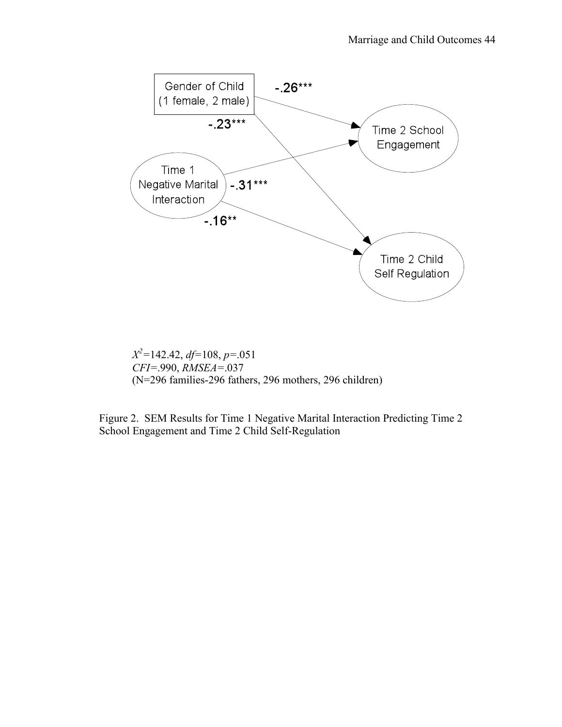Gender of Child (1 female, 2 male)

-.26***

-.23***

Time 2 School Engagement

Time 1 Negative Marital Interaction

-.31***

-.16**

Time 2 Child Self Regulation

$X^2$=142.42, *df*=108, *p*=.051
*CFI*=.990, *RMSEA*=.037
(N=296 families-296 fathers, 296 mothers, 296 children)

Figure 2. SEM Results for Time 1 Negative Marital Interaction Predicting Time 2 School Engagement and Time 2 Child Self-Regulation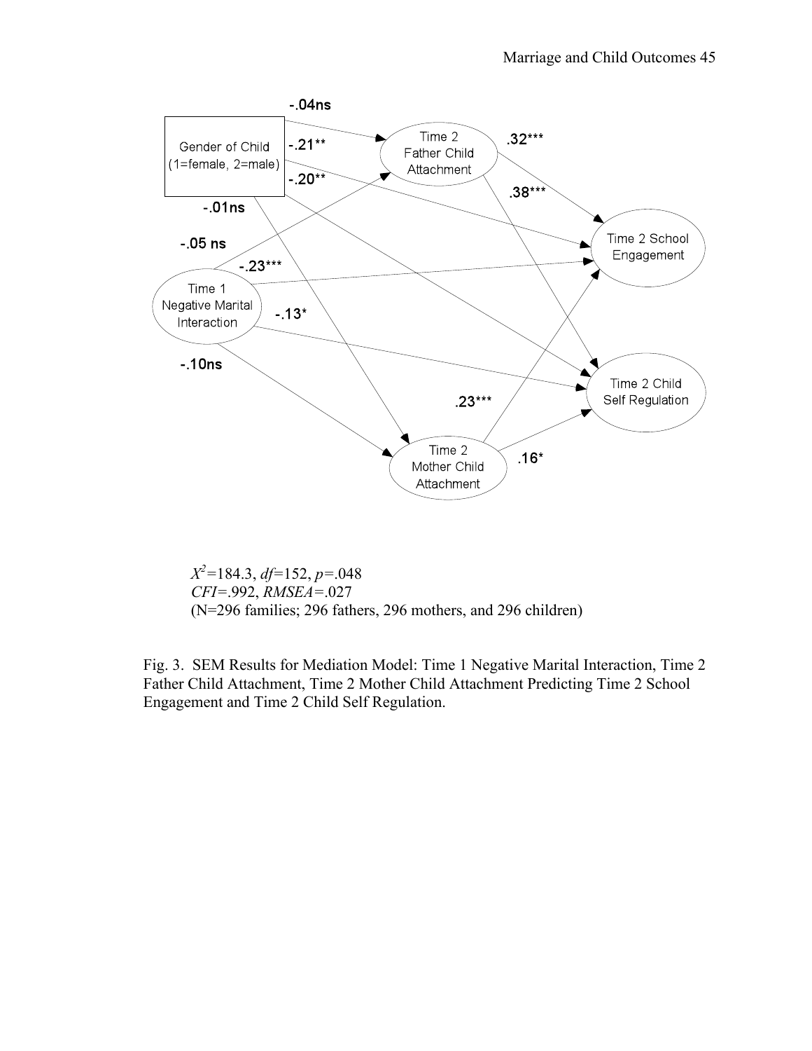-.04ns

Gender of Child (1=female, 2=male)

-.21**

-.20**

-.01ns

Time 2 Father Child Attachment

.32***

.38***

Time 2 School Engagement

-.05 ns

-.23***

Time 1 Negative Marital Interaction

-.13*

-.10ns

Time 2 Child Self Regulation

.23***

Time 2 Mother Child Attachment

.16*

$X^2$=184.3, *df*=152, *p*=.048
*CFI*=.992, *RMSEA*=.027
(N=296 families; 296 fathers, 296 mothers, and 296 children)

Fig. 3. SEM Results for Mediation Model: Time 1 Negative Marital Interaction, Time 2 Father Child Attachment, Time 2 Mother Child Attachment Predicting Time 2 School Engagement and Time 2 Child Self Regulation.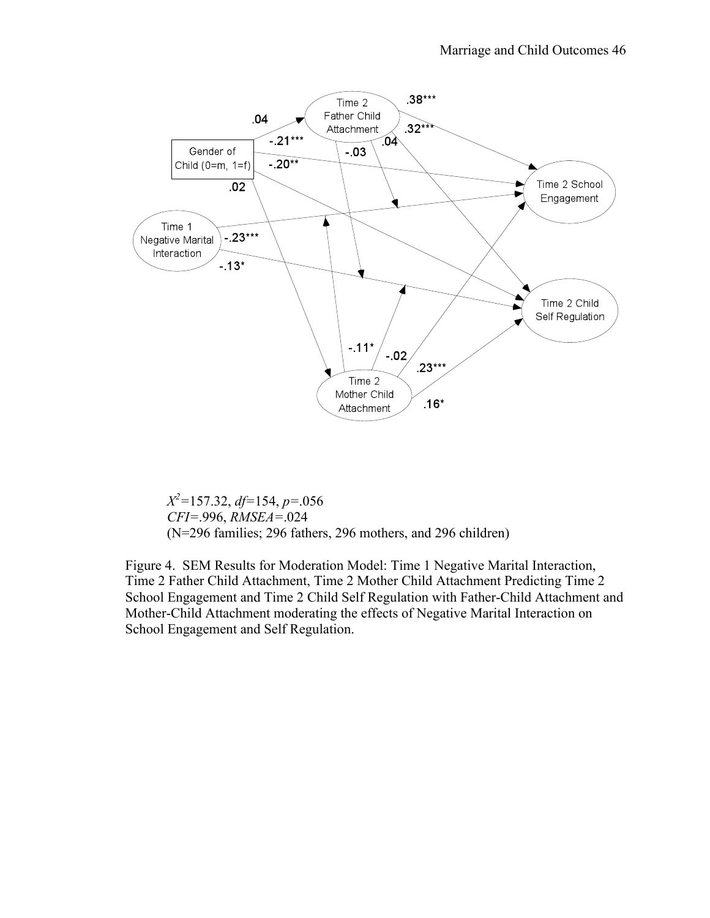Time 2 Father Child Attachment

Gender of Child (0=m, 1=f)

Time 1 Negative Marital Interaction

Time 2 Mother Child Attachment

Time 2 School Engagement

Time 2 Child Self Regulation

.04, -.21***, -.20**, .02, .38***, .32***, .04, -.03, -.23***, -.13*, -.11*, -.02, .23***, .16*

$X^2$=157.32, *df*=154, *p*=.056
*CFI*=.996, *RMSEA*=.024
(N=296 families; 296 fathers, 296 mothers, and 296 children)

Figure 4. SEM Results for Moderation Model: Time 1 Negative Marital Interaction, Time 2 Father Child Attachment, Time 2 Mother Child Attachment Predicting Time 2 School Engagement and Time 2 Child Self Regulation with Father-Child Attachment and Mother-Child Attachment moderating the effects of Negative Marital Interaction on School Engagement and Self Regulation.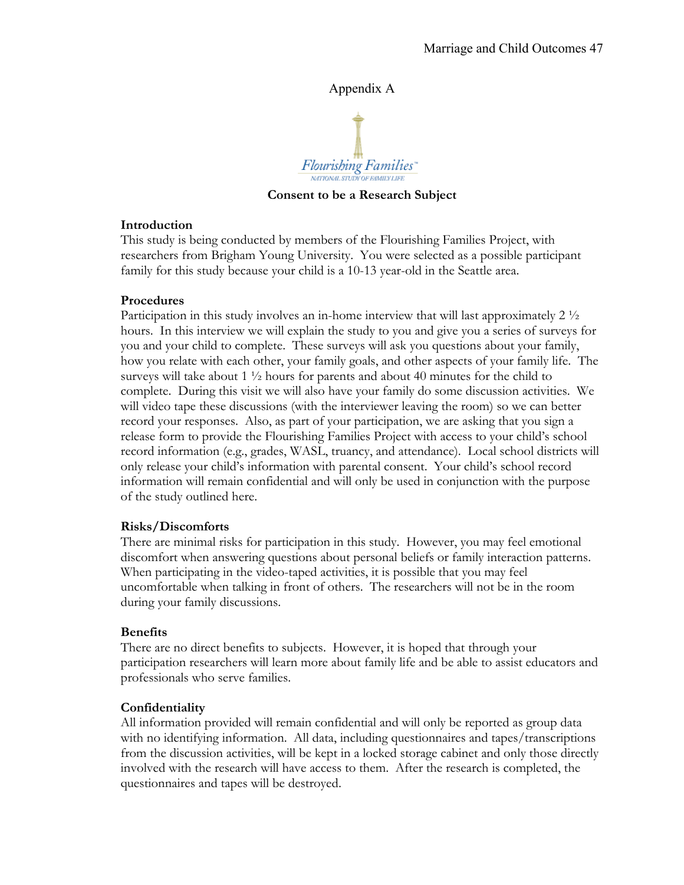# Appendix A

Flourishing Families

NATIONAL STUDY OF FAMILY LIFE

## Consent to be a Research Subject

### Introduction

This study is being conducted by members of the Flourishing Families Project, with researchers from Brigham Young University. You were selected as a possible participant family for this study because your child is a 10-13 year-old in the Seattle area.

### Procedures

Participation in this study involves an in-home interview that will last approximately 2 ½ hours. In this interview we will explain the study to you and give you a series of surveys for you and your child to complete. These surveys will ask you questions about your family, how you relate with each other, your family goals, and other aspects of your family life. The surveys will take about 1 ½ hours for parents and about 40 minutes for the child to complete. During this visit we will also have your family do some discussion activities. We will video tape these discussions (with the interviewer leaving the room) so we can better record your responses. Also, as part of your participation, we are asking that you sign a release form to provide the Flourishing Families Project with access to your child's school record information (e.g., grades, WASL, truancy, and attendance). Local school districts will only release your child's information with parental consent. Your child's school record information will remain confidential and will only be used in conjunction with the purpose of the study outlined here.

### Risks/Discomforts

There are minimal risks for participation in this study. However, you may feel emotional discomfort when answering questions about personal beliefs or family interaction patterns. When participating in the video-taped activities, it is possible that you may feel uncomfortable when talking in front of others. The researchers will not be in the room during your family discussions.

### Benefits

There are no direct benefits to subjects. However, it is hoped that through your participation researchers will learn more about family life and be able to assist educators and professionals who serve families.

### Confidentiality

All information provided will remain confidential and will only be reported as group data with no identifying information. All data, including questionnaires and tapes/transcriptions from the discussion activities, will be kept in a locked storage cabinet and only those directly involved with the research will have access to them. After the research is completed, the questionnaires and tapes will be destroyed.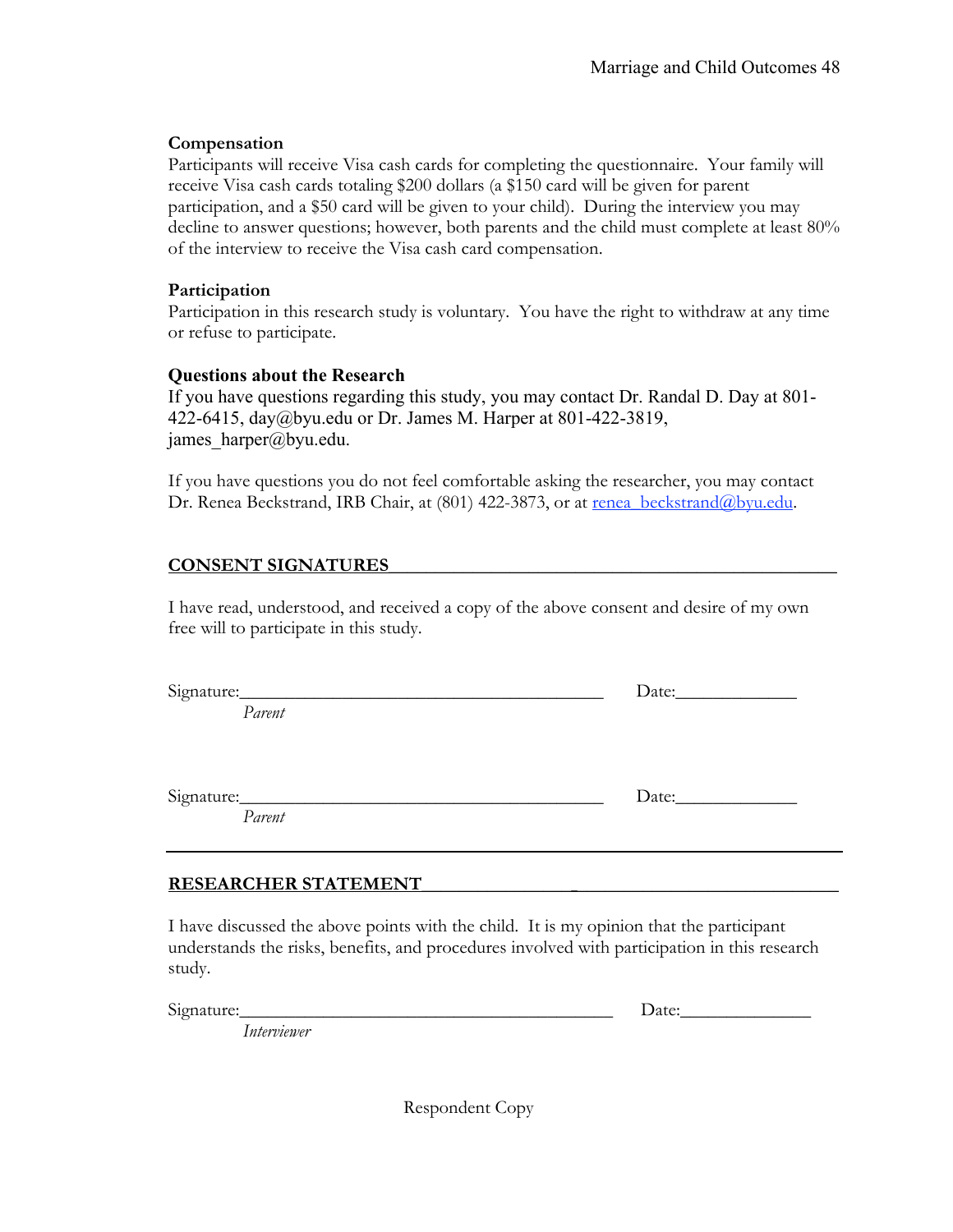**Compensation**

Participants will receive Visa cash cards for completing the questionnaire. Your family will receive Visa cash cards totaling $200 dollars (a $150 card will be given for parent participation, and a $50 card will be given to your child). During the interview you may decline to answer questions; however, both parents and the child must complete at least 80% of the interview to receive the Visa cash card compensation.

**Participation**

Participation in this research study is voluntary. You have the right to withdraw at any time or refuse to participate.

**Questions about the Research**

If you have questions regarding this study, you may contact Dr. Randal D. Day at 801-422-6415, day@byu.edu or Dr. James M. Harper at 801-422-3819, james_harper@byu.edu.

If you have questions you do not feel comfortable asking the researcher, you may contact Dr. Renea Beckstrand, IRB Chair, at (801) 422-3873, or at renea_beckstrand@byu.edu.

**CONSENT SIGNATURES**

I have read, understood, and received a copy of the above consent and desire of my own free will to participate in this study.

Signature:________________________________________ Date:_____________
*Parent*

Signature:________________________________________ Date:_____________
*Parent*

---

**RESEARCHER STATEMENT**

I have discussed the above points with the child. It is my opinion that the participant understands the risks, benefits, and procedures involved with participation in this research study.

Signature:________________________________________ Date:______________
*Interviewer*

Respondent Copy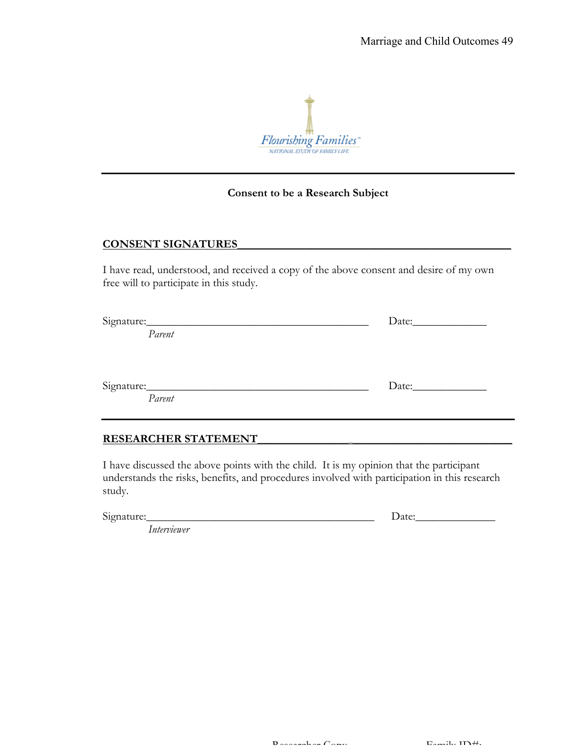Flourishing Families™
NATIONAL STUDY OF FAMILY LIFE

---

**Consent to be a Research Subject**

**CONSENT SIGNATURES**

I have read, understood, and received a copy of the above consent and desire of my own free will to participate in this study.

Signature:_________________________________________ Date:_____________
*Parent*

Signature:_________________________________________ Date:_____________
*Parent*

---

**RESEARCHER STATEMENT**

I have discussed the above points with the child. It is my opinion that the participant understands the risks, benefits, and procedures involved with participation in this research study.

Signature:_________________________________________ Date:______________
*Interviewer*

Researcher Copy Family ID#: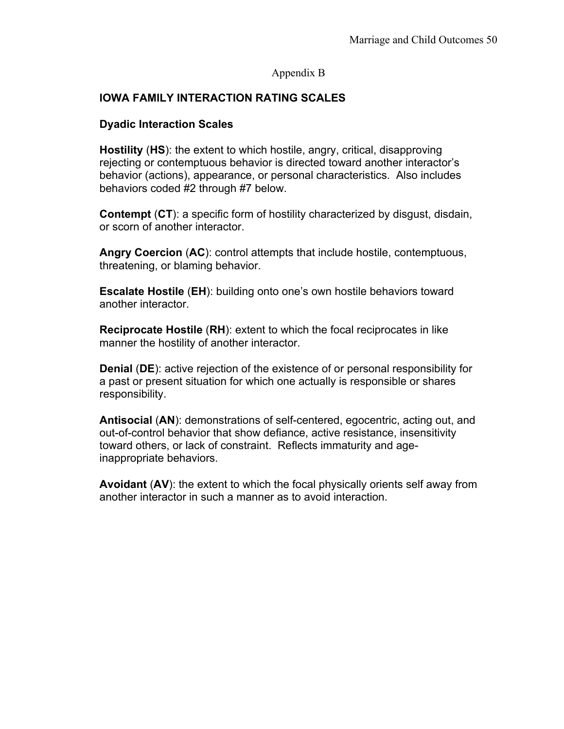Appendix B

## IOWA FAMILY INTERACTION RATING SCALES

### Dyadic Interaction Scales

**Hostility** (**HS**): the extent to which hostile, angry, critical, disapproving rejecting or contemptuous behavior is directed toward another interactor's behavior (actions), appearance, or personal characteristics. Also includes behaviors coded #2 through #7 below.

**Contempt** (**CT**): a specific form of hostility characterized by disgust, disdain, or scorn of another interactor.

**Angry Coercion** (**AC**): control attempts that include hostile, contemptuous, threatening, or blaming behavior.

**Escalate Hostile** (**EH**): building onto one's own hostile behaviors toward another interactor.

**Reciprocate Hostile** (**RH**): extent to which the focal reciprocates in like manner the hostility of another interactor.

**Denial** (**DE**): active rejection of the existence of or personal responsibility for a past or present situation for which one actually is responsible or shares responsibility.

**Antisocial** (**AN**): demonstrations of self-centered, egocentric, acting out, and out-of-control behavior that show defiance, active resistance, insensitivity toward others, or lack of constraint. Reflects immaturity and age-inappropriate behaviors.

**Avoidant** (**AV**): the extent to which the focal physically orients self away from another interactor in such a manner as to avoid interaction.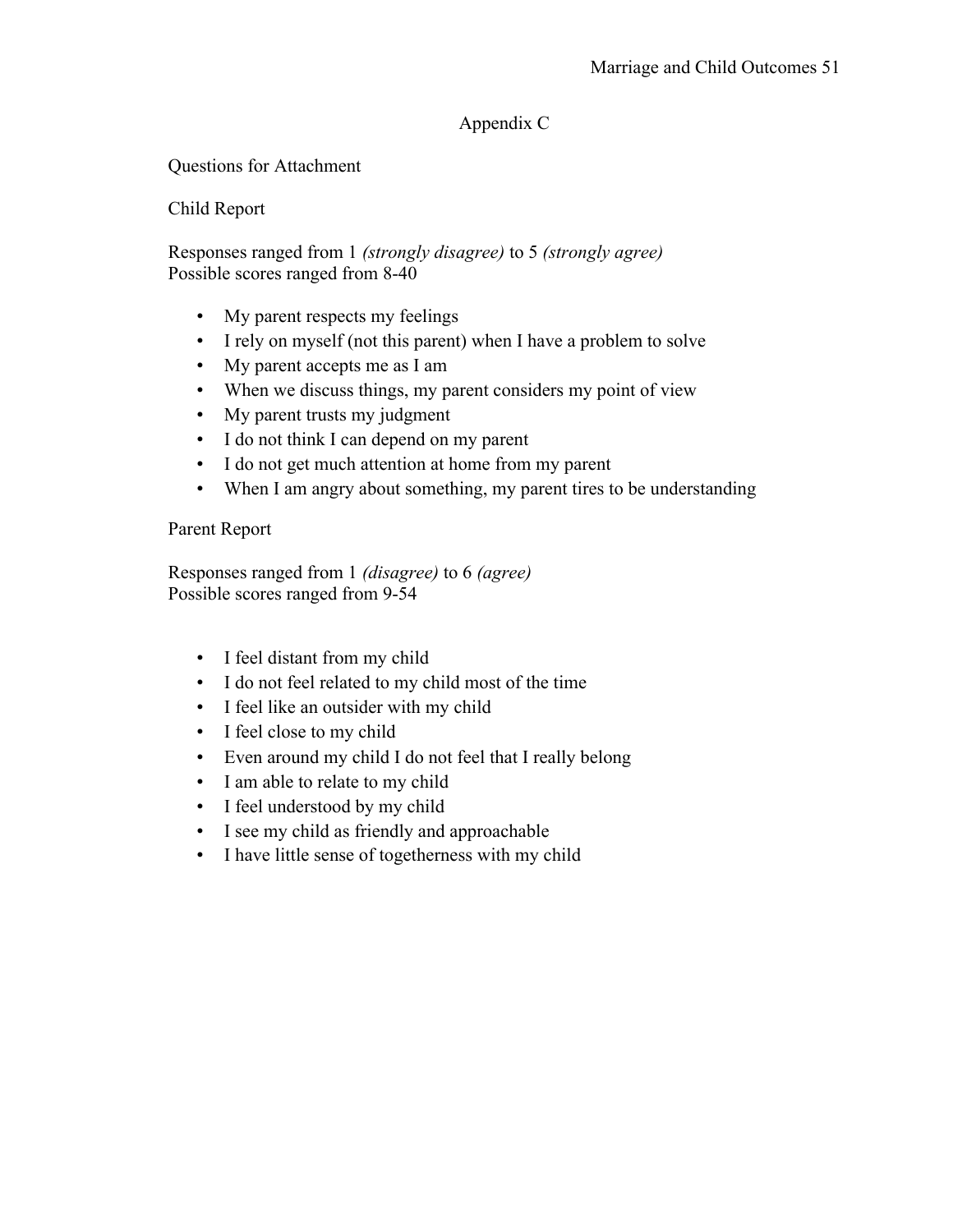# Appendix C

Questions for Attachment

Child Report

Responses ranged from 1 *(strongly disagree)* to 5 *(strongly agree)*
Possible scores ranged from 8-40

- My parent respects my feelings
- I rely on myself (not this parent) when I have a problem to solve
- My parent accepts me as I am
- When we discuss things, my parent considers my point of view
- My parent trusts my judgment
- I do not think I can depend on my parent
- I do not get much attention at home from my parent
- When I am angry about something, my parent tires to be understanding

Parent Report

Responses ranged from 1 *(disagree)* to 6 *(agree)*
Possible scores ranged from 9-54

- I feel distant from my child
- I do not feel related to my child most of the time
- I feel like an outsider with my child
- I feel close to my child
- Even around my child I do not feel that I really belong
- I am able to relate to my child
- I feel understood by my child
- I see my child as friendly and approachable
- I have little sense of togetherness with my child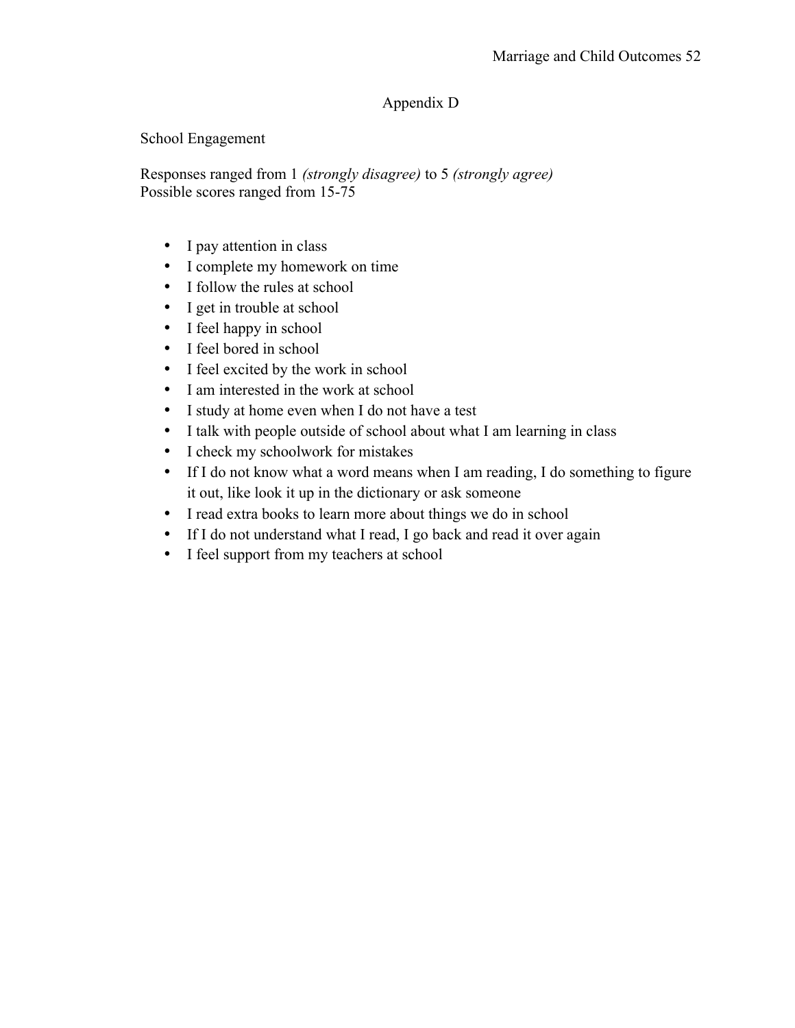# Appendix D

School Engagement

Responses ranged from 1 *(strongly disagree)* to 5 *(strongly agree)*
Possible scores ranged from 15-75

- I pay attention in class
- I complete my homework on time
- I follow the rules at school
- I get in trouble at school
- I feel happy in school
- I feel bored in school
- I feel excited by the work in school
- I am interested in the work at school
- I study at home even when I do not have a test
- I talk with people outside of school about what I am learning in class
- I check my schoolwork for mistakes
- If I do not know what a word means when I am reading, I do something to figure it out, like look it up in the dictionary or ask someone
- I read extra books to learn more about things we do in school
- If I do not understand what I read, I go back and read it over again
- I feel support from my teachers at school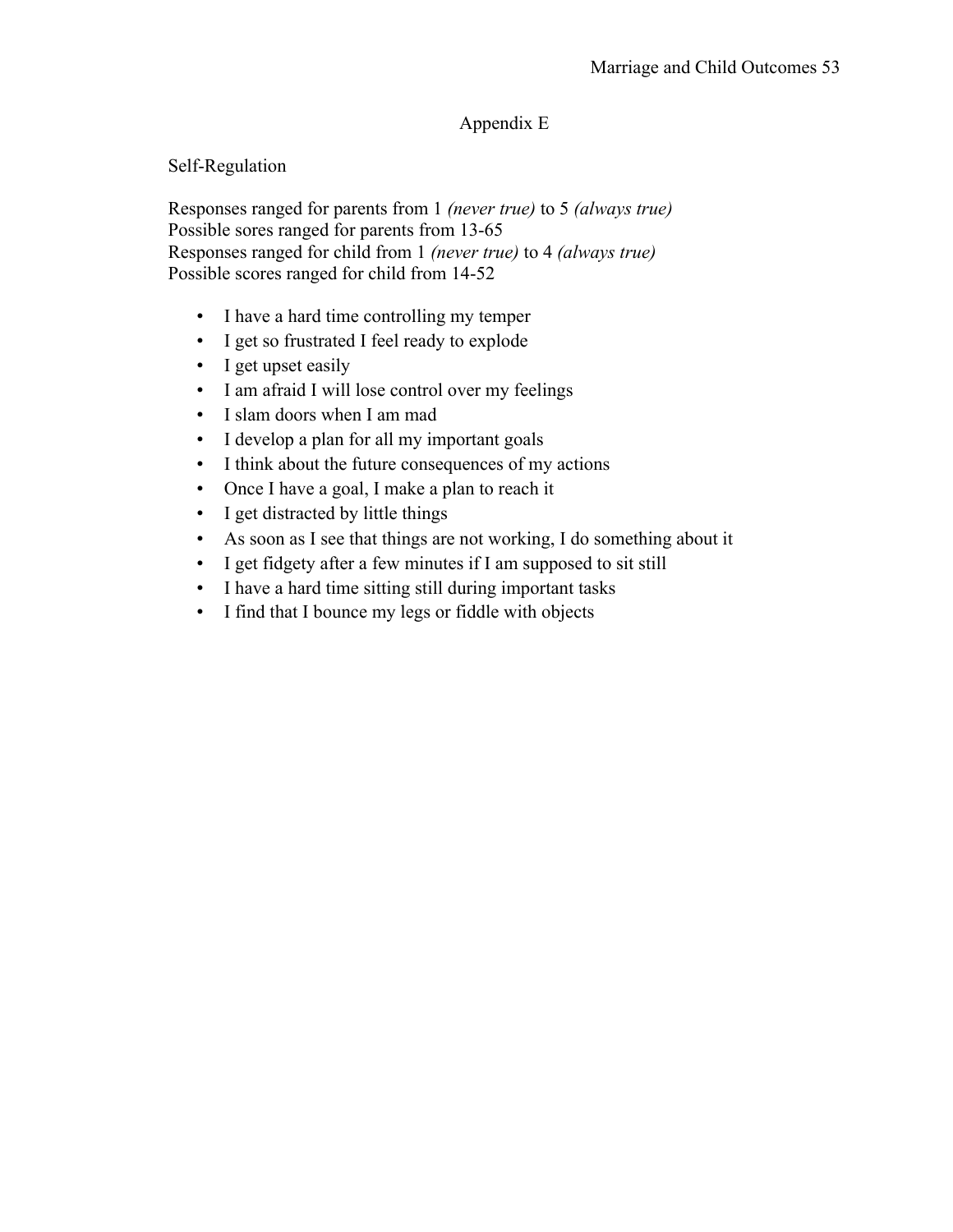## Appendix E

Self-Regulation

Responses ranged for parents from 1 *(never true)* to 5 *(always true)*
Possible sores ranged for parents from 13-65
Responses ranged for child from 1 *(never true)* to 4 *(always true)*
Possible scores ranged for child from 14-52

- I have a hard time controlling my temper
- I get so frustrated I feel ready to explode
- I get upset easily
- I am afraid I will lose control over my feelings
- I slam doors when I am mad
- I develop a plan for all my important goals
- I think about the future consequences of my actions
- Once I have a goal, I make a plan to reach it
- I get distracted by little things
- As soon as I see that things are not working, I do something about it
- I get fidgety after a few minutes if I am supposed to sit still
- I have a hard time sitting still during important tasks
- I find that I bounce my legs or fiddle with objects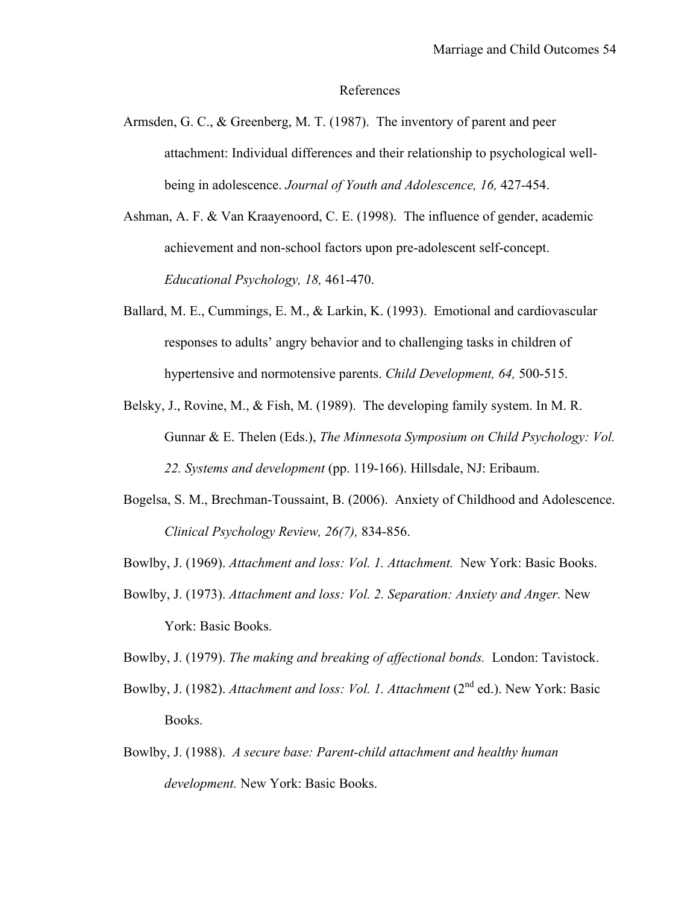# References

Armsden, G. C., & Greenberg, M. T. (1987). The inventory of parent and peer attachment: Individual differences and their relationship to psychological well-being in adolescence. *Journal of Youth and Adolescence, 16,* 427-454.

Ashman, A. F. & Van Kraayenoord, C. E. (1998). The influence of gender, academic achievement and non-school factors upon pre-adolescent self-concept. *Educational Psychology, 18,* 461-470.

Ballard, M. E., Cummings, E. M., & Larkin, K. (1993). Emotional and cardiovascular responses to adults' angry behavior and to challenging tasks in children of hypertensive and normotensive parents. *Child Development, 64,* 500-515.

Belsky, J., Rovine, M., & Fish, M. (1989). The developing family system. In M. R. Gunnar & E. Thelen (Eds.), *The Minnesota Symposium on Child Psychology: Vol. 22. Systems and development* (pp. 119-166). Hillsdale, NJ: Eribaum.

Bogelsa, S. M., Brechman-Toussaint, B. (2006). Anxiety of Childhood and Adolescence. *Clinical Psychology Review, 26(7),* 834-856.

Bowlby, J. (1969). *Attachment and loss: Vol. 1. Attachment.* New York: Basic Books.

Bowlby, J. (1973). *Attachment and loss: Vol. 2. Separation: Anxiety and Anger.* New York: Basic Books.

Bowlby, J. (1979). *The making and breaking of affectional bonds.* London: Tavistock.

Bowlby, J. (1982). *Attachment and loss: Vol. 1. Attachment* (2nd ed.). New York: Basic Books.

Bowlby, J. (1988). *A secure base: Parent-child attachment and healthy human development.* New York: Basic Books.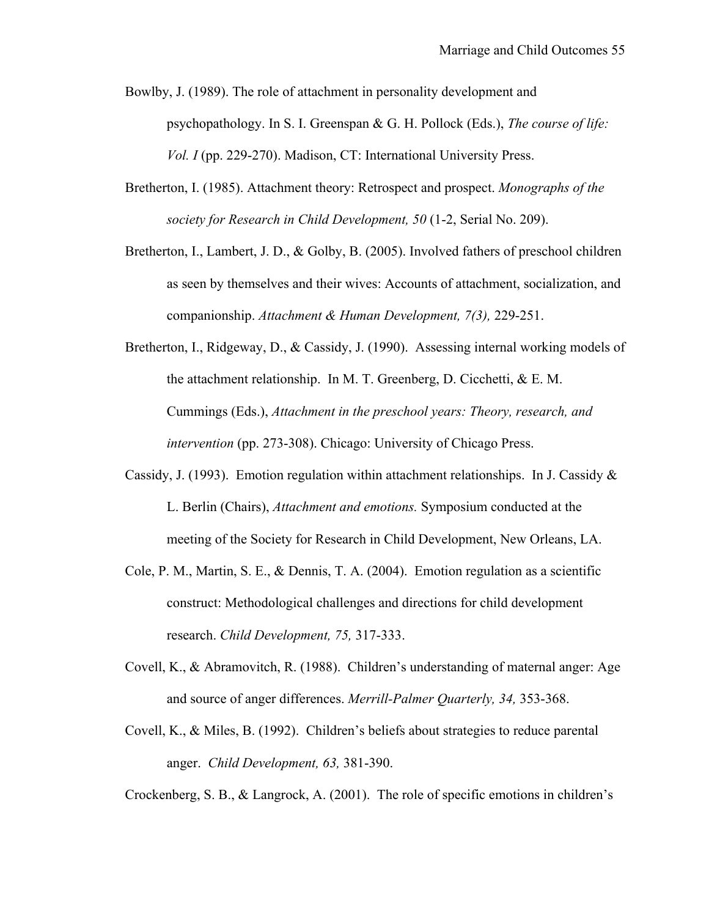Bowlby, J. (1989). The role of attachment in personality development and psychopathology. In S. I. Greenspan & G. H. Pollock (Eds.), *The course of life: Vol. I* (pp. 229-270). Madison, CT: International University Press.

Bretherton, I. (1985). Attachment theory: Retrospect and prospect. *Monographs of the society for Research in Child Development, 50* (1-2, Serial No. 209).

Bretherton, I., Lambert, J. D., & Golby, B. (2005). Involved fathers of preschool children as seen by themselves and their wives: Accounts of attachment, socialization, and companionship. *Attachment & Human Development, 7(3),* 229-251.

Bretherton, I., Ridgeway, D., & Cassidy, J. (1990). Assessing internal working models of the attachment relationship. In M. T. Greenberg, D. Cicchetti, & E. M. Cummings (Eds.), *Attachment in the preschool years: Theory, research, and intervention* (pp. 273-308). Chicago: University of Chicago Press.

Cassidy, J. (1993). Emotion regulation within attachment relationships. In J. Cassidy & L. Berlin (Chairs), *Attachment and emotions.* Symposium conducted at the meeting of the Society for Research in Child Development, New Orleans, LA.

Cole, P. M., Martin, S. E., & Dennis, T. A. (2004). Emotion regulation as a scientific construct: Methodological challenges and directions for child development research. *Child Development, 75,* 317-333.

Covell, K., & Abramovitch, R. (1988). Children's understanding of maternal anger: Age and source of anger differences. *Merrill-Palmer Quarterly, 34,* 353-368.

Covell, K., & Miles, B. (1992). Children's beliefs about strategies to reduce parental anger. *Child Development, 63,* 381-390.

Crockenberg, S. B., & Langrock, A. (2001). The role of specific emotions in children's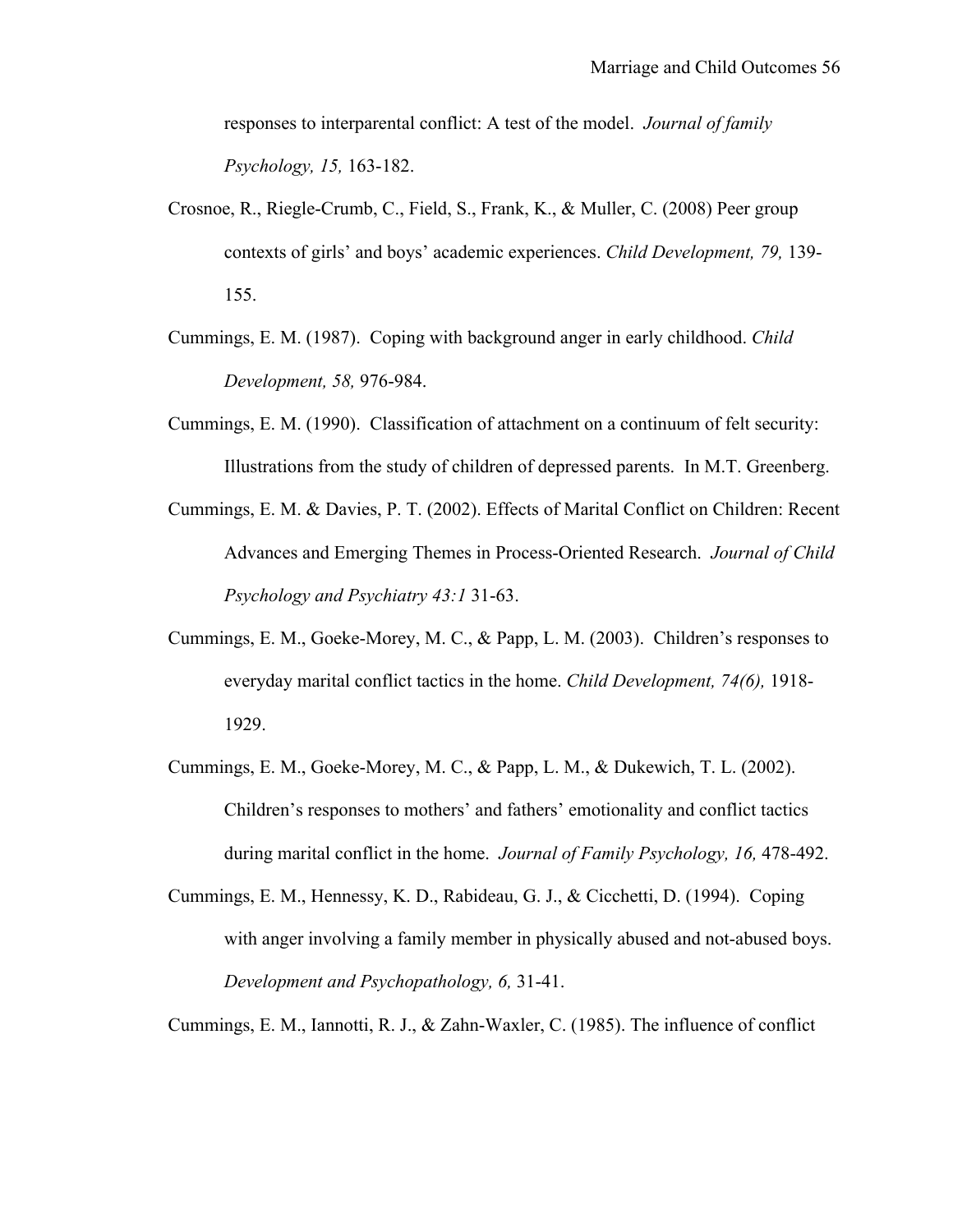responses to interparental conflict: A test of the model. *Journal of family Psychology, 15,* 163-182.

Crosnoe, R., Riegle-Crumb, C., Field, S., Frank, K., & Muller, C. (2008) Peer group contexts of girls' and boys' academic experiences. *Child Development, 79,* 139-155.

Cummings, E. M. (1987). Coping with background anger in early childhood. *Child Development, 58,* 976-984.

Cummings, E. M. (1990). Classification of attachment on a continuum of felt security: Illustrations from the study of children of depressed parents. In M.T. Greenberg.

Cummings, E. M. & Davies, P. T. (2002). Effects of Marital Conflict on Children: Recent Advances and Emerging Themes in Process-Oriented Research. *Journal of Child Psychology and Psychiatry 43:1* 31-63.

Cummings, E. M., Goeke-Morey, M. C., & Papp, L. M. (2003). Children's responses to everyday marital conflict tactics in the home. *Child Development, 74(6),* 1918-1929.

Cummings, E. M., Goeke-Morey, M. C., & Papp, L. M., & Dukewich, T. L. (2002). Children's responses to mothers' and fathers' emotionality and conflict tactics during marital conflict in the home. *Journal of Family Psychology, 16,* 478-492.

Cummings, E. M., Hennessy, K. D., Rabideau, G. J., & Cicchetti, D. (1994). Coping with anger involving a family member in physically abused and not-abused boys. *Development and Psychopathology, 6,* 31-41.

Cummings, E. M., Iannotti, R. J., & Zahn-Waxler, C. (1985). The influence of conflict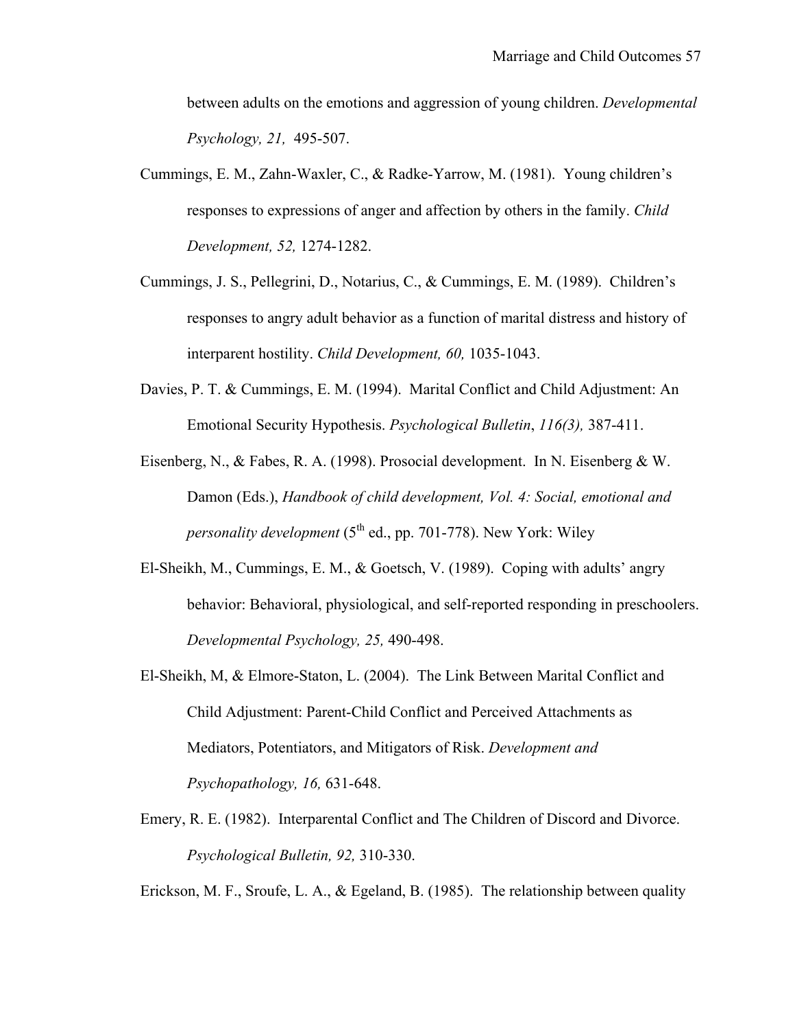between adults on the emotions and aggression of young children. *Developmental Psychology, 21,* 495-507.

Cummings, E. M., Zahn-Waxler, C., & Radke-Yarrow, M. (1981). Young children's responses to expressions of anger and affection by others in the family. *Child Development, 52,* 1274-1282.

Cummings, J. S., Pellegrini, D., Notarius, C., & Cummings, E. M. (1989). Children's responses to angry adult behavior as a function of marital distress and history of interparent hostility. *Child Development, 60,* 1035-1043.

Davies, P. T. & Cummings, E. M. (1994). Marital Conflict and Child Adjustment: An Emotional Security Hypothesis. *Psychological Bulletin*, *116(3),* 387-411.

Eisenberg, N., & Fabes, R. A. (1998). Prosocial development. In N. Eisenberg & W. Damon (Eds.), *Handbook of child development, Vol. 4: Social, emotional and personality development* (5th ed., pp. 701-778). New York: Wiley

El-Sheikh, M., Cummings, E. M., & Goetsch, V. (1989). Coping with adults' angry behavior: Behavioral, physiological, and self-reported responding in preschoolers. *Developmental Psychology, 25,* 490-498.

El-Sheikh, M, & Elmore-Staton, L. (2004). The Link Between Marital Conflict and Child Adjustment: Parent-Child Conflict and Perceived Attachments as Mediators, Potentiators, and Mitigators of Risk. *Development and Psychopathology, 16,* 631-648.

Emery, R. E. (1982). Interparental Conflict and The Children of Discord and Divorce. *Psychological Bulletin, 92,* 310-330.

Erickson, M. F., Sroufe, L. A., & Egeland, B. (1985). The relationship between quality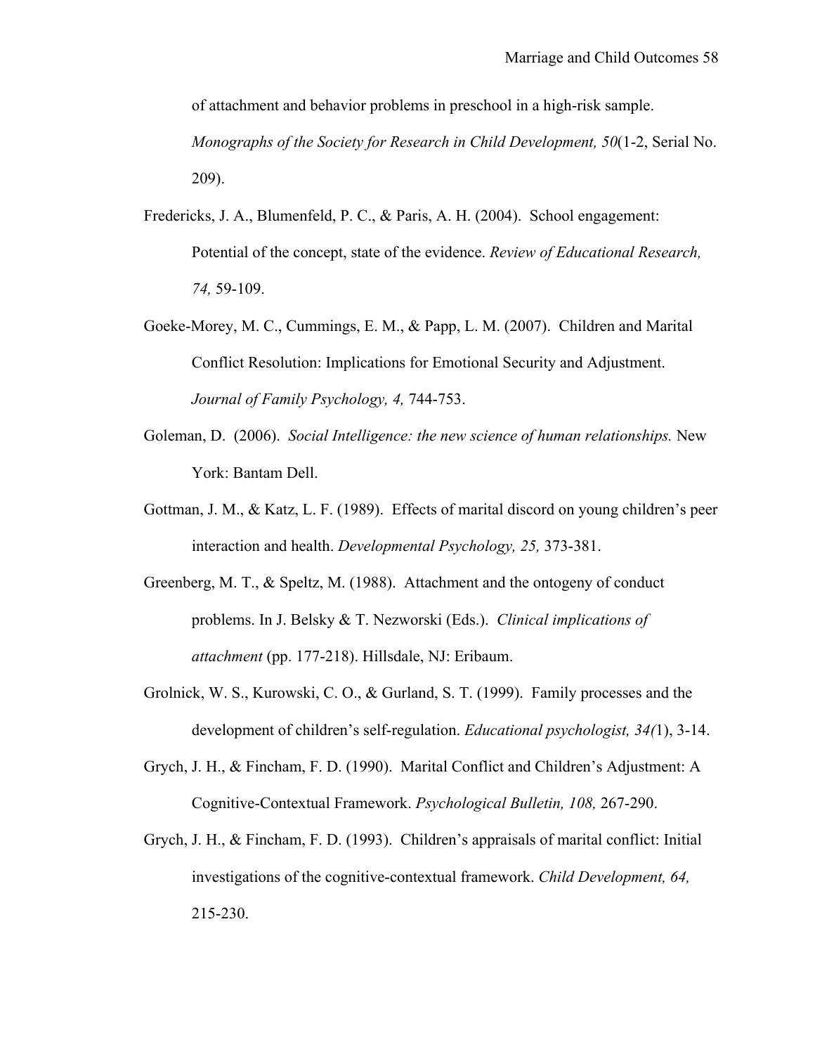of attachment and behavior problems in preschool in a high-risk sample. *Monographs of the Society for Research in Child Development, 50*(1-2, Serial No. 209).

Fredericks, J. A., Blumenfeld, P. C., & Paris, A. H. (2004). School engagement: Potential of the concept, state of the evidence. *Review of Educational Research, 74,* 59-109.

Goeke-Morey, M. C., Cummings, E. M., & Papp, L. M. (2007). Children and Marital Conflict Resolution: Implications for Emotional Security and Adjustment. *Journal of Family Psychology, 4,* 744-753.

Goleman, D. (2006). *Social Intelligence: the new science of human relationships.* New York: Bantam Dell.

Gottman, J. M., & Katz, L. F. (1989). Effects of marital discord on young children's peer interaction and health. *Developmental Psychology, 25,* 373-381.

Greenberg, M. T., & Speltz, M. (1988). Attachment and the ontogeny of conduct problems. In J. Belsky & T. Nezworski (Eds.). *Clinical implications of attachment* (pp. 177-218). Hillsdale, NJ: Eribaum.

Grolnick, W. S., Kurowski, C. O., & Gurland, S. T. (1999). Family processes and the development of children's self-regulation. *Educational psychologist, 34(*1), 3-14.

Grych, J. H., & Fincham, F. D. (1990). Marital Conflict and Children's Adjustment: A Cognitive-Contextual Framework. *Psychological Bulletin, 108,* 267-290.

Grych, J. H., & Fincham, F. D. (1993). Children's appraisals of marital conflict: Initial investigations of the cognitive-contextual framework. *Child Development, 64,* 215-230.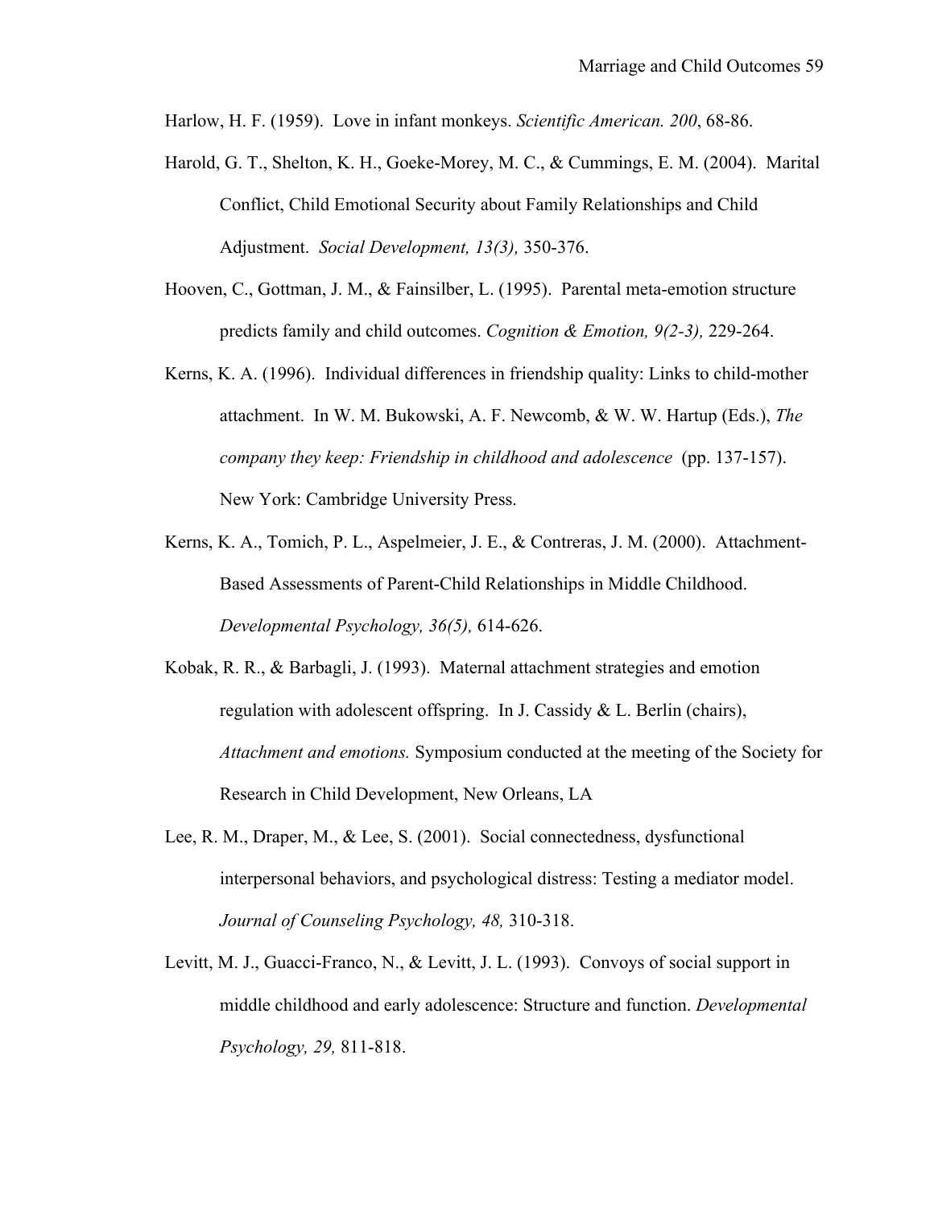Harlow, H. F. (1959). Love in infant monkeys. *Scientific American. 200*, 68-86.

Harold, G. T., Shelton, K. H., Goeke-Morey, M. C., & Cummings, E. M. (2004). Marital Conflict, Child Emotional Security about Family Relationships and Child Adjustment. *Social Development, 13(3),* 350-376.

Hooven, C., Gottman, J. M., & Fainsilber, L. (1995). Parental meta-emotion structure predicts family and child outcomes. *Cognition & Emotion, 9(2-3),* 229-264.

Kerns, K. A. (1996). Individual differences in friendship quality: Links to child-mother attachment. In W. M. Bukowski, A. F. Newcomb, & W. W. Hartup (Eds.), *The company they keep: Friendship in childhood and adolescence* (pp. 137-157). New York: Cambridge University Press.

Kerns, K. A., Tomich, P. L., Aspelmeier, J. E., & Contreras, J. M. (2000). Attachment-Based Assessments of Parent-Child Relationships in Middle Childhood. *Developmental Psychology, 36(5),* 614-626.

Kobak, R. R., & Barbagli, J. (1993). Maternal attachment strategies and emotion regulation with adolescent offspring. In J. Cassidy & L. Berlin (chairs), *Attachment and emotions.* Symposium conducted at the meeting of the Society for Research in Child Development, New Orleans, LA

Lee, R. M., Draper, M., & Lee, S. (2001). Social connectedness, dysfunctional interpersonal behaviors, and psychological distress: Testing a mediator model. *Journal of Counseling Psychology, 48,* 310-318.

Levitt, M. J., Guacci-Franco, N., & Levitt, J. L. (1993). Convoys of social support in middle childhood and early adolescence: Structure and function. *Developmental Psychology, 29,* 811-818.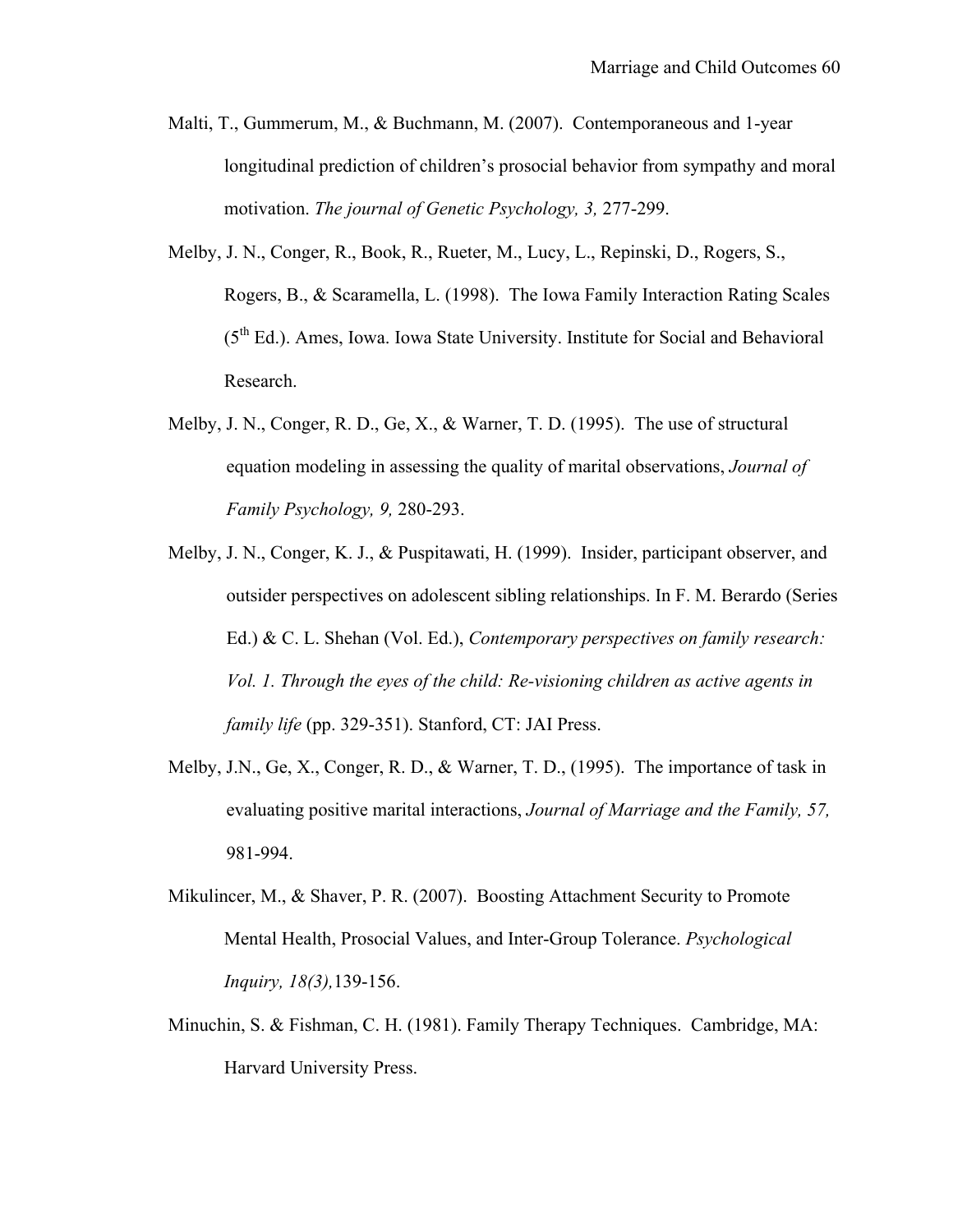Malti, T., Gummerum, M., & Buchmann, M. (2007). Contemporaneous and 1-year longitudinal prediction of children's prosocial behavior from sympathy and moral motivation. *The journal of Genetic Psychology, 3,* 277-299.

Melby, J. N., Conger, R., Book, R., Rueter, M., Lucy, L., Repinski, D., Rogers, S., Rogers, B., & Scaramella, L. (1998). The Iowa Family Interaction Rating Scales (5th Ed.). Ames, Iowa. Iowa State University. Institute for Social and Behavioral Research.

Melby, J. N., Conger, R. D., Ge, X., & Warner, T. D. (1995). The use of structural equation modeling in assessing the quality of marital observations, *Journal of Family Psychology, 9,* 280-293.

Melby, J. N., Conger, K. J., & Puspitawati, H. (1999). Insider, participant observer, and outsider perspectives on adolescent sibling relationships. In F. M. Berardo (Series Ed.) & C. L. Shehan (Vol. Ed.), *Contemporary perspectives on family research: Vol. 1. Through the eyes of the child: Re-visioning children as active agents in family life* (pp. 329-351). Stanford, CT: JAI Press.

Melby, J.N., Ge, X., Conger, R. D., & Warner, T. D., (1995). The importance of task in evaluating positive marital interactions, *Journal of Marriage and the Family, 57,* 981-994.

Mikulincer, M., & Shaver, P. R. (2007). Boosting Attachment Security to Promote Mental Health, Prosocial Values, and Inter-Group Tolerance. *Psychological Inquiry, 18(3),*139-156.

Minuchin, S. & Fishman, C. H. (1981). Family Therapy Techniques. Cambridge, MA: Harvard University Press.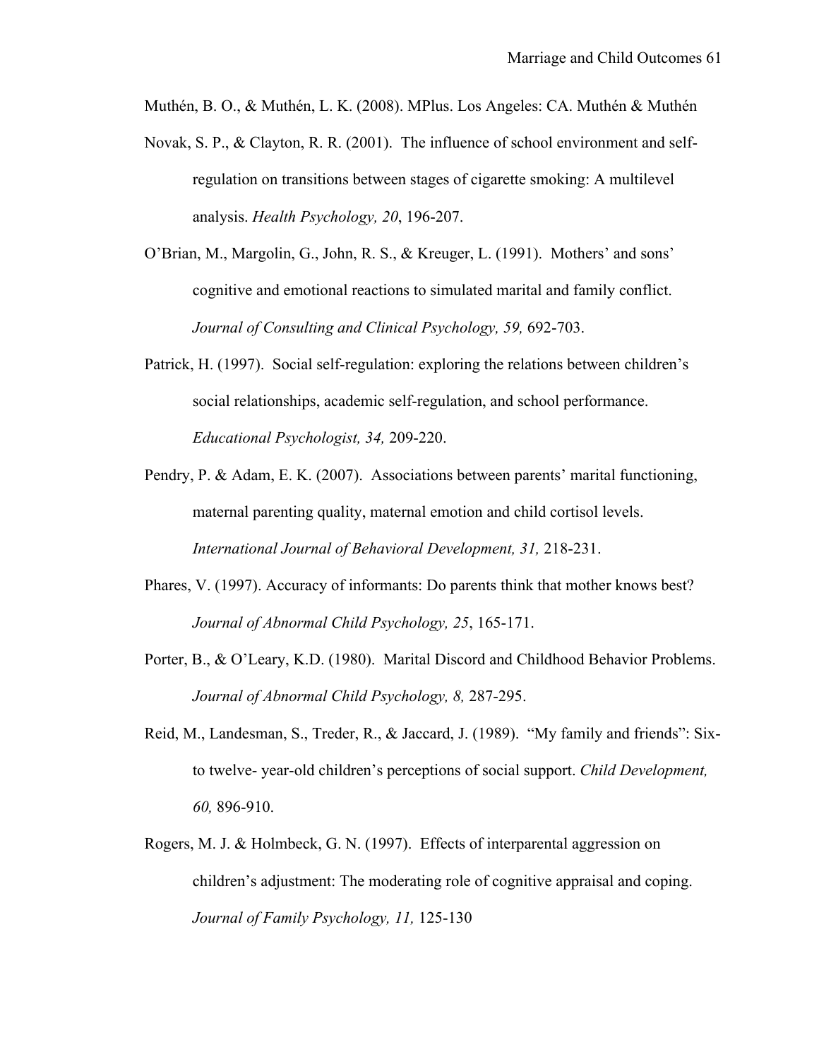Muthén, B. O., & Muthén, L. K. (2008). MPlus. Los Angeles: CA. Muthén & Muthén

Novak, S. P., & Clayton, R. R. (2001). The influence of school environment and self-regulation on transitions between stages of cigarette smoking: A multilevel analysis. *Health Psychology, 20*, 196-207.

O'Brian, M., Margolin, G., John, R. S., & Kreuger, L. (1991). Mothers' and sons' cognitive and emotional reactions to simulated marital and family conflict. *Journal of Consulting and Clinical Psychology, 59,* 692-703.

Patrick, H. (1997). Social self-regulation: exploring the relations between children's social relationships, academic self-regulation, and school performance. *Educational Psychologist, 34,* 209-220.

Pendry, P. & Adam, E. K. (2007). Associations between parents' marital functioning, maternal parenting quality, maternal emotion and child cortisol levels. *International Journal of Behavioral Development, 31,* 218-231.

Phares, V. (1997). Accuracy of informants: Do parents think that mother knows best? *Journal of Abnormal Child Psychology, 25*, 165-171.

Porter, B., & O'Leary, K.D. (1980). Marital Discord and Childhood Behavior Problems. *Journal of Abnormal Child Psychology, 8,* 287-295.

Reid, M., Landesman, S., Treder, R., & Jaccard, J. (1989). "My family and friends": Six- to twelve- year-old children's perceptions of social support. *Child Development, 60,* 896-910.

Rogers, M. J. & Holmbeck, G. N. (1997). Effects of interparental aggression on children's adjustment: The moderating role of cognitive appraisal and coping. *Journal of Family Psychology, 11,* 125-130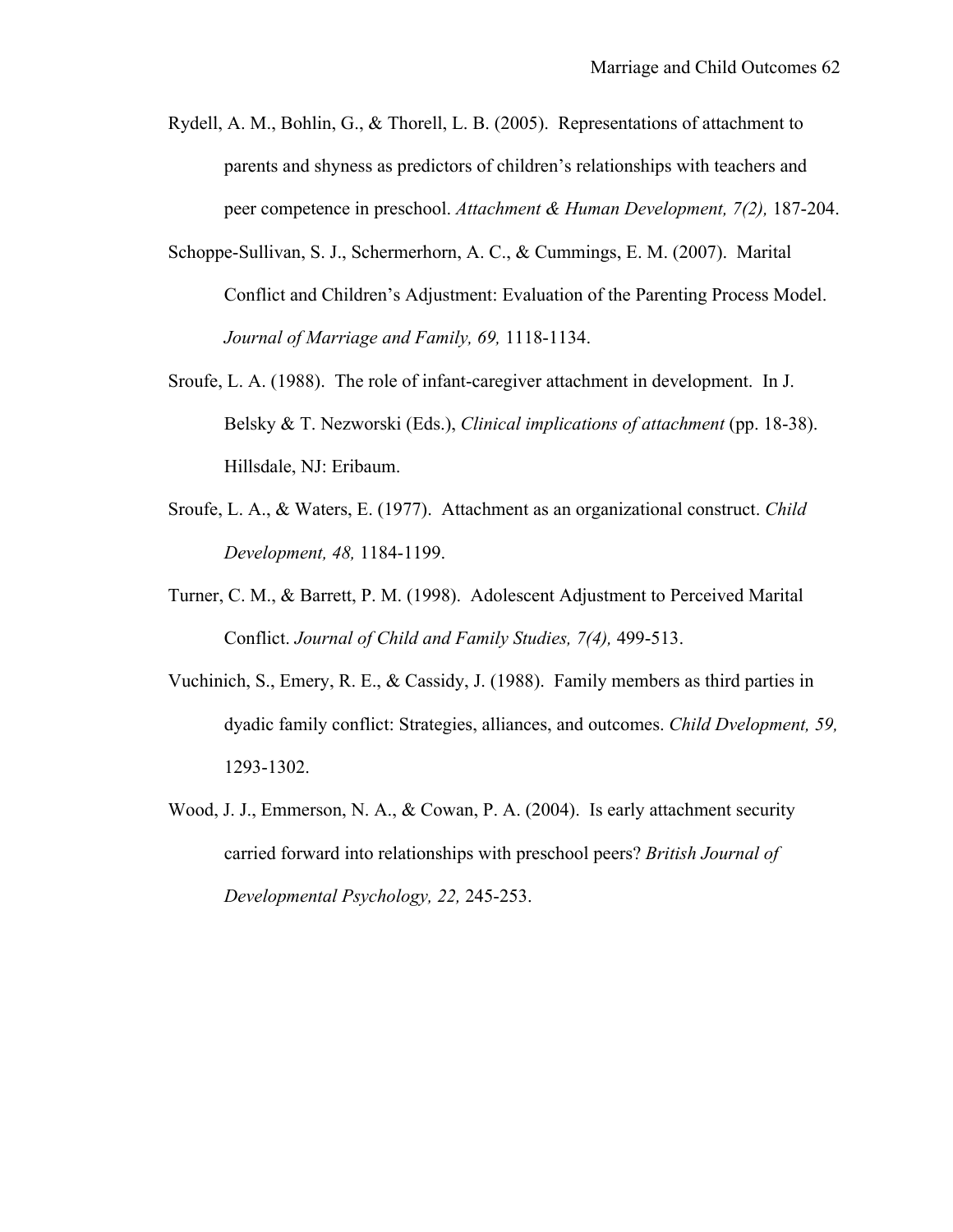Rydell, A. M., Bohlin, G., & Thorell, L. B. (2005). Representations of attachment to parents and shyness as predictors of children's relationships with teachers and peer competence in preschool. *Attachment & Human Development, 7(2),* 187-204.

Schoppe-Sullivan, S. J., Schermerhorn, A. C., & Cummings, E. M. (2007). Marital Conflict and Children's Adjustment: Evaluation of the Parenting Process Model. *Journal of Marriage and Family, 69,* 1118-1134.

Sroufe, L. A. (1988). The role of infant-caregiver attachment in development. In J. Belsky & T. Nezworski (Eds.), *Clinical implications of attachment* (pp. 18-38). Hillsdale, NJ: Eribaum.

Sroufe, L. A., & Waters, E. (1977). Attachment as an organizational construct. *Child Development, 48,* 1184-1199.

Turner, C. M., & Barrett, P. M. (1998). Adolescent Adjustment to Perceived Marital Conflict. *Journal of Child and Family Studies, 7(4),* 499-513.

Vuchinich, S., Emery, R. E., & Cassidy, J. (1988). Family members as third parties in dyadic family conflict: Strategies, alliances, and outcomes. *Child Dvelopment, 59,* 1293-1302.

Wood, J. J., Emmerson, N. A., & Cowan, P. A. (2004). Is early attachment security carried forward into relationships with preschool peers? *British Journal of Developmental Psychology, 22,* 245-253.